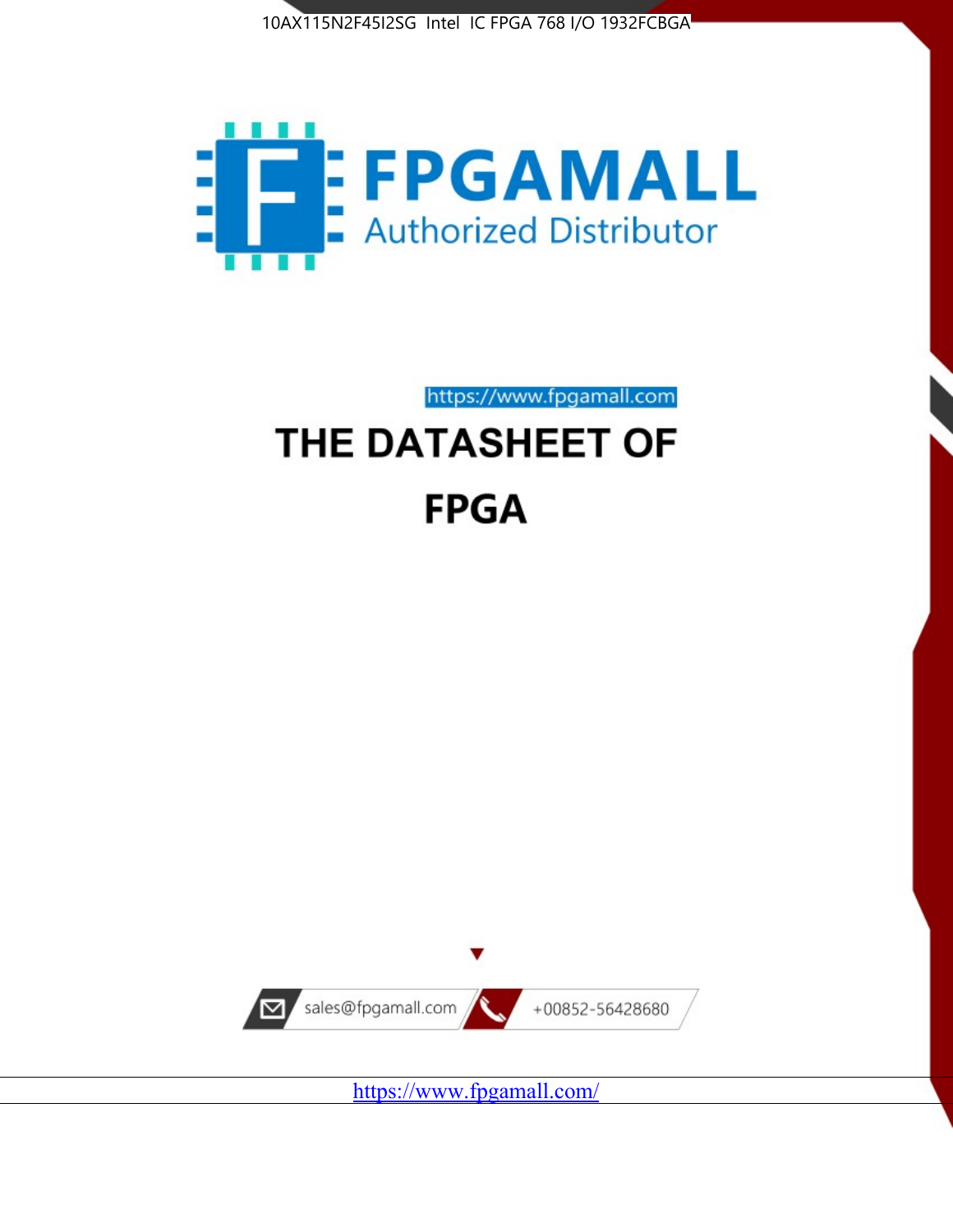10AX115N2F45I2SG Intel IC FPGA 768 I/O 1932FCBGA

FPGAMALL

Authorized Distributor

https://www.fpgamall.com

# THE DATASHEET OF

# FPGA

sales@fpgamall.com

+00852-56428680

https://www.fpgamall.com/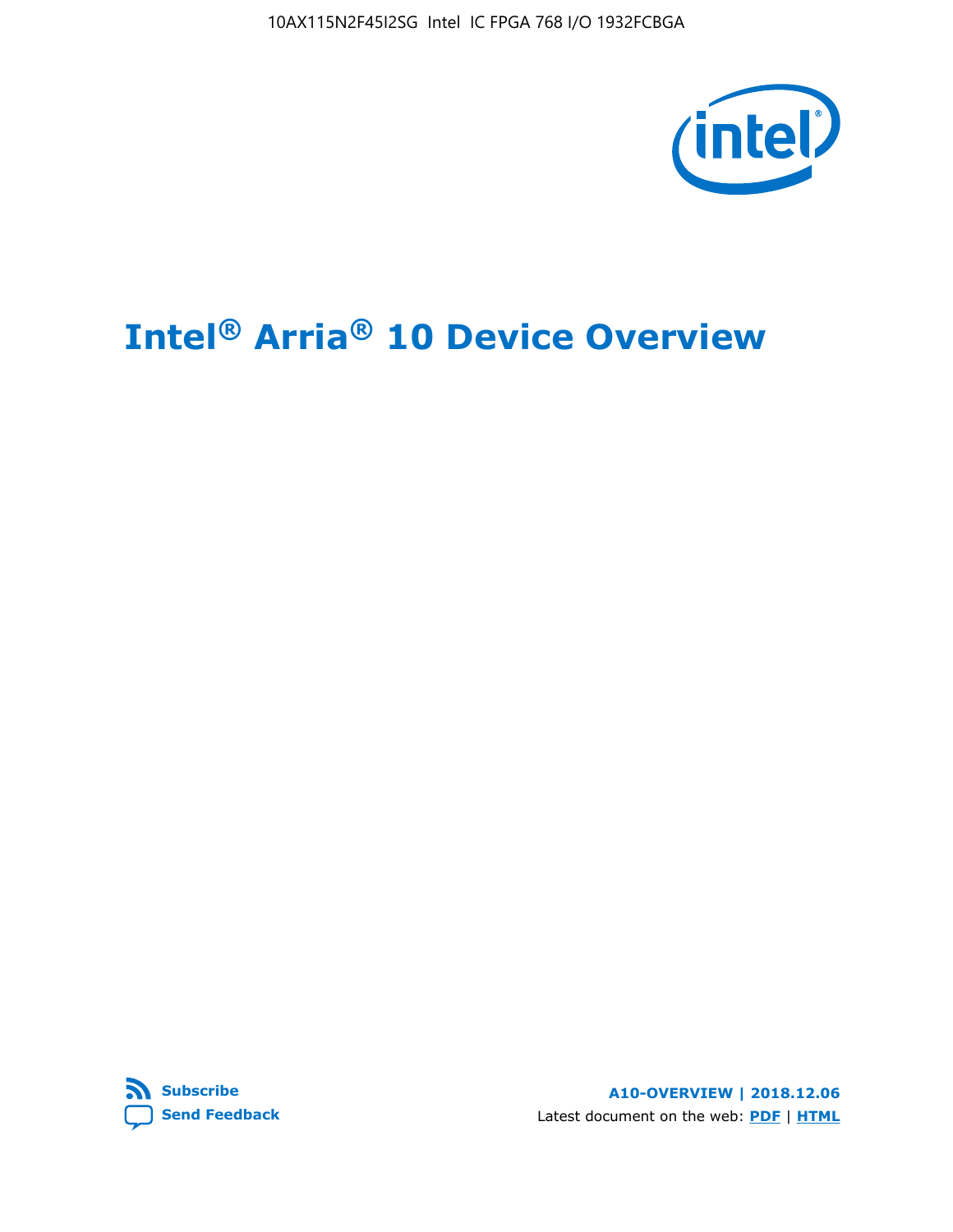10AX115N2F45I2SG Intel IC FPGA 768 I/O 1932FCBGA

# Intel® Arria® 10 Device Overview

Subscribe

Send Feedback

A10-OVERVIEW | 2018.12.06

Latest document on the web: PDF | HTML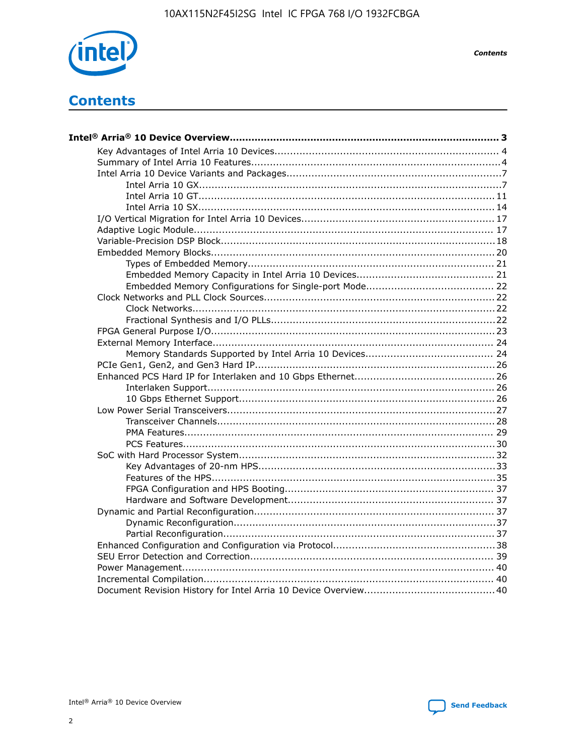# Contents

**Intel® Arria® 10 Device Overview ..... 3**

- Key Advantages of Intel Arria 10 Devices ..... 4
- Summary of Intel Arria 10 Features ..... 4
- Intel Arria 10 Device Variants and Packages ..... 7
  - Intel Arria 10 GX ..... 7
  - Intel Arria 10 GT ..... 11
  - Intel Arria 10 SX ..... 14
- I/O Vertical Migration for Intel Arria 10 Devices ..... 17
- Adaptive Logic Module ..... 17
- Variable-Precision DSP Block ..... 18
- Embedded Memory Blocks ..... 20
  - Types of Embedded Memory ..... 21
  - Embedded Memory Capacity in Intel Arria 10 Devices ..... 21
  - Embedded Memory Configurations for Single-port Mode ..... 22
- Clock Networks and PLL Clock Sources ..... 22
  - Clock Networks ..... 22
  - Fractional Synthesis and I/O PLLs ..... 22
- FPGA General Purpose I/O ..... 23
- External Memory Interface ..... 24
  - Memory Standards Supported by Intel Arria 10 Devices ..... 24
- PCIe Gen1, Gen2, and Gen3 Hard IP ..... 26
- Enhanced PCS Hard IP for Interlaken and 10 Gbps Ethernet ..... 26
  - Interlaken Support ..... 26
  - 10 Gbps Ethernet Support ..... 26
- Low Power Serial Transceivers ..... 27
  - Transceiver Channels ..... 28
  - PMA Features ..... 29
  - PCS Features ..... 30
- SoC with Hard Processor System ..... 32
  - Key Advantages of 20-nm HPS ..... 33
  - Features of the HPS ..... 35
  - FPGA Configuration and HPS Booting ..... 37
  - Hardware and Software Development ..... 37
- Dynamic and Partial Reconfiguration ..... 37
  - Dynamic Reconfiguration ..... 37
  - Partial Reconfiguration ..... 37
- Enhanced Configuration and Configuration via Protocol ..... 38
- SEU Error Detection and Correction ..... 39
- Power Management ..... 40
- Incremental Compilation ..... 40
- Document Revision History for Intel Arria 10 Device Overview ..... 40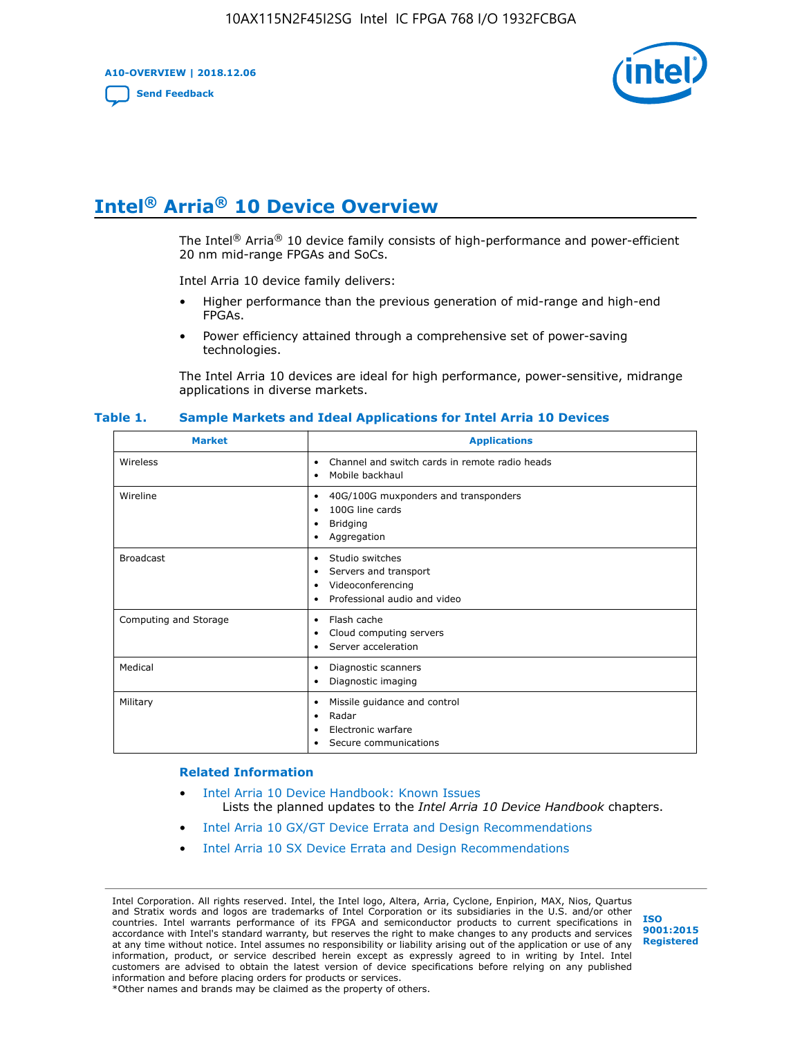# Intel® Arria® 10 Device Overview

The Intel® Arria® 10 device family consists of high-performance and power-efficient 20 nm mid-range FPGAs and SoCs.

Intel Arria 10 device family delivers:

- Higher performance than the previous generation of mid-range and high-end FPGAs.
- Power efficiency attained through a comprehensive set of power-saving technologies.

The Intel Arria 10 devices are ideal for high performance, power-sensitive, midrange applications in diverse markets.

**Table 1. Sample Markets and Ideal Applications for Intel Arria 10 Devices**

| Market | Applications |
| --- | --- |
| Wireless | • Channel and switch cards in remote radio heads<br>• Mobile backhaul |
| Wireline | • 40G/100G muxponders and transponders<br>• 100G line cards<br>• Bridging<br>• Aggregation |
| Broadcast | • Studio switches<br>• Servers and transport<br>• Videoconferencing<br>• Professional audio and video |
| Computing and Storage | • Flash cache<br>• Cloud computing servers<br>• Server acceleration |
| Medical | • Diagnostic scanners<br>• Diagnostic imaging |
| Military | • Missile guidance and control<br>• Radar<br>• Electronic warfare<br>• Secure communications |

### Related Information

- Intel Arria 10 Device Handbook: Known Issues
  Lists the planned updates to the *Intel Arria 10 Device Handbook* chapters.
- Intel Arria 10 GX/GT Device Errata and Design Recommendations
- Intel Arria 10 SX Device Errata and Design Recommendations

Intel Corporation. All rights reserved. Intel, the Intel logo, Altera, Arria, Cyclone, Enpirion, MAX, Nios, Quartus and Stratix words and logos are trademarks of Intel Corporation or its subsidiaries in the U.S. and/or other countries. Intel warrants performance of its FPGA and semiconductor products to current specifications in accordance with Intel's standard warranty, but reserves the right to make changes to any products and services at any time without notice. Intel assumes no responsibility or liability arising out of the application or use of any information, product, or service described herein except as expressly agreed to in writing by Intel. Intel customers are advised to obtain the latest version of device specifications before relying on any published information and before placing orders for products or services.
*Other names and brands may be claimed as the property of others.

ISO 9001:2015 Registered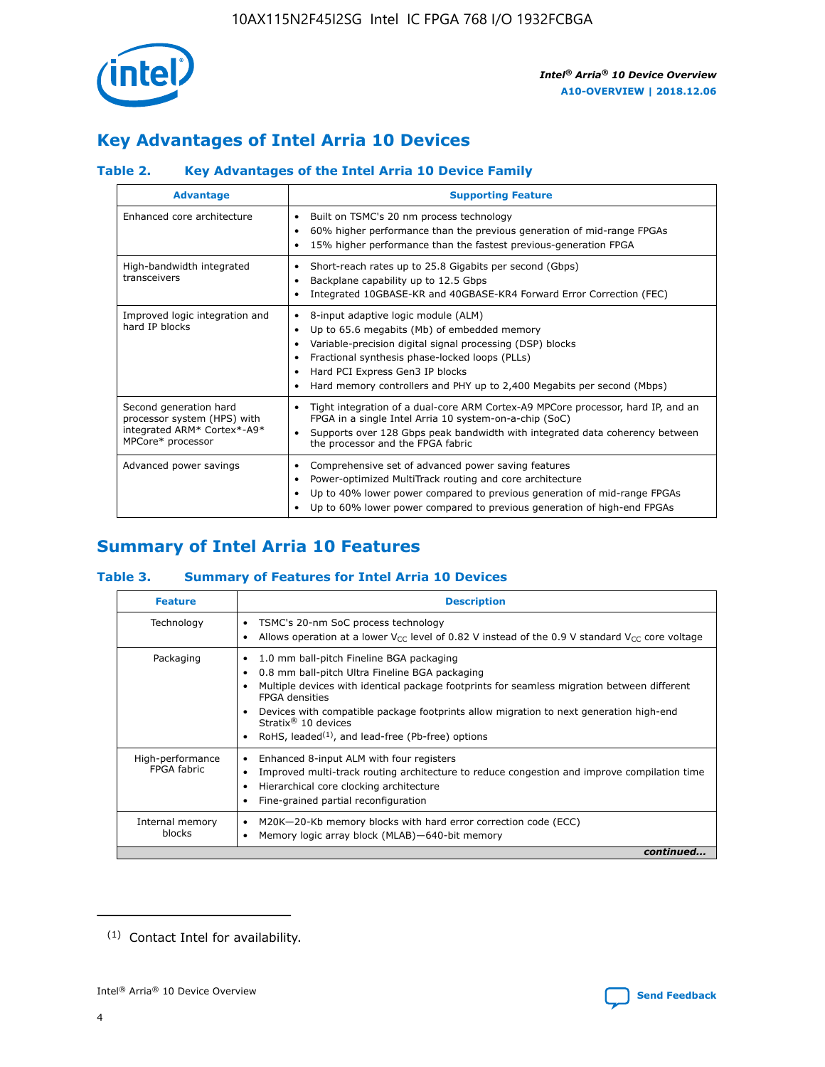## Key Advantages of Intel Arria 10 Devices

### Table 2. Key Advantages of the Intel Arria 10 Device Family

| Advantage | Supporting Feature |
|---|---|
| Enhanced core architecture | • Built on TSMC's 20 nm process technology<br>• 60% higher performance than the previous generation of mid-range FPGAs<br>• 15% higher performance than the fastest previous-generation FPGA |
| High-bandwidth integrated transceivers | • Short-reach rates up to 25.8 Gigabits per second (Gbps)<br>• Backplane capability up to 12.5 Gbps<br>• Integrated 10GBASE-KR and 40GBASE-KR4 Forward Error Correction (FEC) |
| Improved logic integration and hard IP blocks | • 8-input adaptive logic module (ALM)<br>• Up to 65.6 megabits (Mb) of embedded memory<br>• Variable-precision digital signal processing (DSP) blocks<br>• Fractional synthesis phase-locked loops (PLLs)<br>• Hard PCI Express Gen3 IP blocks<br>• Hard memory controllers and PHY up to 2,400 Megabits per second (Mbps) |
| Second generation hard processor system (HPS) with integrated ARM* Cortex*-A9* MPCore* processor | • Tight integration of a dual-core ARM Cortex-A9 MPCore processor, hard IP, and an FPGA in a single Intel Arria 10 system-on-a-chip (SoC)<br>• Supports over 128 Gbps peak bandwidth with integrated data coherency between the processor and the FPGA fabric |
| Advanced power savings | • Comprehensive set of advanced power saving features<br>• Power-optimized MultiTrack routing and core architecture<br>• Up to 40% lower power compared to previous generation of mid-range FPGAs<br>• Up to 60% lower power compared to previous generation of high-end FPGAs |

## Summary of Intel Arria 10 Features

### Table 3. Summary of Features for Intel Arria 10 Devices

| Feature | Description |
|---|---|
| Technology | • TSMC's 20-nm SoC process technology<br>• Allows operation at a lower $V_{CC}$ level of 0.82 V instead of the 0.9 V standard $V_{CC}$ core voltage |
| Packaging | • 1.0 mm ball-pitch Fineline BGA packaging<br>• 0.8 mm ball-pitch Ultra Fineline BGA packaging<br>• Multiple devices with identical package footprints for seamless migration between different FPGA densities<br>• Devices with compatible package footprints allow migration to next generation high-end Stratix® 10 devices<br>• RoHS, leaded[(1)], and lead-free (Pb-free) options |
| High-performance FPGA fabric | • Enhanced 8-input ALM with four registers<br>• Improved multi-track routing architecture to reduce congestion and improve compilation time<br>• Hierarchical core clocking architecture<br>• Fine-grained partial reconfiguration |
| Internal memory blocks | • M20K—20-Kb memory blocks with hard error correction code (ECC)<br>• Memory logic array block (MLAB)—640-bit memory |

*continued...*

(1) Contact Intel for availability.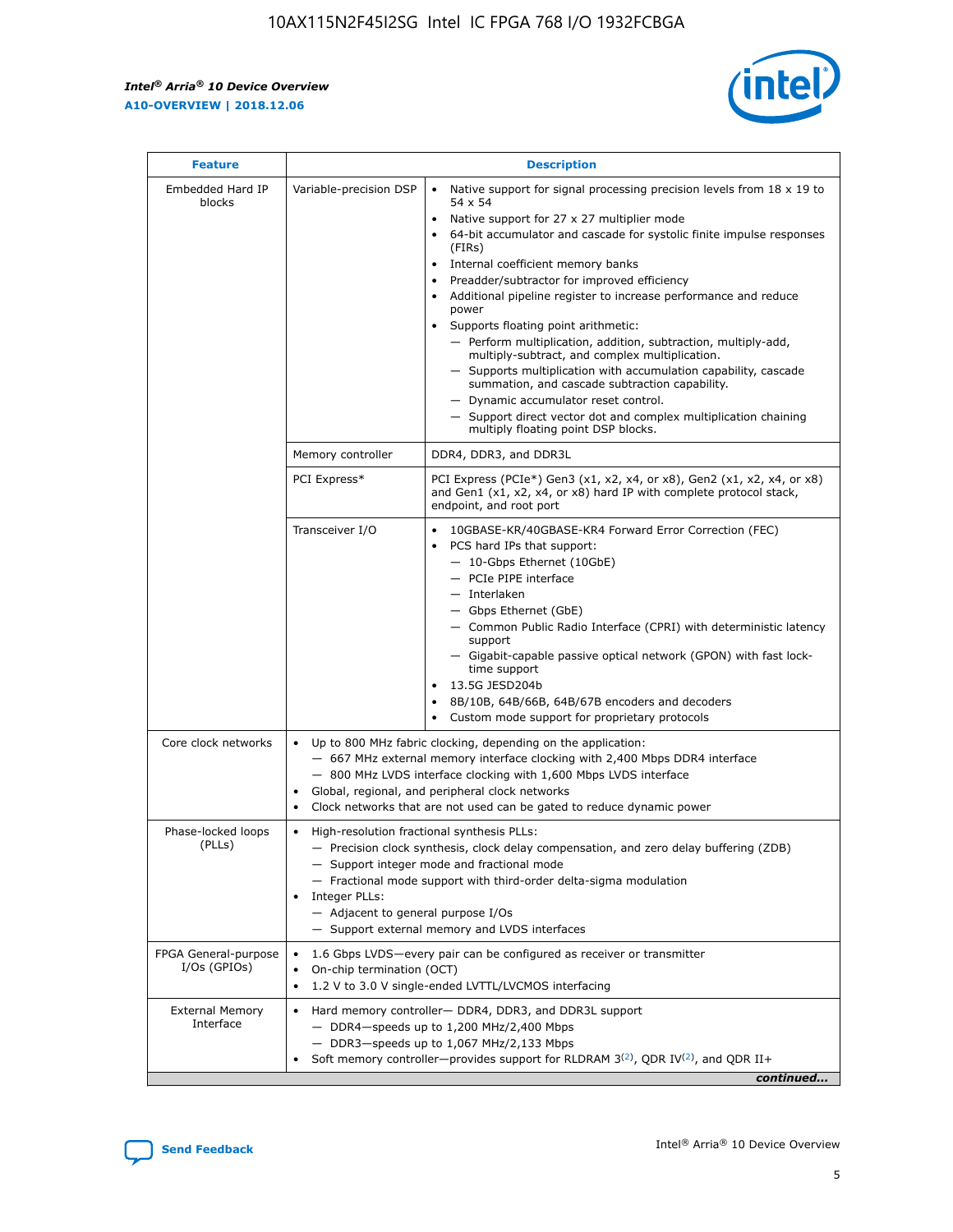| Feature | Description | |
|---|---|---|
| Embedded Hard IP blocks | Variable-precision DSP | • Native support for signal processing precision levels from 18 x 19 to 54 x 54<br>• Native support for 27 x 27 multiplier mode<br>• 64-bit accumulator and cascade for systolic finite impulse responses (FIRs)<br>• Internal coefficient memory banks<br>• Preadder/subtractor for improved efficiency<br>• Additional pipeline register to increase performance and reduce power<br>• Supports floating point arithmetic:<br>— Perform multiplication, addition, subtraction, multiply-add, multiply-subtract, and complex multiplication.<br>— Supports multiplication with accumulation capability, cascade summation, and cascade subtraction capability.<br>— Dynamic accumulator reset control.<br>— Support direct vector dot and complex multiplication chaining multiply floating point DSP blocks. |
| | Memory controller | DDR4, DDR3, and DDR3L |
| | PCI Express* | PCI Express (PCIe*) Gen3 (x1, x2, x4, or x8), Gen2 (x1, x2, x4, or x8) and Gen1 (x1, x2, x4, or x8) hard IP with complete protocol stack, endpoint, and root port |
| | Transceiver I/O | • 10GBASE-KR/40GBASE-KR4 Forward Error Correction (FEC)<br>• PCS hard IPs that support:<br>— 10-Gbps Ethernet (10GbE)<br>— PCIe PIPE interface<br>— Interlaken<br>— Gbps Ethernet (GbE)<br>— Common Public Radio Interface (CPRI) with deterministic latency support<br>— Gigabit-capable passive optical network (GPON) with fast lock-time support<br>• 13.5G JESD204b<br>• 8B/10B, 64B/66B, 64B/67B encoders and decoders<br>• Custom mode support for proprietary protocols |
| Core clock networks | • Up to 800 MHz fabric clocking, depending on the application:<br>— 667 MHz external memory interface clocking with 2,400 Mbps DDR4 interface<br>— 800 MHz LVDS interface clocking with 1,600 Mbps LVDS interface<br>• Global, regional, and peripheral clock networks<br>• Clock networks that are not used can be gated to reduce dynamic power | |
| Phase-locked loops (PLLs) | • High-resolution fractional synthesis PLLs:<br>— Precision clock synthesis, clock delay compensation, and zero delay buffering (ZDB)<br>— Support integer mode and fractional mode<br>— Fractional mode support with third-order delta-sigma modulation<br>• Integer PLLs:<br>— Adjacent to general purpose I/Os<br>— Support external memory and LVDS interfaces | |
| FPGA General-purpose I/Os (GPIOs) | • 1.6 Gbps LVDS—every pair can be configured as receiver or transmitter<br>• On-chip termination (OCT)<br>• 1.2 V to 3.0 V single-ended LVTTL/LVCMOS interfacing | |
| External Memory Interface | • Hard memory controller— DDR4, DDR3, and DDR3L support<br>— DDR4—speeds up to 1,200 MHz/2,400 Mbps<br>— DDR3—speeds up to 1,067 MHz/2,133 Mbps<br>• Soft memory controller—provides support for RLDRAM 3[(2)], QDR IV[(2)], and QDR II+ | |

*continued...*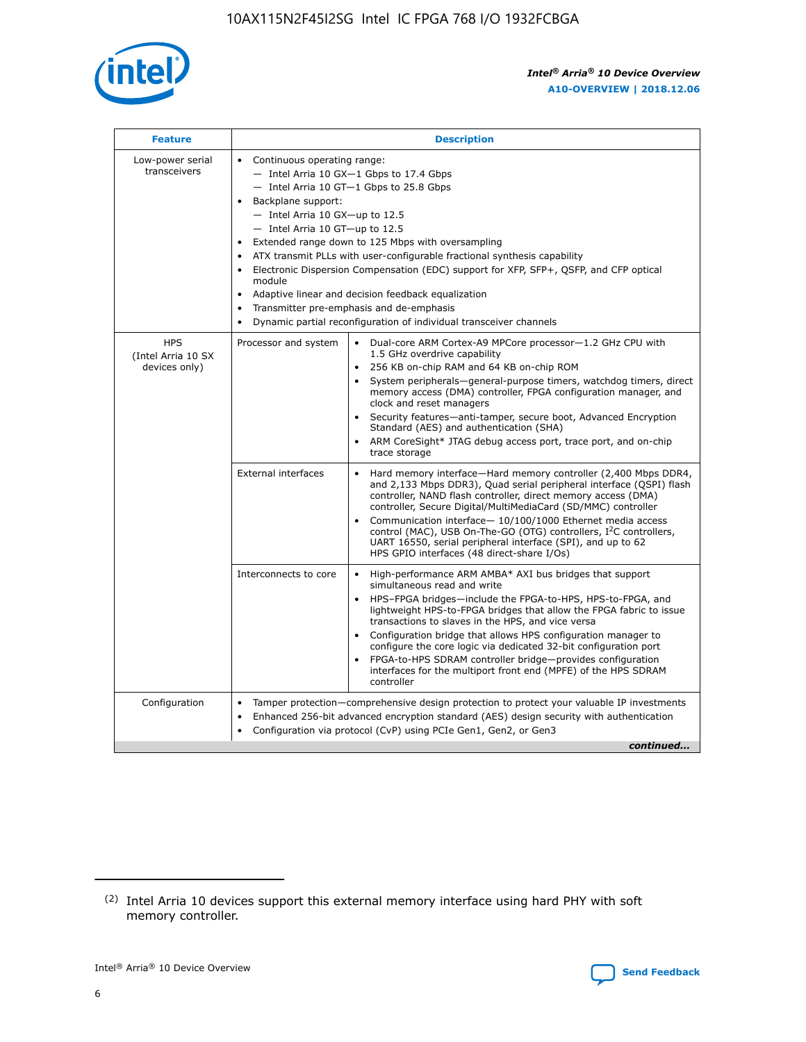| Feature | Description | |
|---|---|---|
| Low-power serial transceivers | • Continuous operating range:<br>— Intel Arria 10 GX—1 Gbps to 17.4 Gbps<br>— Intel Arria 10 GT—1 Gbps to 25.8 Gbps<br>• Backplane support:<br>— Intel Arria 10 GX—up to 12.5<br>— Intel Arria 10 GT—up to 12.5<br>• Extended range down to 125 Mbps with oversampling<br>• ATX transmit PLLs with user-configurable fractional synthesis capability<br>• Electronic Dispersion Compensation (EDC) support for XFP, SFP+, QSFP, and CFP optical module<br>• Adaptive linear and decision feedback equalization<br>• Transmitter pre-emphasis and de-emphasis<br>• Dynamic partial reconfiguration of individual transceiver channels | |
| HPS (Intel Arria 10 SX devices only) | Processor and system | • Dual-core ARM Cortex-A9 MPCore processor—1.2 GHz CPU with 1.5 GHz overdrive capability<br>• 256 KB on-chip RAM and 64 KB on-chip ROM<br>• System peripherals—general-purpose timers, watchdog timers, direct memory access (DMA) controller, FPGA configuration manager, and clock and reset managers<br>• Security features—anti-tamper, secure boot, Advanced Encryption Standard (AES) and authentication (SHA)<br>• ARM CoreSight* JTAG debug access port, trace port, and on-chip trace storage |
| | External interfaces | • Hard memory interface—Hard memory controller (2,400 Mbps DDR4, and 2,133 Mbps DDR3), Quad serial peripheral interface (QSPI) flash controller, NAND flash controller, direct memory access (DMA) controller, Secure Digital/MultiMediaCard (SD/MMC) controller<br>• Communication interface— 10/100/1000 Ethernet media access control (MAC), USB On-The-GO (OTG) controllers, I²C controllers, UART 16550, serial peripheral interface (SPI), and up to 62 HPS GPIO interfaces (48 direct-share I/Os) |
| | Interconnects to core | • High-performance ARM AMBA* AXI bus bridges that support simultaneous read and write<br>• HPS–FPGA bridges—include the FPGA-to-HPS, HPS-to-FPGA, and lightweight HPS-to-FPGA bridges that allow the FPGA fabric to issue transactions to slaves in the HPS, and vice versa<br>• Configuration bridge that allows HPS configuration manager to configure the core logic via dedicated 32-bit configuration port<br>• FPGA-to-HPS SDRAM controller bridge—provides configuration interfaces for the multiport front end (MPFE) of the HPS SDRAM controller |
| Configuration | • Tamper protection—comprehensive design protection to protect your valuable IP investments<br>• Enhanced 256-bit advanced encryption standard (AES) design security with authentication<br>• Configuration via protocol (CvP) using PCIe Gen1, Gen2, or Gen3 | |

*continued...*

(2) Intel Arria 10 devices support this external memory interface using hard PHY with soft memory controller.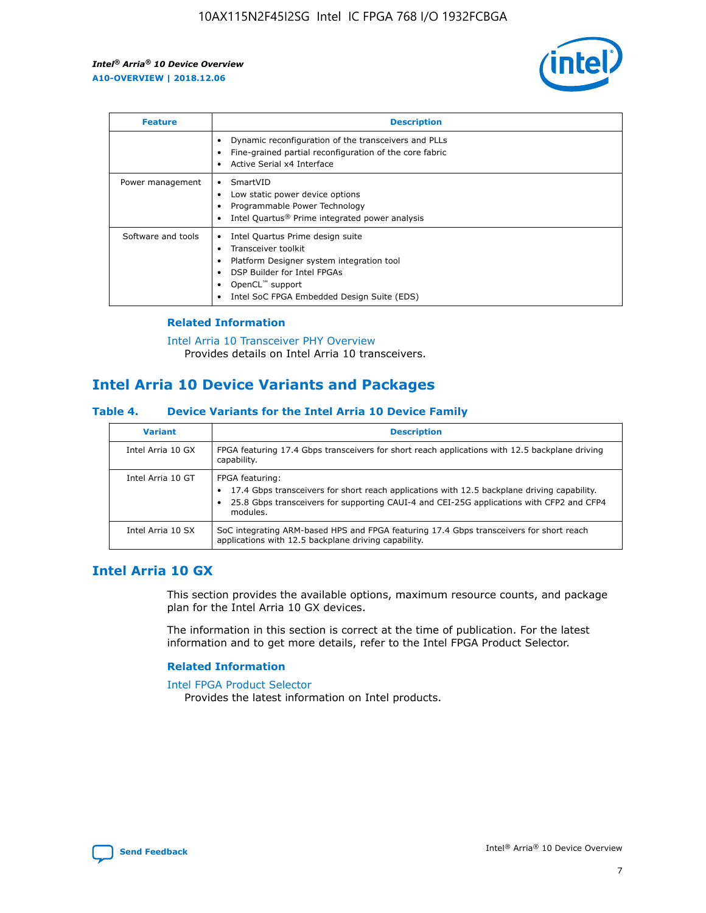| Feature | Description |
| --- | --- |
| | • Dynamic reconfiguration of the transceivers and PLLs<br>• Fine-grained partial reconfiguration of the core fabric<br>• Active Serial x4 Interface |
| Power management | • SmartVID<br>• Low static power device options<br>• Programmable Power Technology<br>• Intel Quartus® Prime integrated power analysis |
| Software and tools | • Intel Quartus Prime design suite<br>• Transceiver toolkit<br>• Platform Designer system integration tool<br>• DSP Builder for Intel FPGAs<br>• OpenCL™ support<br>• Intel SoC FPGA Embedded Design Suite (EDS) |

### Related Information

Intel Arria 10 Transceiver PHY Overview
Provides details on Intel Arria 10 transceivers.

## Intel Arria 10 Device Variants and Packages

### Table 4. Device Variants for the Intel Arria 10 Device Family

| Variant | Description |
| --- | --- |
| Intel Arria 10 GX | FPGA featuring 17.4 Gbps transceivers for short reach applications with 12.5 backplane driving capability. |
| Intel Arria 10 GT | FPGA featuring:<br>• 17.4 Gbps transceivers for short reach applications with 12.5 backplane driving capability.<br>• 25.8 Gbps transceivers for supporting CAUI-4 and CEI-25G applications with CFP2 and CFP4 modules. |
| Intel Arria 10 SX | SoC integrating ARM-based HPS and FPGA featuring 17.4 Gbps transceivers for short reach applications with 12.5 backplane driving capability. |

## Intel Arria 10 GX

This section provides the available options, maximum resource counts, and package plan for the Intel Arria 10 GX devices.

The information in this section is correct at the time of publication. For the latest information and to get more details, refer to the Intel FPGA Product Selector.

### Related Information

Intel FPGA Product Selector
Provides the latest information on Intel products.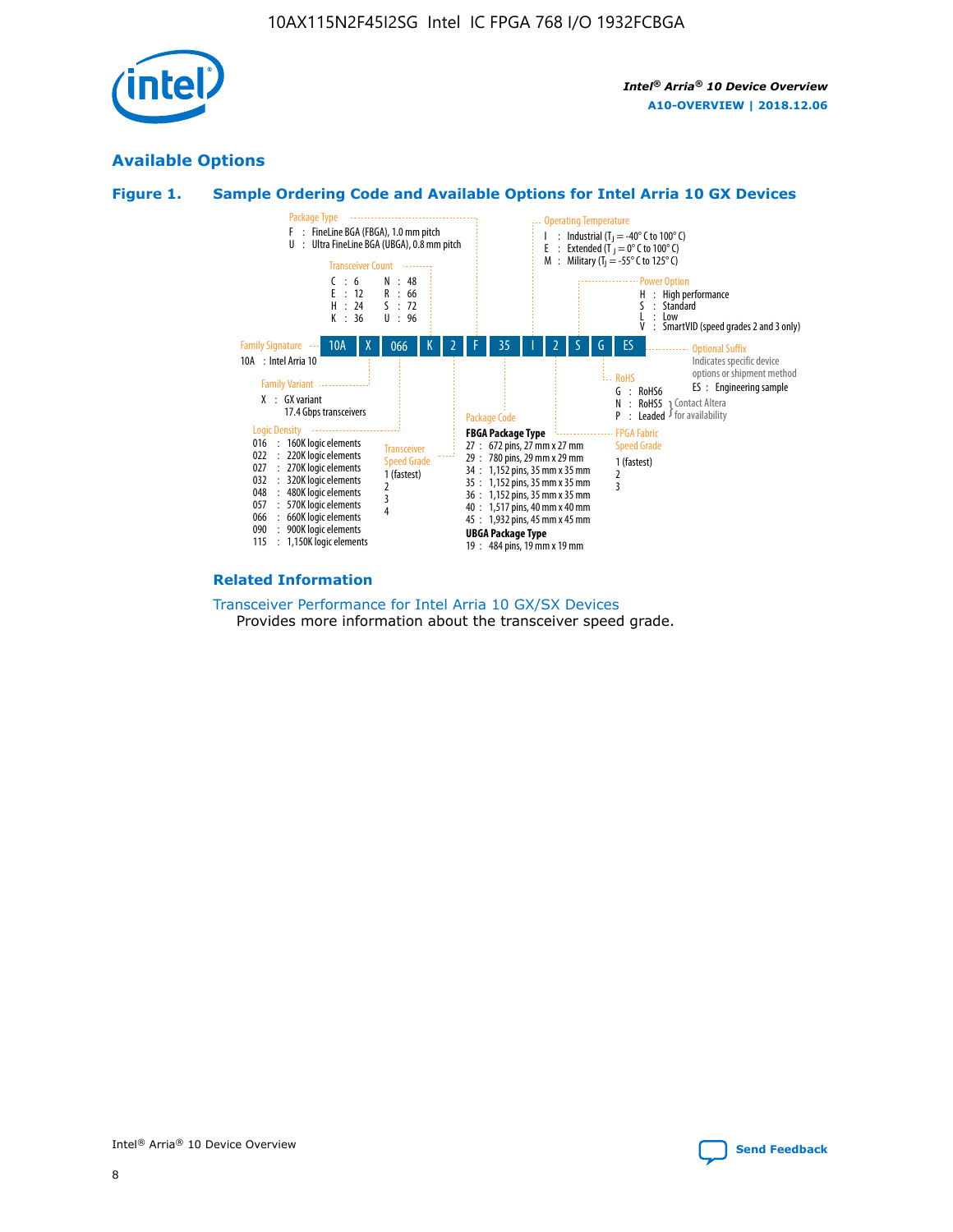## Available Options

### Figure 1. Sample Ordering Code and Available Options for Intel Arria 10 GX Devices

| 10A | X | 066 | K | 2 | F | 35 | I | 2 | S | G | ES |
|---|---|---|---|---|---|---|---|---|---|---|---|

**Family Signature**
10A : Intel Arria 10

**Family Variant**
X : GX variant
17.4 Gbps transceivers

**Logic Density**
016 : 160K logic elements
022 : 220K logic elements
027 : 270K logic elements
032 : 320K logic elements
048 : 480K logic elements
057 : 570K logic elements
066 : 660K logic elements
090 : 900K logic elements
115 : 1,150K logic elements

**Transceiver Count**
C : 6
E : 12
H : 24
K : 36
N : 48
R : 66
S : 72
U : 96

**Transceiver Speed Grade**
1 (fastest)
2
3
4

**Package Type**
F : FineLine BGA (FBGA), 1.0 mm pitch
U : Ultra FineLine BGA (UBGA), 0.8 mm pitch

**Package Code**

**FBGA Package Type**
27 : 672 pins, 27 mm x 27 mm
29 : 780 pins, 29 mm x 29 mm
34 : 1,152 pins, 35 mm x 35 mm
35 : 1,152 pins, 35 mm x 35 mm
36 : 1,152 pins, 35 mm x 35 mm
40 : 1,517 pins, 40 mm x 40 mm
45 : 1,932 pins, 45 mm x 45 mm

**UBGA Package Type**
19 : 484 pins, 19 mm x 19 mm

**Operating Temperature**
I : Industrial ($T_J$ = -40° C to 100° C)
E : Extended ($T_J$ = 0° C to 100° C)
M : Military ($T_J$ = -55° C to 125° C)

**FPGA Fabric Speed Grade**
1 (fastest)
2
3

**Power Option**
H : High performance
S : Standard
L : Low
V : SmartVID (speed grades 2 and 3 only)

**RoHS**
G : RoHS6
N : RoHS5 (Contact Altera for availability)
P : Leaded (Contact Altera for availability)

**Optional Suffix**
Indicates specific device options or shipment method
ES : Engineering sample

### Related Information

Transceiver Performance for Intel Arria 10 GX/SX Devices
Provides more information about the transceiver speed grade.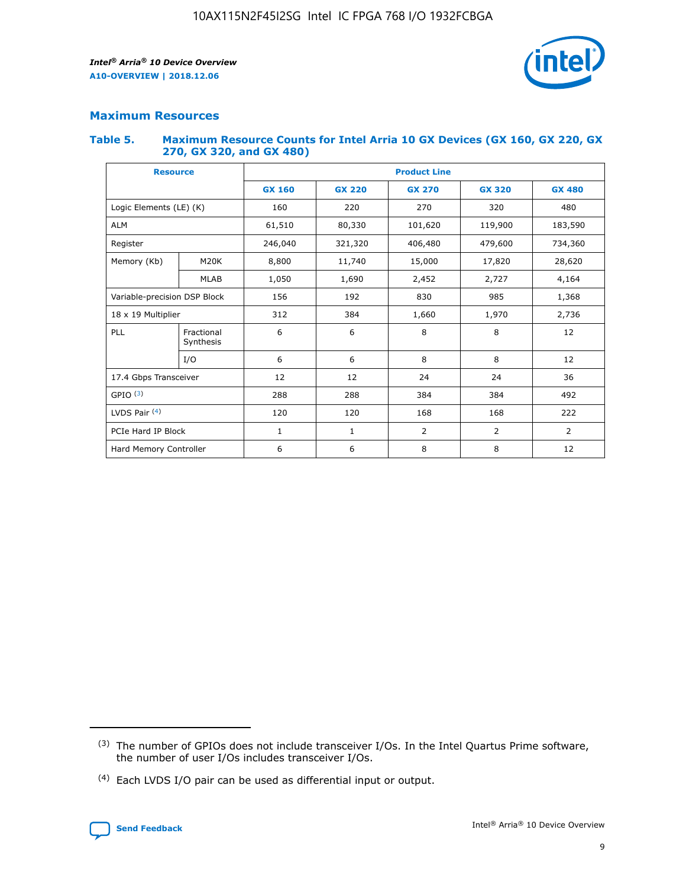## Maximum Resources

### Table 5. Maximum Resource Counts for Intel Arria 10 GX Devices (GX 160, GX 220, GX 270, GX 320, and GX 480)

| Resource | | Product Line | | | | |
|---|---|---|---|---|---|---|
| | | GX 160 | GX 220 | GX 270 | GX 320 | GX 480 |
| Logic Elements (LE) (K) | | 160 | 220 | 270 | 320 | 480 |
| ALM | | 61,510 | 80,330 | 101,620 | 119,900 | 183,590 |
| Register | | 246,040 | 321,320 | 406,480 | 479,600 | 734,360 |
| Memory (Kb) | M20K | 8,800 | 11,740 | 15,000 | 17,820 | 28,620 |
| | MLAB | 1,050 | 1,690 | 2,452 | 2,727 | 4,164 |
| Variable-precision DSP Block | | 156 | 192 | 830 | 985 | 1,368 |
| 18 x 19 Multiplier | | 312 | 384 | 1,660 | 1,970 | 2,736 |
| PLL | Fractional Synthesis | 6 | 6 | 8 | 8 | 12 |
| | I/O | 6 | 6 | 8 | 8 | 12 |
| 17.4 Gbps Transceiver | | 12 | 12 | 24 | 24 | 36 |
| GPIO (3) | | 288 | 288 | 384 | 384 | 492 |
| LVDS Pair (4) | | 120 | 120 | 168 | 168 | 222 |
| PCIe Hard IP Block | | 1 | 1 | 2 | 2 | 2 |
| Hard Memory Controller | | 6 | 6 | 8 | 8 | 12 |

(3) The number of GPIOs does not include transceiver I/Os. In the Intel Quartus Prime software, the number of user I/Os includes transceiver I/Os.

(4) Each LVDS I/O pair can be used as differential input or output.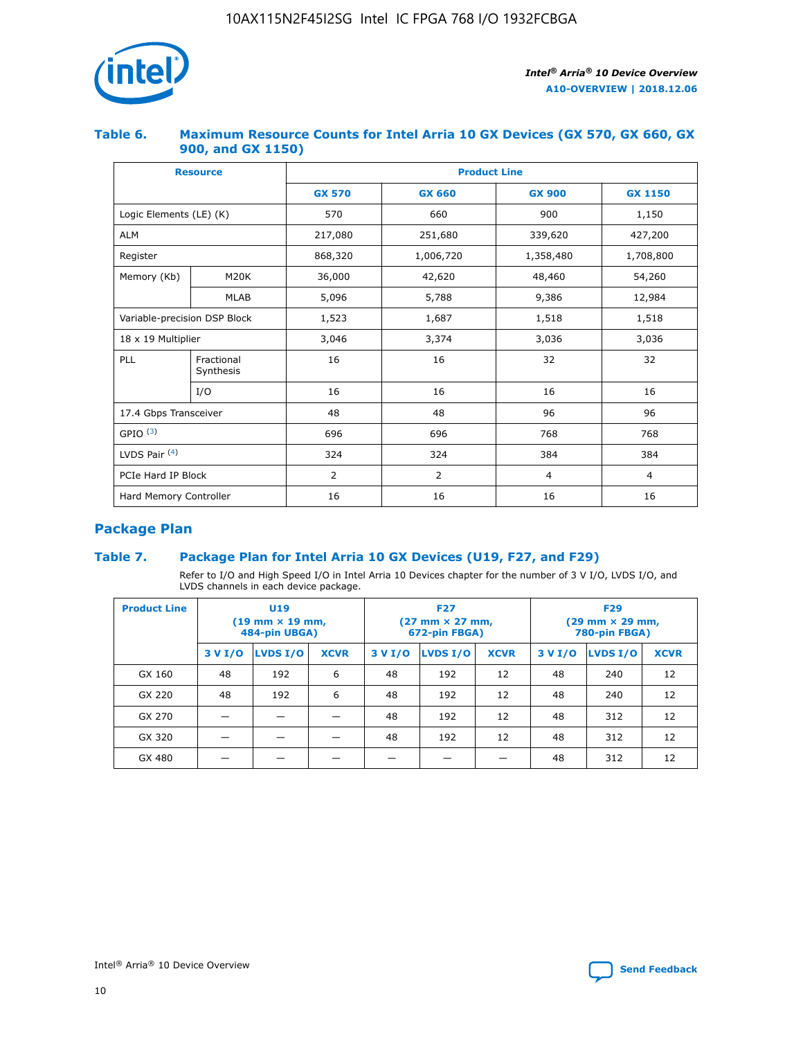### Table 6. Maximum Resource Counts for Intel Arria 10 GX Devices (GX 570, GX 660, GX 900, and GX 1150)

| Resource | | Product Line | | | |
|---|---|---|---|---|---|
| | | GX 570 | GX 660 | GX 900 | GX 1150 |
| Logic Elements (LE) (K) | | 570 | 660 | 900 | 1,150 |
| ALM | | 217,080 | 251,680 | 339,620 | 427,200 |
| Register | | 868,320 | 1,006,720 | 1,358,480 | 1,708,800 |
| Memory (Kb) | M20K | 36,000 | 42,620 | 48,460 | 54,260 |
| | MLAB | 5,096 | 5,788 | 9,386 | 12,984 |
| Variable-precision DSP Block | | 1,523 | 1,687 | 1,518 | 1,518 |
| 18 x 19 Multiplier | | 3,046 | 3,374 | 3,036 | 3,036 |
| PLL | Fractional Synthesis | 16 | 16 | 32 | 32 |
| | I/O | 16 | 16 | 16 | 16 |
| 17.4 Gbps Transceiver | | 48 | 48 | 96 | 96 |
| GPIO [(3)] | | 696 | 696 | 768 | 768 |
| LVDS Pair [(4)] | | 324 | 324 | 384 | 384 |
| PCIe Hard IP Block | | 2 | 2 | 4 | 4 |
| Hard Memory Controller | | 16 | 16 | 16 | 16 |

## Package Plan

### Table 7. Package Plan for Intel Arria 10 GX Devices (U19, F27, and F29)

Refer to I/O and High Speed I/O in Intel Arria 10 Devices chapter for the number of 3 V I/O, LVDS I/O, and LVDS channels in each device package.

| Product Line | U19 (19 mm × 19 mm, 484-pin UBGA) | | | F27 (27 mm × 27 mm, 672-pin FBGA) | | | F29 (29 mm × 29 mm, 780-pin FBGA) | | |
|---|---|---|---|---|---|---|---|---|---|
| | 3 V I/O | LVDS I/O | XCVR | 3 V I/O | LVDS I/O | XCVR | 3 V I/O | LVDS I/O | XCVR |
| GX 160 | 48 | 192 | 6 | 48 | 192 | 12 | 48 | 240 | 12 |
| GX 220 | 48 | 192 | 6 | 48 | 192 | 12 | 48 | 240 | 12 |
| GX 270 | — | — | — | 48 | 192 | 12 | 48 | 312 | 12 |
| GX 320 | — | — | — | 48 | 192 | 12 | 48 | 312 | 12 |
| GX 480 | — | — | — | — | — | — | 48 | 312 | 12 |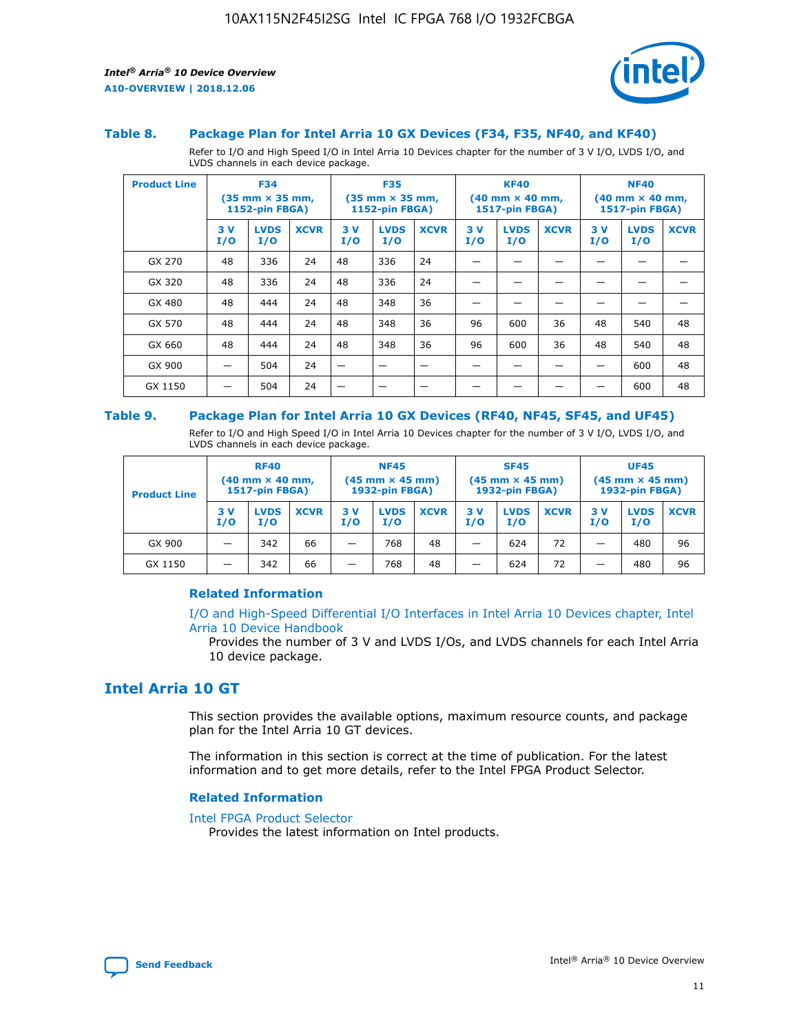### Table 8. Package Plan for Intel Arria 10 GX Devices (F34, F35, NF40, and KF40)

Refer to I/O and High Speed I/O in Intel Arria 10 Devices chapter for the number of 3 V I/O, LVDS I/O, and LVDS channels in each device package.

| Product Line | F34 (35 mm × 35 mm, 1152-pin FBGA) | | | F35 (35 mm × 35 mm, 1152-pin FBGA) | | | KF40 (40 mm × 40 mm, 1517-pin FBGA) | | | NF40 (40 mm × 40 mm, 1517-pin FBGA) | | |
|---|---|---|---|---|---|---|---|---|---|---|---|---|
| | 3 V I/O | LVDS I/O | XCVR | 3 V I/O | LVDS I/O | XCVR | 3 V I/O | LVDS I/O | XCVR | 3 V I/O | LVDS I/O | XCVR |
| GX 270 | 48 | 336 | 24 | 48 | 336 | 24 | — | — | — | — | — | — |
| GX 320 | 48 | 336 | 24 | 48 | 336 | 24 | — | — | — | — | — | — |
| GX 480 | 48 | 444 | 24 | 48 | 348 | 36 | — | — | — | — | — | — |
| GX 570 | 48 | 444 | 24 | 48 | 348 | 36 | 96 | 600 | 36 | 48 | 540 | 48 |
| GX 660 | 48 | 444 | 24 | 48 | 348 | 36 | 96 | 600 | 36 | 48 | 540 | 48 |
| GX 900 | — | 504 | 24 | — | — | — | — | — | — | — | 600 | 48 |
| GX 1150 | — | 504 | 24 | — | — | — | — | — | — | — | 600 | 48 |

### Table 9. Package Plan for Intel Arria 10 GX Devices (RF40, NF45, SF45, and UF45)

Refer to I/O and High Speed I/O in Intel Arria 10 Devices chapter for the number of 3 V I/O, LVDS I/O, and LVDS channels in each device package.

| Product Line | RF40 (40 mm × 40 mm, 1517-pin FBGA) | | | NF45 (45 mm × 45 mm) 1932-pin FBGA) | | | SF45 (45 mm × 45 mm) 1932-pin FBGA) | | | UF45 (45 mm × 45 mm) 1932-pin FBGA) | | |
|---|---|---|---|---|---|---|---|---|---|---|---|---|
| | 3 V I/O | LVDS I/O | XCVR | 3 V I/O | LVDS I/O | XCVR | 3 V I/O | LVDS I/O | XCVR | 3 V I/O | LVDS I/O | XCVR |
| GX 900 | — | 342 | 66 | — | 768 | 48 | — | 624 | 72 | — | 480 | 96 |
| GX 1150 | — | 342 | 66 | — | 768 | 48 | — | 624 | 72 | — | 480 | 96 |

**Related Information**

I/O and High-Speed Differential I/O Interfaces in Intel Arria 10 Devices chapter, Intel Arria 10 Device Handbook
Provides the number of 3 V and LVDS I/Os, and LVDS channels for each Intel Arria 10 device package.

## Intel Arria 10 GT

This section provides the available options, maximum resource counts, and package plan for the Intel Arria 10 GT devices.

The information in this section is correct at the time of publication. For the latest information and to get more details, refer to the Intel FPGA Product Selector.

**Related Information**

Intel FPGA Product Selector
Provides the latest information on Intel products.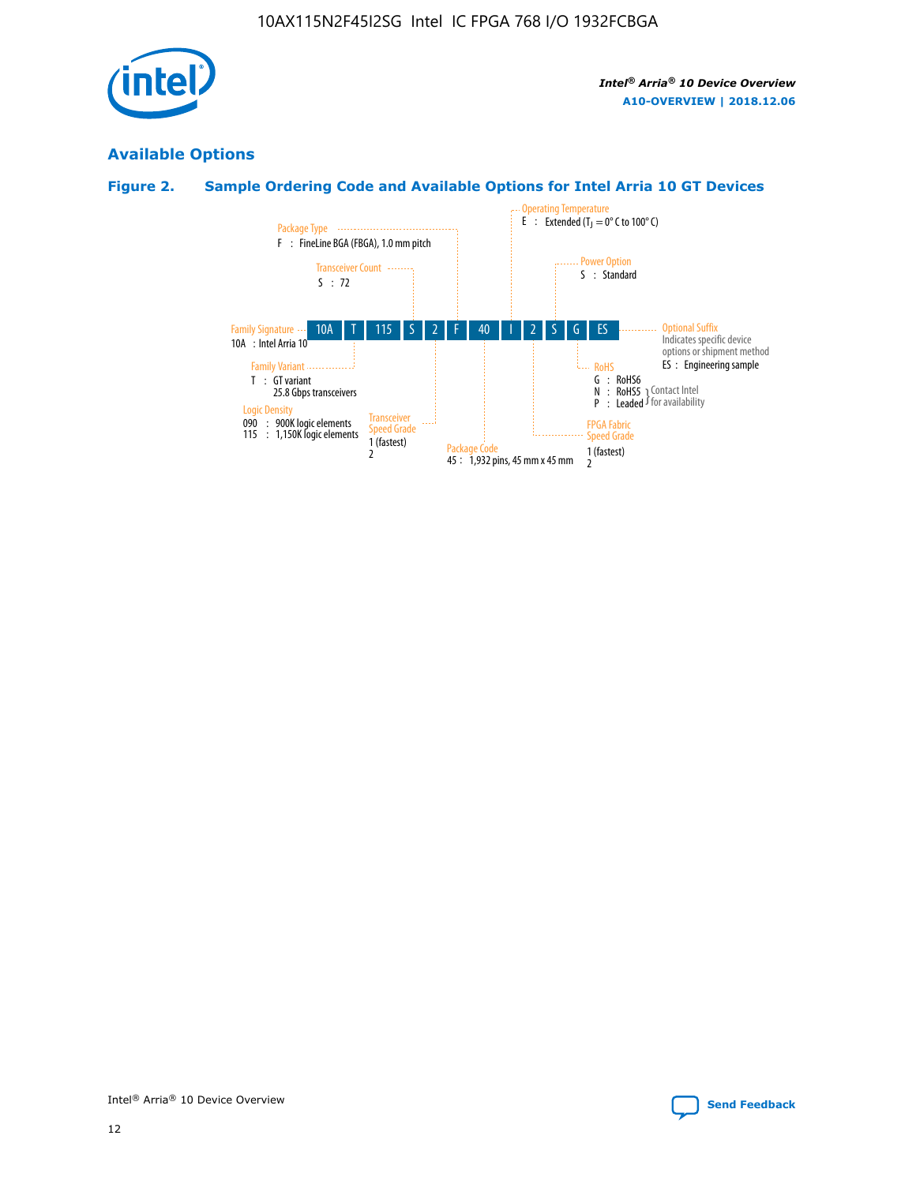## Available Options

### Figure 2. Sample Ordering Code and Available Options for Intel Arria 10 GT Devices

| 10A | T | 115 | S | 2 | F | 40 | I | 2 | S | G | ES |
|---|---|---|---|---|---|---|---|---|---|---|---|

**Family Signature**
10A : Intel Arria 10

**Family Variant**
T : GT variant
25.8 Gbps transceivers

**Logic Density**
090 : 900K logic elements
115 : 1,150K logic elements

**Transceiver Count**
S : 72

**Transceiver Speed Grade**
1 (fastest)
2

**Package Type**
F : FineLine BGA (FBGA), 1.0 mm pitch

**Package Code**
45 : 1,932 pins, 45 mm x 45 mm

**Operating Temperature**
E : Extended ($T_J$ = 0° C to 100° C)

**FPGA Fabric Speed Grade**
1 (fastest)
2

**Power Option**
S : Standard

**RoHS**
G : RoHS6
N : RoHS5 (Contact Intel for availability)
P : Leaded (Contact Intel for availability)

**Optional Suffix**
Indicates specific device options or shipment method
ES : Engineering sample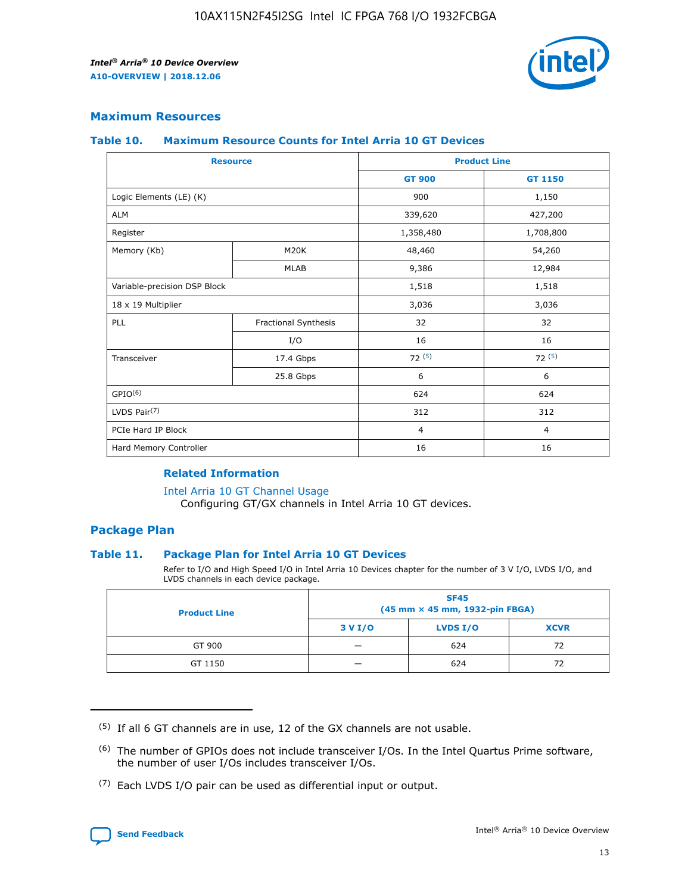## Maximum Resources

### Table 10. Maximum Resource Counts for Intel Arria 10 GT Devices

| Resource | | Product Line | |
|---|---|---|---|
| | | GT 900 | GT 1150 |
| Logic Elements (LE) (K) | | 900 | 1,150 |
| ALM | | 339,620 | 427,200 |
| Register | | 1,358,480 | 1,708,800 |
| Memory (Kb) | M20K | 48,460 | 54,260 |
| | MLAB | 9,386 | 12,984 |
| Variable-precision DSP Block | | 1,518 | 1,518 |
| 18 x 19 Multiplier | | 3,036 | 3,036 |
| PLL | Fractional Synthesis | 32 | 32 |
| | I/O | 16 | 16 |
| Transceiver | 17.4 Gbps | 72 (5) | 72 (5) |
| | 25.8 Gbps | 6 | 6 |
| GPIO(6) | | 624 | 624 |
| LVDS Pair(7) | | 312 | 312 |
| PCIe Hard IP Block | | 4 | 4 |
| Hard Memory Controller | | 16 | 16 |

#### Related Information

Intel Arria 10 GT Channel Usage
Configuring GT/GX channels in Intel Arria 10 GT devices.

## Package Plan

### Table 11. Package Plan for Intel Arria 10 GT Devices

Refer to I/O and High Speed I/O in Intel Arria 10 Devices chapter for the number of 3 V I/O, LVDS I/O, and LVDS channels in each device package.

| Product Line | SF45 (45 mm × 45 mm, 1932-pin FBGA) | | |
|---|---|---|---|
| | 3 V I/O | LVDS I/O | XCVR |
| GT 900 | — | 624 | 72 |
| GT 1150 | — | 624 | 72 |

(5) If all 6 GT channels are in use, 12 of the GX channels are not usable.

(6) The number of GPIOs does not include transceiver I/Os. In the Intel Quartus Prime software, the number of user I/Os includes transceiver I/Os.

(7) Each LVDS I/O pair can be used as differential input or output.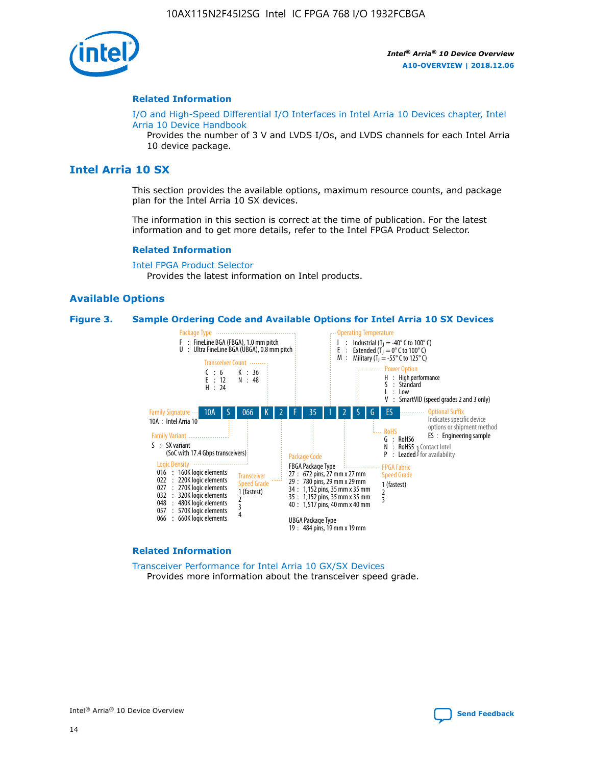### Related Information

I/O and High-Speed Differential I/O Interfaces in Intel Arria 10 Devices chapter, Intel Arria 10 Device Handbook
Provides the number of 3 V and LVDS I/Os, and LVDS channels for each Intel Arria 10 device package.

## Intel Arria 10 SX

This section provides the available options, maximum resource counts, and package plan for the Intel Arria 10 SX devices.

The information in this section is correct at the time of publication. For the latest information and to get more details, refer to the Intel FPGA Product Selector.

### Related Information

Intel FPGA Product Selector
Provides the latest information on Intel products.

### Available Options

**Figure 3. Sample Ordering Code and Available Options for Intel Arria 10 SX Devices**

Sample ordering code: 10A S 066 K 2 F 35 I 2 S G ES

- **Family Signature**
  - 10A : Intel Arria 10
- **Family Variant**
  - S : SX variant (SoC with 17.4 Gbps transceivers)
- **Logic Density**
  - 016 : 160K logic elements
  - 022 : 220K logic elements
  - 027 : 270K logic elements
  - 032 : 320K logic elements
  - 048 : 480K logic elements
  - 057 : 570K logic elements
  - 066 : 660K logic elements
- **Transceiver Count**
  - C : 6
  - E : 12
  - H : 24
  - K : 36
  - N : 48
- **Transceiver Speed Grade**
  - 1 (fastest)
  - 2
  - 3
  - 4
- **Package Type**
  - F : FineLine BGA (FBGA), 1.0 mm pitch
  - U : Ultra FineLine BGA (UBGA), 0.8 mm pitch
- **Package Code**
  - FBGA Package Type
    - 27 : 672 pins, 27 mm x 27 mm
    - 29 : 780 pins, 29 mm x 29 mm
    - 34 : 1,152 pins, 35 mm x 35 mm
    - 35 : 1,152 pins, 35 mm x 35 mm
    - 40 : 1,517 pins, 40 mm x 40 mm
  - UBGA Package Type
    - 19 : 484 pins, 19 mm x 19 mm
- **Operating Temperature**
  - I : Industrial ($T_J$ = -40° C to 100° C)
  - E : Extended ($T_J$ = 0° C to 100° C)
  - M : Military ($T_J$ = -55° C to 125° C)
- **FPGA Fabric Speed Grade**
  - 1 (fastest)
  - 2
  - 3
- **Power Option**
  - H : High performance
  - S : Standard
  - L : Low
  - V : SmartVID (speed grades 2 and 3 only)
- **RoHS**
  - G : RoHS6
  - N : RoHS5 (Contact Intel for availability)
  - P : Leaded (Contact Intel for availability)
- **Optional Suffix**
  - Indicates specific device options or shipment method
  - ES : Engineering sample

### Related Information

Transceiver Performance for Intel Arria 10 GX/SX Devices
Provides more information about the transceiver speed grade.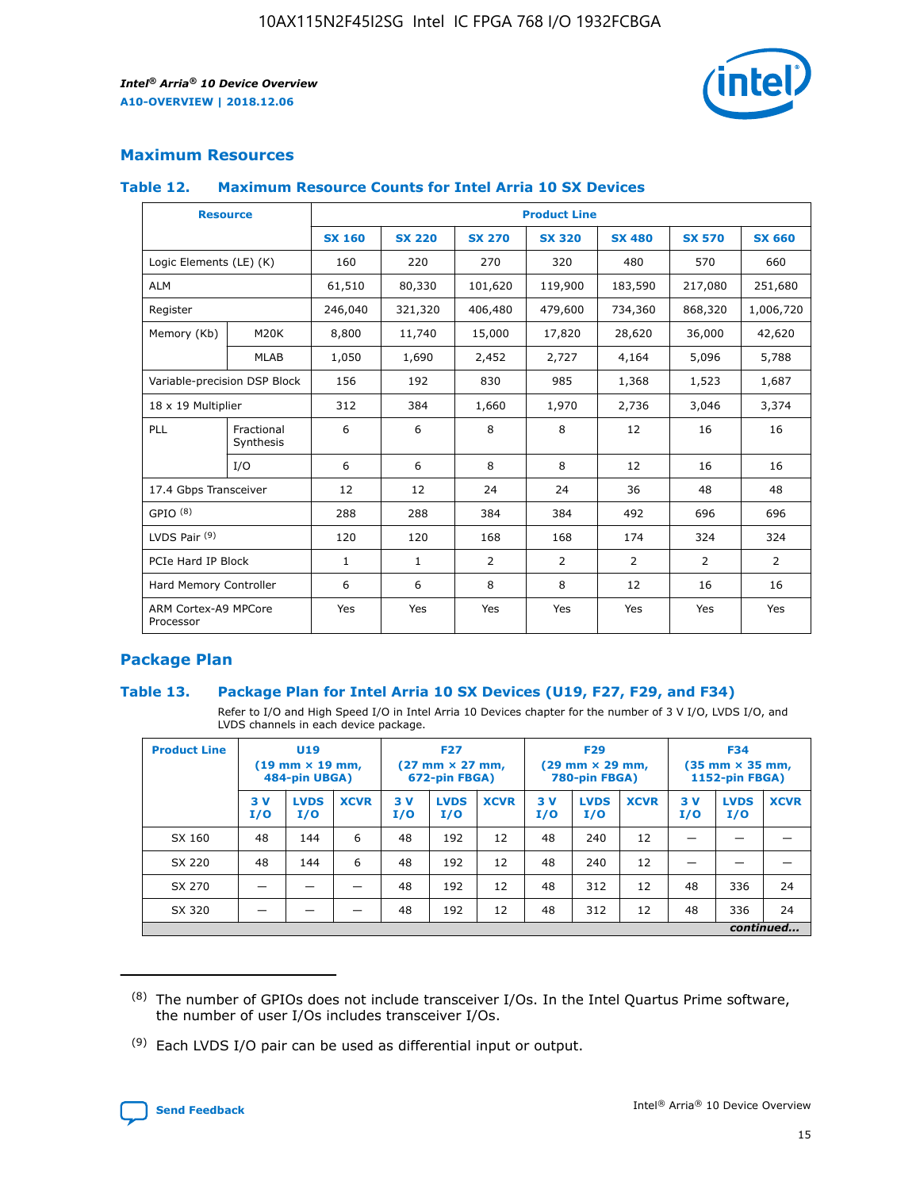## Maximum Resources

### Table 12. Maximum Resource Counts for Intel Arria 10 SX Devices

| Resource | | Product Line | | | | | | |
|---|---|---|---|---|---|---|---|---|
| | | SX 160 | SX 220 | SX 270 | SX 320 | SX 480 | SX 570 | SX 660 |
| Logic Elements (LE) (K) | | 160 | 220 | 270 | 320 | 480 | 570 | 660 |
| ALM | | 61,510 | 80,330 | 101,620 | 119,900 | 183,590 | 217,080 | 251,680 |
| Register | | 246,040 | 321,320 | 406,480 | 479,600 | 734,360 | 868,320 | 1,006,720 |
| Memory (Kb) | M20K | 8,800 | 11,740 | 15,000 | 17,820 | 28,620 | 36,000 | 42,620 |
| | MLAB | 1,050 | 1,690 | 2,452 | 2,727 | 4,164 | 5,096 | 5,788 |
| Variable-precision DSP Block | | 156 | 192 | 830 | 985 | 1,368 | 1,523 | 1,687 |
| 18 x 19 Multiplier | | 312 | 384 | 1,660 | 1,970 | 2,736 | 3,046 | 3,374 |
| PLL | Fractional Synthesis | 6 | 6 | 8 | 8 | 12 | 16 | 16 |
| | I/O | 6 | 6 | 8 | 8 | 12 | 16 | 16 |
| 17.4 Gbps Transceiver | | 12 | 12 | 24 | 24 | 36 | 48 | 48 |
| GPIO [(8)] | | 288 | 288 | 384 | 384 | 492 | 696 | 696 |
| LVDS Pair [(9)] | | 120 | 120 | 168 | 168 | 174 | 324 | 324 |
| PCIe Hard IP Block | | 1 | 1 | 2 | 2 | 2 | 2 | 2 |
| Hard Memory Controller | | 6 | 6 | 8 | 8 | 12 | 16 | 16 |
| ARM Cortex-A9 MPCore Processor | | Yes | Yes | Yes | Yes | Yes | Yes | Yes |

## Package Plan

### Table 13. Package Plan for Intel Arria 10 SX Devices (U19, F27, F29, and F34)

Refer to I/O and High Speed I/O in Intel Arria 10 Devices chapter for the number of 3 V I/O, LVDS I/O, and LVDS channels in each device package.

| Product Line | U19 (19 mm × 19 mm, 484-pin UBGA) | | | F27 (27 mm × 27 mm, 672-pin FBGA) | | | F29 (29 mm × 29 mm, 780-pin FBGA) | | | F34 (35 mm × 35 mm, 1152-pin FBGA) | | |
|---|---|---|---|---|---|---|---|---|---|---|---|---|
| | 3 V I/O | LVDS I/O | XCVR | 3 V I/O | LVDS I/O | XCVR | 3 V I/O | LVDS I/O | XCVR | 3 V I/O | LVDS I/O | XCVR |
| SX 160 | 48 | 144 | 6 | 48 | 192 | 12 | 48 | 240 | 12 | — | — | — |
| SX 220 | 48 | 144 | 6 | 48 | 192 | 12 | 48 | 240 | 12 | — | — | — |
| SX 270 | — | — | — | 48 | 192 | 12 | 48 | 312 | 12 | 48 | 336 | 24 |
| SX 320 | — | — | — | 48 | 192 | 12 | 48 | 312 | 12 | 48 | 336 | 24 |

*continued...*

(8) The number of GPIOs does not include transceiver I/Os. In the Intel Quartus Prime software, the number of user I/Os includes transceiver I/Os.

(9) Each LVDS I/O pair can be used as differential input or output.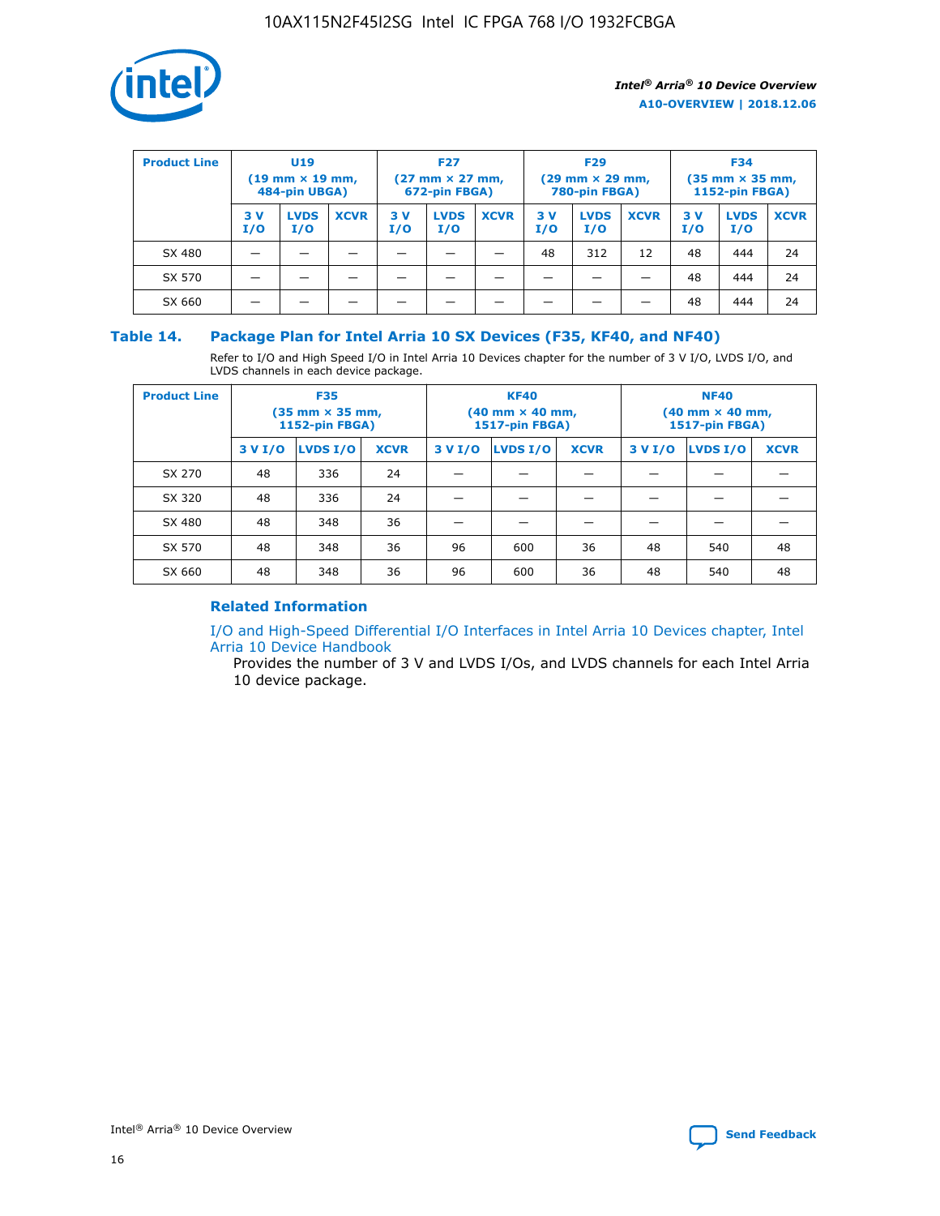| Product Line | U19 (19 mm × 19 mm, 484-pin UBGA) | | | F27 (27 mm × 27 mm, 672-pin FBGA) | | | F29 (29 mm × 29 mm, 780-pin FBGA) | | | F34 (35 mm × 35 mm, 1152-pin FBGA) | | |
|---|---|---|---|---|---|---|---|---|---|---|---|---|
| | 3 V I/O | LVDS I/O | XCVR | 3 V I/O | LVDS I/O | XCVR | 3 V I/O | LVDS I/O | XCVR | 3 V I/O | LVDS I/O | XCVR |
| SX 480 | — | — | — | — | — | — | 48 | 312 | 12 | 48 | 444 | 24 |
| SX 570 | — | — | — | — | — | — | — | — | — | 48 | 444 | 24 |
| SX 660 | — | — | — | — | — | — | — | — | — | 48 | 444 | 24 |

## Table 14. Package Plan for Intel Arria 10 SX Devices (F35, KF40, and NF40)

Refer to I/O and High Speed I/O in Intel Arria 10 Devices chapter for the number of 3 V I/O, LVDS I/O, and LVDS channels in each device package.

| Product Line | F35 (35 mm × 35 mm, 1152-pin FBGA) | | | KF40 (40 mm × 40 mm, 1517-pin FBGA) | | | NF40 (40 mm × 40 mm, 1517-pin FBGA) | | |
|---|---|---|---|---|---|---|---|---|---|
| | 3 V I/O | LVDS I/O | XCVR | 3 V I/O | LVDS I/O | XCVR | 3 V I/O | LVDS I/O | XCVR |
| SX 270 | 48 | 336 | 24 | — | — | — | — | — | — |
| SX 320 | 48 | 336 | 24 | — | — | — | — | — | — |
| SX 480 | 48 | 348 | 36 | — | — | — | — | — | — |
| SX 570 | 48 | 348 | 36 | 96 | 600 | 36 | 48 | 540 | 48 |
| SX 660 | 48 | 348 | 36 | 96 | 600 | 36 | 48 | 540 | 48 |

### Related Information

I/O and High-Speed Differential I/O Interfaces in Intel Arria 10 Devices chapter, Intel Arria 10 Device Handbook

Provides the number of 3 V and LVDS I/Os, and LVDS channels for each Intel Arria 10 device package.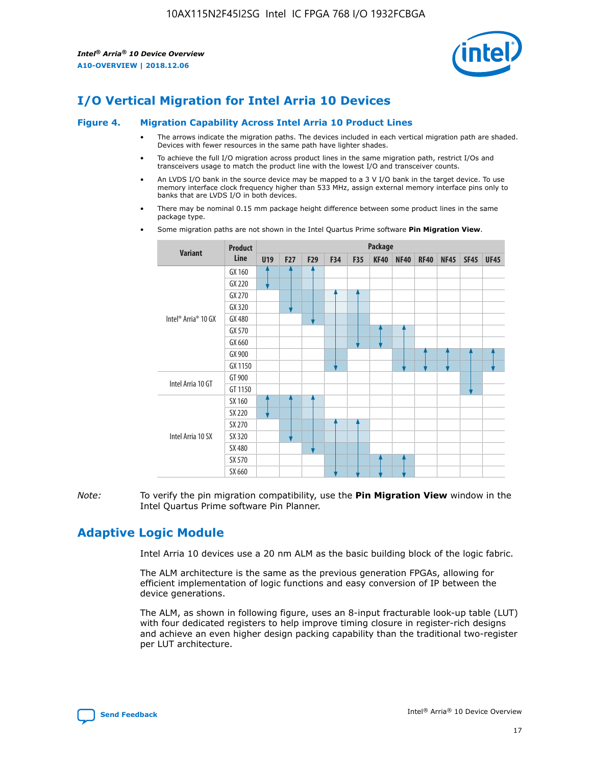# I/O Vertical Migration for Intel Arria 10 Devices

**Figure 4. Migration Capability Across Intel Arria 10 Product Lines**

- The arrows indicate the migration paths. The devices included in each vertical migration path are shaded. Devices with fewer resources in the same path have lighter shades.
- To achieve the full I/O migration across product lines in the same migration path, restrict I/Os and transceivers usage to match the product line with the lowest I/O and transceiver counts.
- An LVDS I/O bank in the source device may be mapped to a 3 V I/O bank in the target device. To use memory interface clock frequency higher than 533 MHz, assign external memory interface pins only to banks that are LVDS I/O in both devices.
- There may be nominal 0.15 mm package height difference between some product lines in the same package type.
- Some migration paths are not shown in the Intel Quartus Prime software **Pin Migration View**.

| Variant | Product Line | Package | | | | | | | | | | |
|---|---|---|---|---|---|---|---|---|---|---|---|---|
| | | U19 | F27 | F29 | F34 | F35 | KF40 | NF40 | RF40 | NF45 | SF45 | UF45 |
| Intel® Arria® 10 GX | GX 160 | | | | | | | | | | | |
| | GX 220 | | | | | | | | | | | |
| | GX 270 | | | | | | | | | | | |
| | GX 320 | | | | | | | | | | | |
| | GX 480 | | | | | | | | | | | |
| | GX 570 | | | | | | | | | | | |
| | GX 660 | | | | | | | | | | | |
| | GX 900 | | | | | | | | | | | |
| | GX 1150 | | | | | | | | | | | |
| Intel Arria 10 GT | GT 900 | | | | | | | | | | | |
| | GT 1150 | | | | | | | | | | | |
| Intel Arria 10 SX | SX 160 | | | | | | | | | | | |
| | SX 220 | | | | | | | | | | | |
| | SX 270 | | | | | | | | | | | |
| | SX 320 | | | | | | | | | | | |
| | SX 480 | | | | | | | | | | | |
| | SX 570 | | | | | | | | | | | |
| | SX 660 | | | | | | | | | | | |

*Note:* To verify the pin migration compatibility, use the **Pin Migration View** window in the Intel Quartus Prime software Pin Planner.

# Adaptive Logic Module

Intel Arria 10 devices use a 20 nm ALM as the basic building block of the logic fabric.

The ALM architecture is the same as the previous generation FPGAs, allowing for efficient implementation of logic functions and easy conversion of IP between the device generations.

The ALM, as shown in following figure, uses an 8-input fracturable look-up table (LUT) with four dedicated registers to help improve timing closure in register-rich designs and achieve an even higher design packing capability than the traditional two-register per LUT architecture.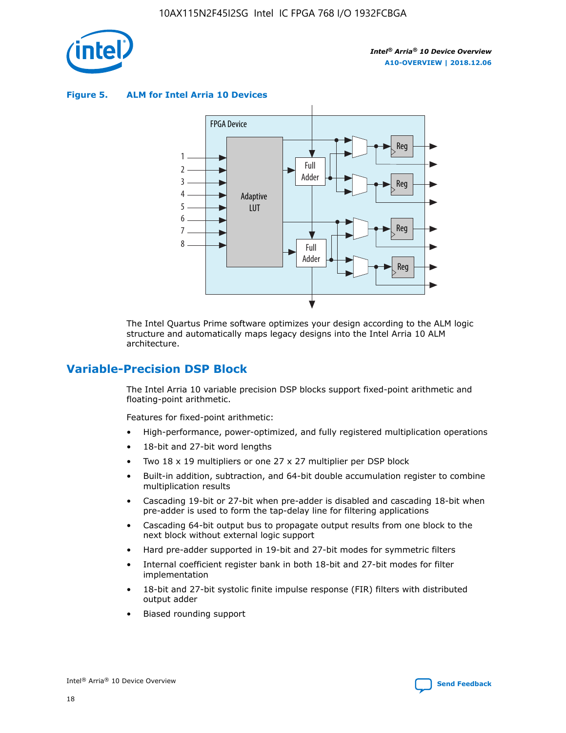**Figure 5. ALM for Intel Arria 10 Devices**

The Intel Quartus Prime software optimizes your design according to the ALM logic structure and automatically maps legacy designs into the Intel Arria 10 ALM architecture.

## Variable-Precision DSP Block

The Intel Arria 10 variable precision DSP blocks support fixed-point arithmetic and floating-point arithmetic.

Features for fixed-point arithmetic:

- High-performance, power-optimized, and fully registered multiplication operations
- 18-bit and 27-bit word lengths
- Two 18 x 19 multipliers or one 27 x 27 multiplier per DSP block
- Built-in addition, subtraction, and 64-bit double accumulation register to combine multiplication results
- Cascading 19-bit or 27-bit when pre-adder is disabled and cascading 18-bit when pre-adder is used to form the tap-delay line for filtering applications
- Cascading 64-bit output bus to propagate output results from one block to the next block without external logic support
- Hard pre-adder supported in 19-bit and 27-bit modes for symmetric filters
- Internal coefficient register bank in both 18-bit and 27-bit modes for filter implementation
- 18-bit and 27-bit systolic finite impulse response (FIR) filters with distributed output adder
- Biased rounding support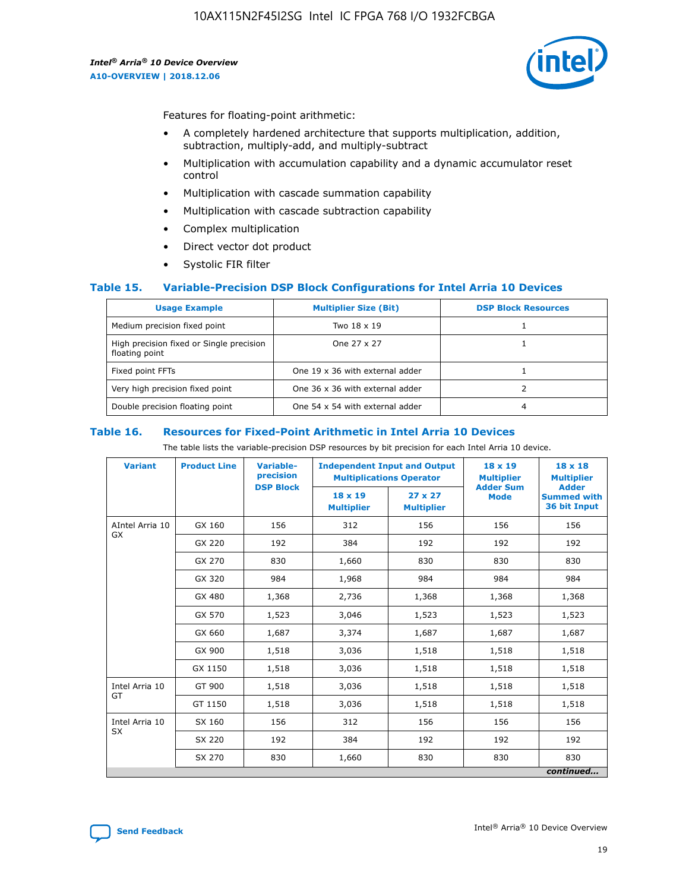Features for floating-point arithmetic:

- A completely hardened architecture that supports multiplication, addition, subtraction, multiply-add, and multiply-subtract
- Multiplication with accumulation capability and a dynamic accumulator reset control
- Multiplication with cascade summation capability
- Multiplication with cascade subtraction capability
- Complex multiplication
- Direct vector dot product
- Systolic FIR filter

### Table 15. Variable-Precision DSP Block Configurations for Intel Arria 10 Devices

| Usage Example | Multiplier Size (Bit) | DSP Block Resources |
|---|---|---|
| Medium precision fixed point | Two 18 x 19 | 1 |
| High precision fixed or Single precision floating point | One 27 x 27 | 1 |
| Fixed point FFTs | One 19 x 36 with external adder | 1 |
| Very high precision fixed point | One 36 x 36 with external adder | 2 |
| Double precision floating point | One 54 x 54 with external adder | 4 |

### Table 16. Resources for Fixed-Point Arithmetic in Intel Arria 10 Devices

The table lists the variable-precision DSP resources by bit precision for each Intel Arria 10 device.

| Variant | Product Line | Variable-precision DSP Block | Independent Input and Output Multiplications Operator | | 18 x 19 Multiplier Adder Sum Mode | 18 x 18 Multiplier Adder Summed with 36 bit Input |
|---|---|---|---|---|---|---|
| | | | 18 x 19 Multiplier | 27 x 27 Multiplier | | |
| AIntel Arria 10 GX | GX 160 | 156 | 312 | 156 | 156 | 156 |
| | GX 220 | 192 | 384 | 192 | 192 | 192 |
| | GX 270 | 830 | 1,660 | 830 | 830 | 830 |
| | GX 320 | 984 | 1,968 | 984 | 984 | 984 |
| | GX 480 | 1,368 | 2,736 | 1,368 | 1,368 | 1,368 |
| | GX 570 | 1,523 | 3,046 | 1,523 | 1,523 | 1,523 |
| | GX 660 | 1,687 | 3,374 | 1,687 | 1,687 | 1,687 |
| | GX 900 | 1,518 | 3,036 | 1,518 | 1,518 | 1,518 |
| | GX 1150 | 1,518 | 3,036 | 1,518 | 1,518 | 1,518 |
| Intel Arria 10 GT | GT 900 | 1,518 | 3,036 | 1,518 | 1,518 | 1,518 |
| | GT 1150 | 1,518 | 3,036 | 1,518 | 1,518 | 1,518 |
| Intel Arria 10 SX | SX 160 | 156 | 312 | 156 | 156 | 156 |
| | SX 220 | 192 | 384 | 192 | 192 | 192 |
| | SX 270 | 830 | 1,660 | 830 | 830 | 830 |

*continued...*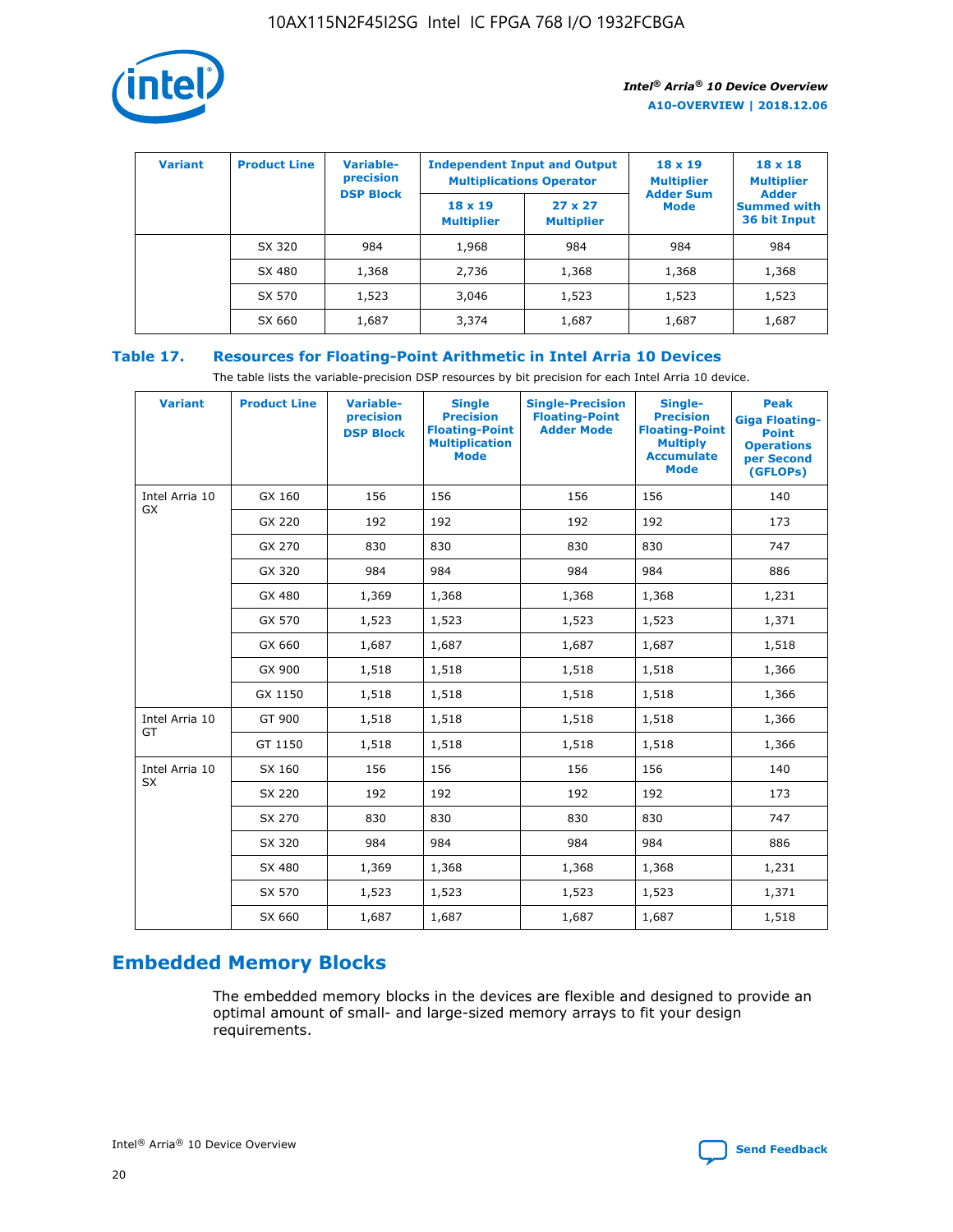| Variant | Product Line | Variable-precision DSP Block | Independent Input and Output Multiplications Operator | | 18 x 19 Multiplier Adder Sum Mode | 18 x 18 Multiplier Adder Summed with 36 bit Input |
|---|---|---|---|---|---|---|
| | | | 18 x 19 Multiplier | 27 x 27 Multiplier | | |
| | SX 320 | 984 | 1,968 | 984 | 984 | 984 |
| | SX 480 | 1,368 | 2,736 | 1,368 | 1,368 | 1,368 |
| | SX 570 | 1,523 | 3,046 | 1,523 | 1,523 | 1,523 |
| | SX 660 | 1,687 | 3,374 | 1,687 | 1,687 | 1,687 |

**Table 17. Resources for Floating-Point Arithmetic in Intel Arria 10 Devices**

The table lists the variable-precision DSP resources by bit precision for each Intel Arria 10 device.

| Variant | Product Line | Variable-precision DSP Block | Single Precision Floating-Point Multiplication Mode | Single-Precision Floating-Point Adder Mode | Single-Precision Floating-Point Multiply Accumulate Mode | Peak Giga Floating-Point Operations per Second (GFLOPs) |
|---|---|---|---|---|---|---|
| Intel Arria 10 GX | GX 160 | 156 | 156 | 156 | 156 | 140 |
| | GX 220 | 192 | 192 | 192 | 192 | 173 |
| | GX 270 | 830 | 830 | 830 | 830 | 747 |
| | GX 320 | 984 | 984 | 984 | 984 | 886 |
| | GX 480 | 1,369 | 1,368 | 1,368 | 1,368 | 1,231 |
| | GX 570 | 1,523 | 1,523 | 1,523 | 1,523 | 1,371 |
| | GX 660 | 1,687 | 1,687 | 1,687 | 1,687 | 1,518 |
| | GX 900 | 1,518 | 1,518 | 1,518 | 1,518 | 1,366 |
| | GX 1150 | 1,518 | 1,518 | 1,518 | 1,518 | 1,366 |
| Intel Arria 10 GT | GT 900 | 1,518 | 1,518 | 1,518 | 1,518 | 1,366 |
| | GT 1150 | 1,518 | 1,518 | 1,518 | 1,518 | 1,366 |
| Intel Arria 10 SX | SX 160 | 156 | 156 | 156 | 156 | 140 |
| | SX 220 | 192 | 192 | 192 | 192 | 173 |
| | SX 270 | 830 | 830 | 830 | 830 | 747 |
| | SX 320 | 984 | 984 | 984 | 984 | 886 |
| | SX 480 | 1,369 | 1,368 | 1,368 | 1,368 | 1,231 |
| | SX 570 | 1,523 | 1,523 | 1,523 | 1,523 | 1,371 |
| | SX 660 | 1,687 | 1,687 | 1,687 | 1,687 | 1,518 |

## Embedded Memory Blocks

The embedded memory blocks in the devices are flexible and designed to provide an optimal amount of small- and large-sized memory arrays to fit your design requirements.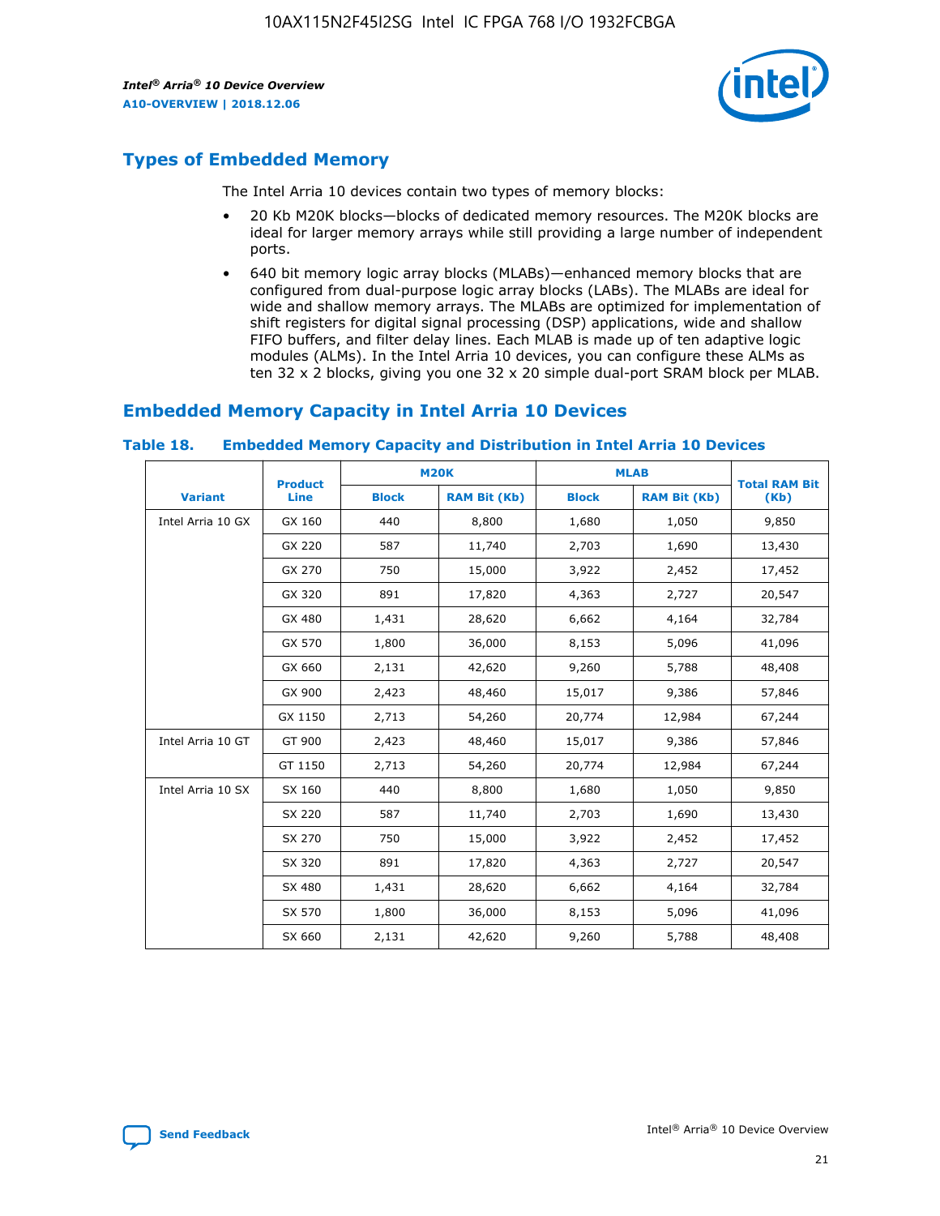## Types of Embedded Memory

The Intel Arria 10 devices contain two types of memory blocks:

- 20 Kb M20K blocks—blocks of dedicated memory resources. The M20K blocks are ideal for larger memory arrays while still providing a large number of independent ports.
- 640 bit memory logic array blocks (MLABs)—enhanced memory blocks that are configured from dual-purpose logic array blocks (LABs). The MLABs are ideal for wide and shallow memory arrays. The MLABs are optimized for implementation of shift registers for digital signal processing (DSP) applications, wide and shallow FIFO buffers, and filter delay lines. Each MLAB is made up of ten adaptive logic modules (ALMs). In the Intel Arria 10 devices, you can configure these ALMs as ten 32 x 2 blocks, giving you one 32 x 20 simple dual-port SRAM block per MLAB.

## Embedded Memory Capacity in Intel Arria 10 Devices

**Table 18. Embedded Memory Capacity and Distribution in Intel Arria 10 Devices**

| Variant | Product Line | M20K | | MLAB | | Total RAM Bit (Kb) |
|---|---|---|---|---|---|---|
| | | Block | RAM Bit (Kb) | Block | RAM Bit (Kb) | |
| Intel Arria 10 GX | GX 160 | 440 | 8,800 | 1,680 | 1,050 | 9,850 |
| | GX 220 | 587 | 11,740 | 2,703 | 1,690 | 13,430 |
| | GX 270 | 750 | 15,000 | 3,922 | 2,452 | 17,452 |
| | GX 320 | 891 | 17,820 | 4,363 | 2,727 | 20,547 |
| | GX 480 | 1,431 | 28,620 | 6,662 | 4,164 | 32,784 |
| | GX 570 | 1,800 | 36,000 | 8,153 | 5,096 | 41,096 |
| | GX 660 | 2,131 | 42,620 | 9,260 | 5,788 | 48,408 |
| | GX 900 | 2,423 | 48,460 | 15,017 | 9,386 | 57,846 |
| | GX 1150 | 2,713 | 54,260 | 20,774 | 12,984 | 67,244 |
| Intel Arria 10 GT | GT 900 | 2,423 | 48,460 | 15,017 | 9,386 | 57,846 |
| | GT 1150 | 2,713 | 54,260 | 20,774 | 12,984 | 67,244 |
| Intel Arria 10 SX | SX 160 | 440 | 8,800 | 1,680 | 1,050 | 9,850 |
| | SX 220 | 587 | 11,740 | 2,703 | 1,690 | 13,430 |
| | SX 270 | 750 | 15,000 | 3,922 | 2,452 | 17,452 |
| | SX 320 | 891 | 17,820 | 4,363 | 2,727 | 20,547 |
| | SX 480 | 1,431 | 28,620 | 6,662 | 4,164 | 32,784 |
| | SX 570 | 1,800 | 36,000 | 8,153 | 5,096 | 41,096 |
| | SX 660 | 2,131 | 42,620 | 9,260 | 5,788 | 48,408 |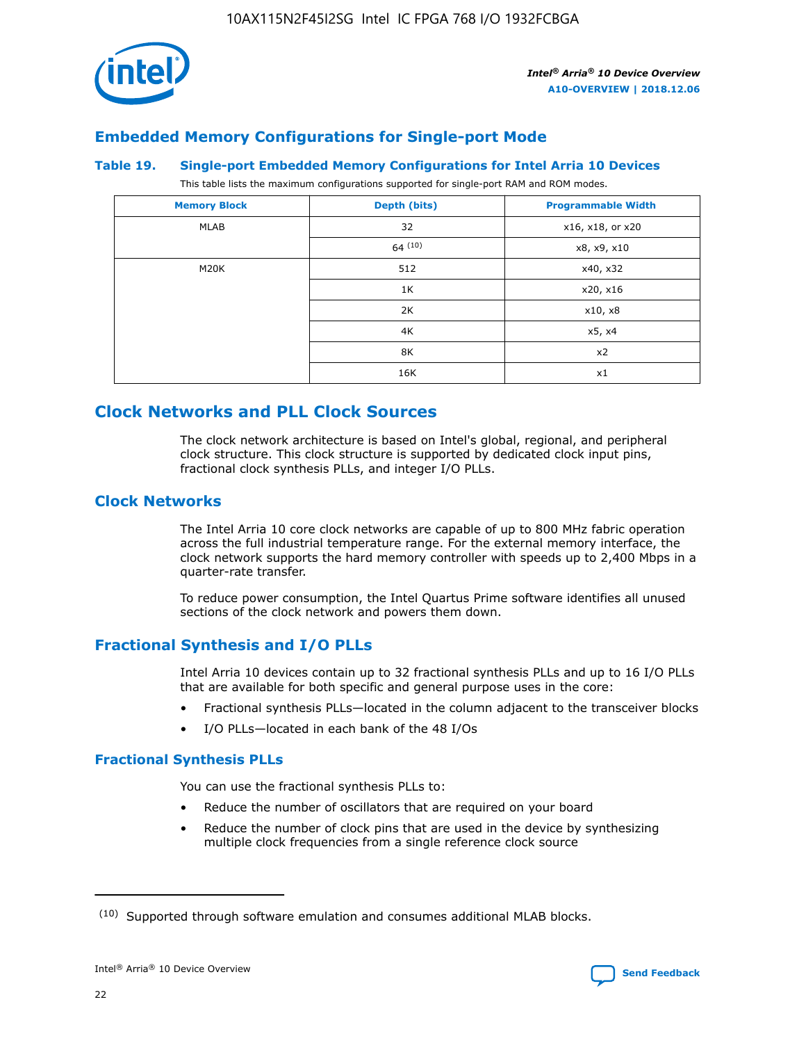## Embedded Memory Configurations for Single-port Mode

**Table 19. Single-port Embedded Memory Configurations for Intel Arria 10 Devices**

This table lists the maximum configurations supported for single-port RAM and ROM modes.

| Memory Block | Depth (bits) | Programmable Width |
|---|---|---|
| MLAB | 32 | x16, x18, or x20 |
| | 64 [(10)] | x8, x9, x10 |
| M20K | 512 | x40, x32 |
| | 1K | x20, x16 |
| | 2K | x10, x8 |
| | 4K | x5, x4 |
| | 8K | x2 |
| | 16K | x1 |

## Clock Networks and PLL Clock Sources

The clock network architecture is based on Intel's global, regional, and peripheral clock structure. This clock structure is supported by dedicated clock input pins, fractional clock synthesis PLLs, and integer I/O PLLs.

## Clock Networks

The Intel Arria 10 core clock networks are capable of up to 800 MHz fabric operation across the full industrial temperature range. For the external memory interface, the clock network supports the hard memory controller with speeds up to 2,400 Mbps in a quarter-rate transfer.

To reduce power consumption, the Intel Quartus Prime software identifies all unused sections of the clock network and powers them down.

## Fractional Synthesis and I/O PLLs

Intel Arria 10 devices contain up to 32 fractional synthesis PLLs and up to 16 I/O PLLs that are available for both specific and general purpose uses in the core:

- Fractional synthesis PLLs—located in the column adjacent to the transceiver blocks
- I/O PLLs—located in each bank of the 48 I/Os

### Fractional Synthesis PLLs

You can use the fractional synthesis PLLs to:

- Reduce the number of oscillators that are required on your board
- Reduce the number of clock pins that are used in the device by synthesizing multiple clock frequencies from a single reference clock source

(10) Supported through software emulation and consumes additional MLAB blocks.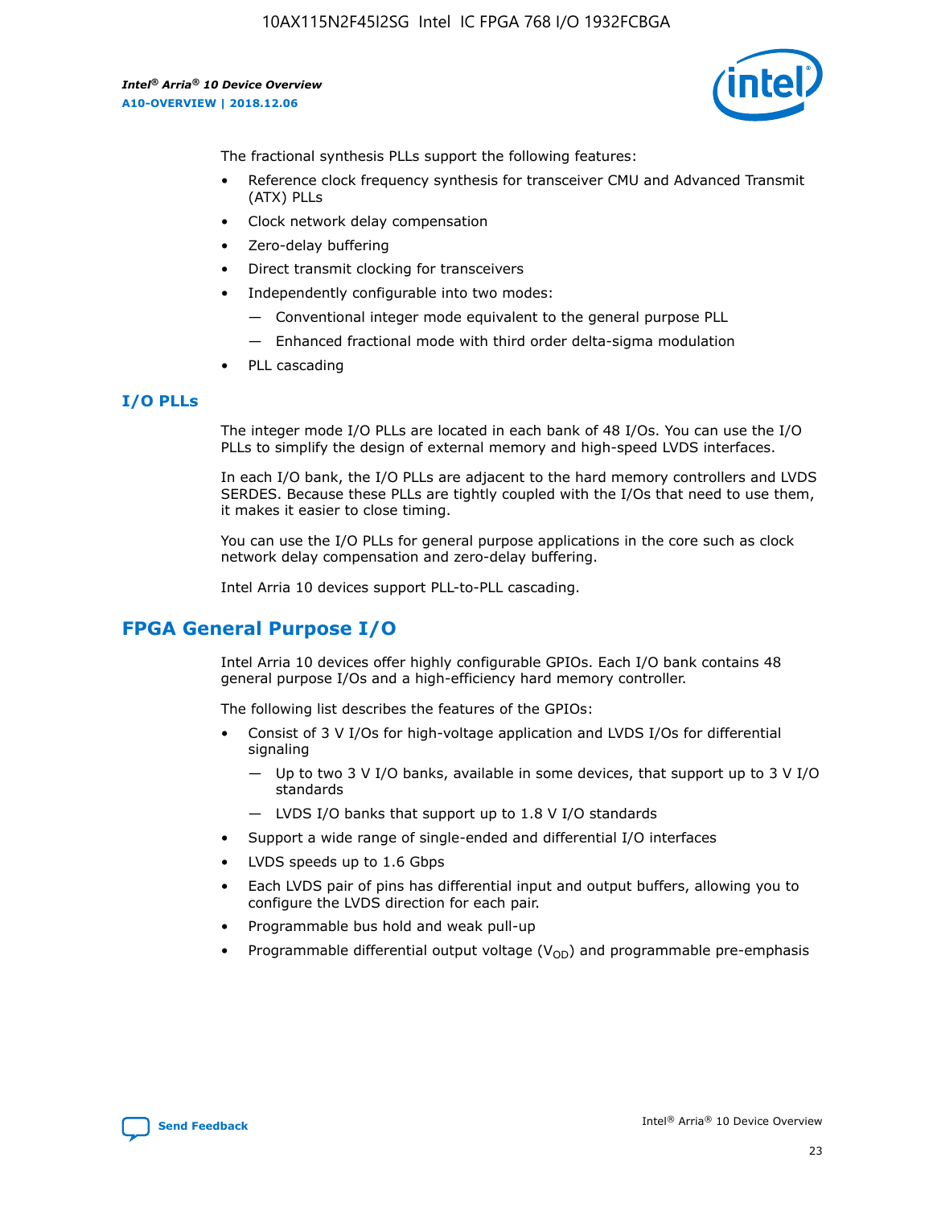The fractional synthesis PLLs support the following features:

- Reference clock frequency synthesis for transceiver CMU and Advanced Transmit (ATX) PLLs
- Clock network delay compensation
- Zero-delay buffering
- Direct transmit clocking for transceivers
- Independently configurable into two modes:
  - — Conventional integer mode equivalent to the general purpose PLL
  - — Enhanced fractional mode with third order delta-sigma modulation
- PLL cascading

### I/O PLLs

The integer mode I/O PLLs are located in each bank of 48 I/Os. You can use the I/O PLLs to simplify the design of external memory and high-speed LVDS interfaces.

In each I/O bank, the I/O PLLs are adjacent to the hard memory controllers and LVDS SERDES. Because these PLLs are tightly coupled with the I/Os that need to use them, it makes it easier to close timing.

You can use the I/O PLLs for general purpose applications in the core such as clock network delay compensation and zero-delay buffering.

Intel Arria 10 devices support PLL-to-PLL cascading.

## FPGA General Purpose I/O

Intel Arria 10 devices offer highly configurable GPIOs. Each I/O bank contains 48 general purpose I/Os and a high-efficiency hard memory controller.

The following list describes the features of the GPIOs:

- Consist of 3 V I/Os for high-voltage application and LVDS I/Os for differential signaling
  - — Up to two 3 V I/O banks, available in some devices, that support up to 3 V I/O standards
  - — LVDS I/O banks that support up to 1.8 V I/O standards
- Support a wide range of single-ended and differential I/O interfaces
- LVDS speeds up to 1.6 Gbps
- Each LVDS pair of pins has differential input and output buffers, allowing you to configure the LVDS direction for each pair.
- Programmable bus hold and weak pull-up
- Programmable differential output voltage ($V_{OD}$) and programmable pre-emphasis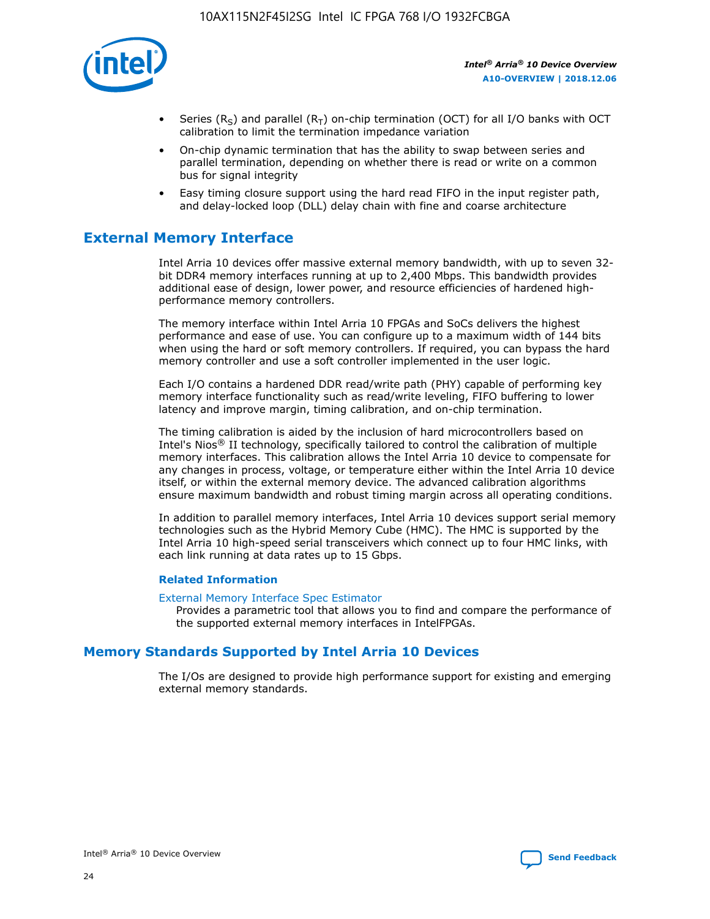- Series ($R_S$) and parallel ($R_T$) on-chip termination (OCT) for all I/O banks with OCT calibration to limit the termination impedance variation
- On-chip dynamic termination that has the ability to swap between series and parallel termination, depending on whether there is read or write on a common bus for signal integrity
- Easy timing closure support using the hard read FIFO in the input register path, and delay-locked loop (DLL) delay chain with fine and coarse architecture

## External Memory Interface

Intel Arria 10 devices offer massive external memory bandwidth, with up to seven 32-bit DDR4 memory interfaces running at up to 2,400 Mbps. This bandwidth provides additional ease of design, lower power, and resource efficiencies of hardened high-performance memory controllers.

The memory interface within Intel Arria 10 FPGAs and SoCs delivers the highest performance and ease of use. You can configure up to a maximum width of 144 bits when using the hard or soft memory controllers. If required, you can bypass the hard memory controller and use a soft controller implemented in the user logic.

Each I/O contains a hardened DDR read/write path (PHY) capable of performing key memory interface functionality such as read/write leveling, FIFO buffering to lower latency and improve margin, timing calibration, and on-chip termination.

The timing calibration is aided by the inclusion of hard microcontrollers based on Intel's Nios® II technology, specifically tailored to control the calibration of multiple memory interfaces. This calibration allows the Intel Arria 10 device to compensate for any changes in process, voltage, or temperature either within the Intel Arria 10 device itself, or within the external memory device. The advanced calibration algorithms ensure maximum bandwidth and robust timing margin across all operating conditions.

In addition to parallel memory interfaces, Intel Arria 10 devices support serial memory technologies such as the Hybrid Memory Cube (HMC). The HMC is supported by the Intel Arria 10 high-speed serial transceivers which connect up to four HMC links, with each link running at data rates up to 15 Gbps.

### Related Information

External Memory Interface Spec Estimator
Provides a parametric tool that allows you to find and compare the performance of the supported external memory interfaces in IntelFPGAs.

## Memory Standards Supported by Intel Arria 10 Devices

The I/Os are designed to provide high performance support for existing and emerging external memory standards.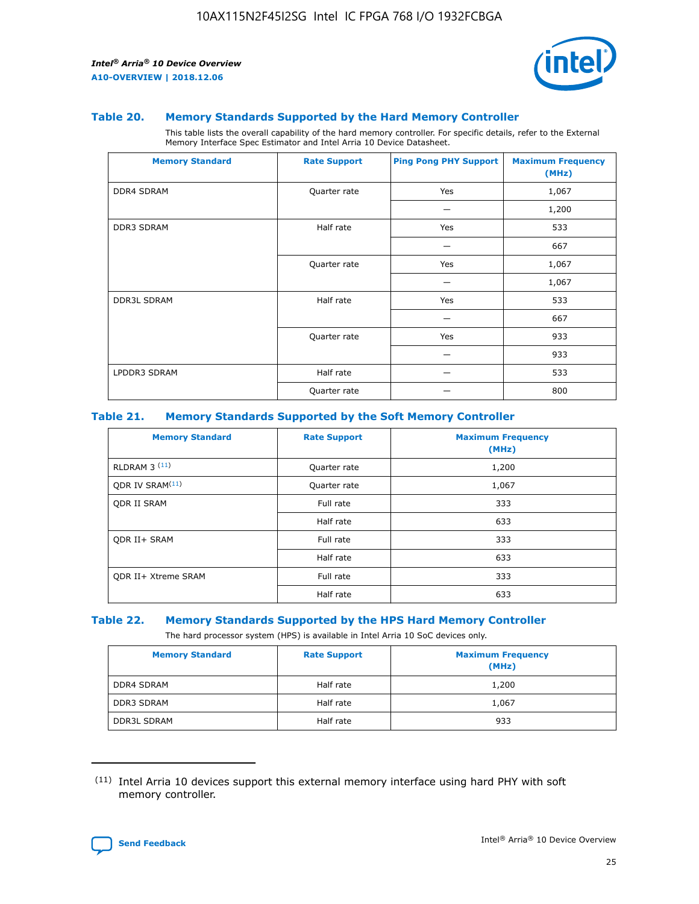### Table 20. Memory Standards Supported by the Hard Memory Controller

This table lists the overall capability of the hard memory controller. For specific details, refer to the External Memory Interface Spec Estimator and Intel Arria 10 Device Datasheet.

| Memory Standard | Rate Support | Ping Pong PHY Support | Maximum Frequency (MHz) |
|---|---|---|---|
| DDR4 SDRAM | Quarter rate | Yes | 1,067 |
| | | — | 1,200 |
| DDR3 SDRAM | Half rate | Yes | 533 |
| | | — | 667 |
| | Quarter rate | Yes | 1,067 |
| | | — | 1,067 |
| DDR3L SDRAM | Half rate | Yes | 533 |
| | | — | 667 |
| | Quarter rate | Yes | 933 |
| | | — | 933 |
| LPDDR3 SDRAM | Half rate | — | 533 |
| | Quarter rate | — | 800 |

### Table 21. Memory Standards Supported by the Soft Memory Controller

| Memory Standard | Rate Support | Maximum Frequency (MHz) |
|---|---|---|
| RLDRAM 3 [11] | Quarter rate | 1,200 |
| QDR IV SRAM[11] | Quarter rate | 1,067 |
| QDR II SRAM | Full rate | 333 |
| | Half rate | 633 |
| QDR II+ SRAM | Full rate | 333 |
| | Half rate | 633 |
| QDR II+ Xtreme SRAM | Full rate | 333 |
| | Half rate | 633 |

### Table 22. Memory Standards Supported by the HPS Hard Memory Controller

The hard processor system (HPS) is available in Intel Arria 10 SoC devices only.

| Memory Standard | Rate Support | Maximum Frequency (MHz) |
|---|---|---|
| DDR4 SDRAM | Half rate | 1,200 |
| DDR3 SDRAM | Half rate | 1,067 |
| DDR3L SDRAM | Half rate | 933 |

(11) Intel Arria 10 devices support this external memory interface using hard PHY with soft memory controller.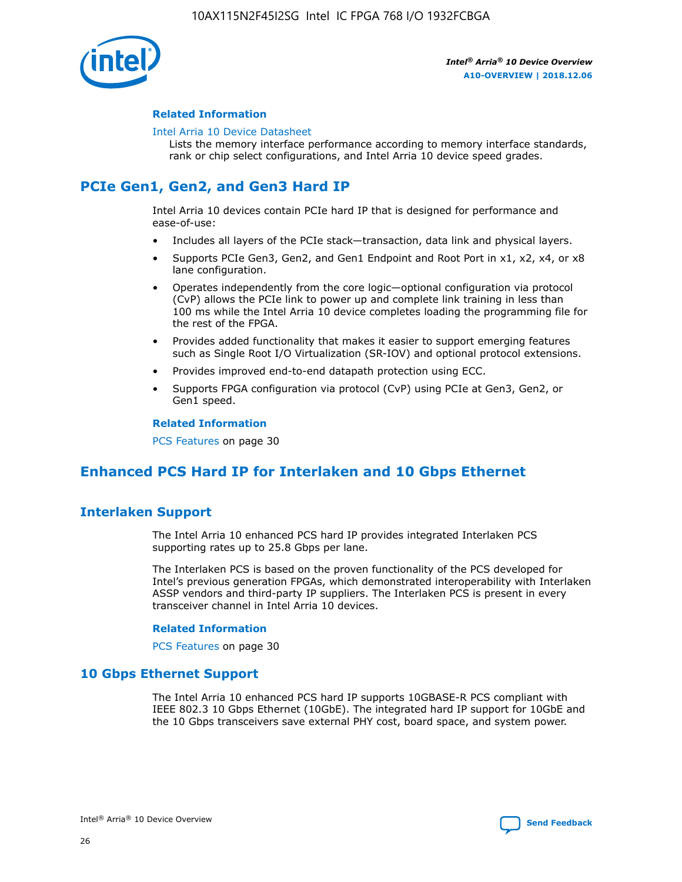### Related Information

Intel Arria 10 Device Datasheet
Lists the memory interface performance according to memory interface standards, rank or chip select configurations, and Intel Arria 10 device speed grades.

## PCIe Gen1, Gen2, and Gen3 Hard IP

Intel Arria 10 devices contain PCIe hard IP that is designed for performance and ease-of-use:

- Includes all layers of the PCIe stack—transaction, data link and physical layers.
- Supports PCIe Gen3, Gen2, and Gen1 Endpoint and Root Port in x1, x2, x4, or x8 lane configuration.
- Operates independently from the core logic—optional configuration via protocol (CvP) allows the PCIe link to power up and complete link training in less than 100 ms while the Intel Arria 10 device completes loading the programming file for the rest of the FPGA.
- Provides added functionality that makes it easier to support emerging features such as Single Root I/O Virtualization (SR-IOV) and optional protocol extensions.
- Provides improved end-to-end datapath protection using ECC.
- Supports FPGA configuration via protocol (CvP) using PCIe at Gen3, Gen2, or Gen1 speed.

### Related Information

PCS Features on page 30

## Enhanced PCS Hard IP for Interlaken and 10 Gbps Ethernet

## Interlaken Support

The Intel Arria 10 enhanced PCS hard IP provides integrated Interlaken PCS supporting rates up to 25.8 Gbps per lane.

The Interlaken PCS is based on the proven functionality of the PCS developed for Intel's previous generation FPGAs, which demonstrated interoperability with Interlaken ASSP vendors and third-party IP suppliers. The Interlaken PCS is present in every transceiver channel in Intel Arria 10 devices.

### Related Information

PCS Features on page 30

## 10 Gbps Ethernet Support

The Intel Arria 10 enhanced PCS hard IP supports 10GBASE-R PCS compliant with IEEE 802.3 10 Gbps Ethernet (10GbE). The integrated hard IP support for 10GbE and the 10 Gbps transceivers save external PHY cost, board space, and system power.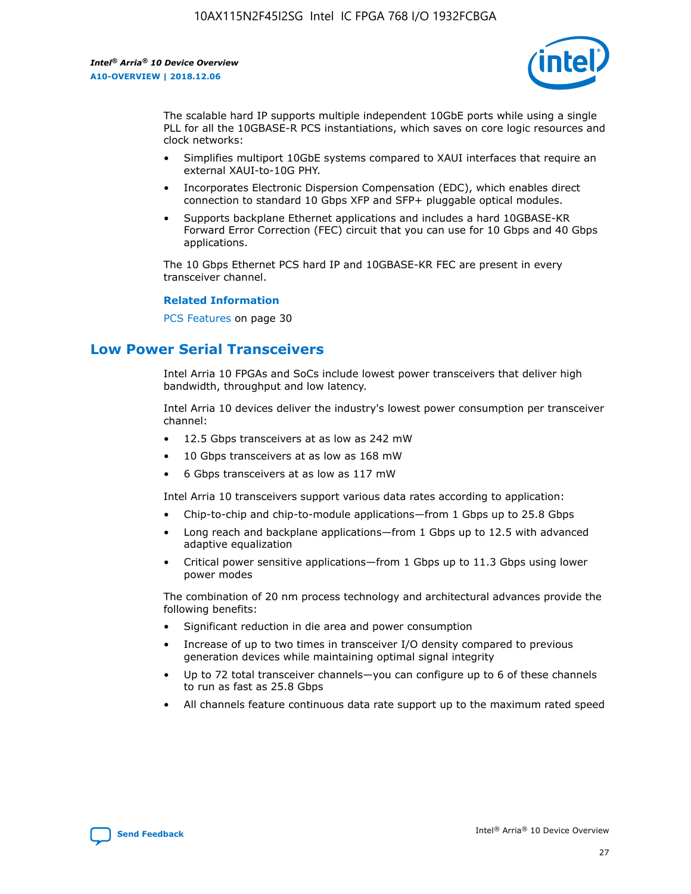The scalable hard IP supports multiple independent 10GbE ports while using a single PLL for all the 10GBASE-R PCS instantiations, which saves on core logic resources and clock networks:

- Simplifies multiport 10GbE systems compared to XAUI interfaces that require an external XAUI-to-10G PHY.
- Incorporates Electronic Dispersion Compensation (EDC), which enables direct connection to standard 10 Gbps XFP and SFP+ pluggable optical modules.
- Supports backplane Ethernet applications and includes a hard 10GBASE-KR Forward Error Correction (FEC) circuit that you can use for 10 Gbps and 40 Gbps applications.

The 10 Gbps Ethernet PCS hard IP and 10GBASE-KR FEC are present in every transceiver channel.

**Related Information**

PCS Features on page 30

## Low Power Serial Transceivers

Intel Arria 10 FPGAs and SoCs include lowest power transceivers that deliver high bandwidth, throughput and low latency.

Intel Arria 10 devices deliver the industry's lowest power consumption per transceiver channel:

- 12.5 Gbps transceivers at as low as 242 mW
- 10 Gbps transceivers at as low as 168 mW
- 6 Gbps transceivers at as low as 117 mW

Intel Arria 10 transceivers support various data rates according to application:

- Chip-to-chip and chip-to-module applications—from 1 Gbps up to 25.8 Gbps
- Long reach and backplane applications—from 1 Gbps up to 12.5 with advanced adaptive equalization
- Critical power sensitive applications—from 1 Gbps up to 11.3 Gbps using lower power modes

The combination of 20 nm process technology and architectural advances provide the following benefits:

- Significant reduction in die area and power consumption
- Increase of up to two times in transceiver I/O density compared to previous generation devices while maintaining optimal signal integrity
- Up to 72 total transceiver channels—you can configure up to 6 of these channels to run as fast as 25.8 Gbps
- All channels feature continuous data rate support up to the maximum rated speed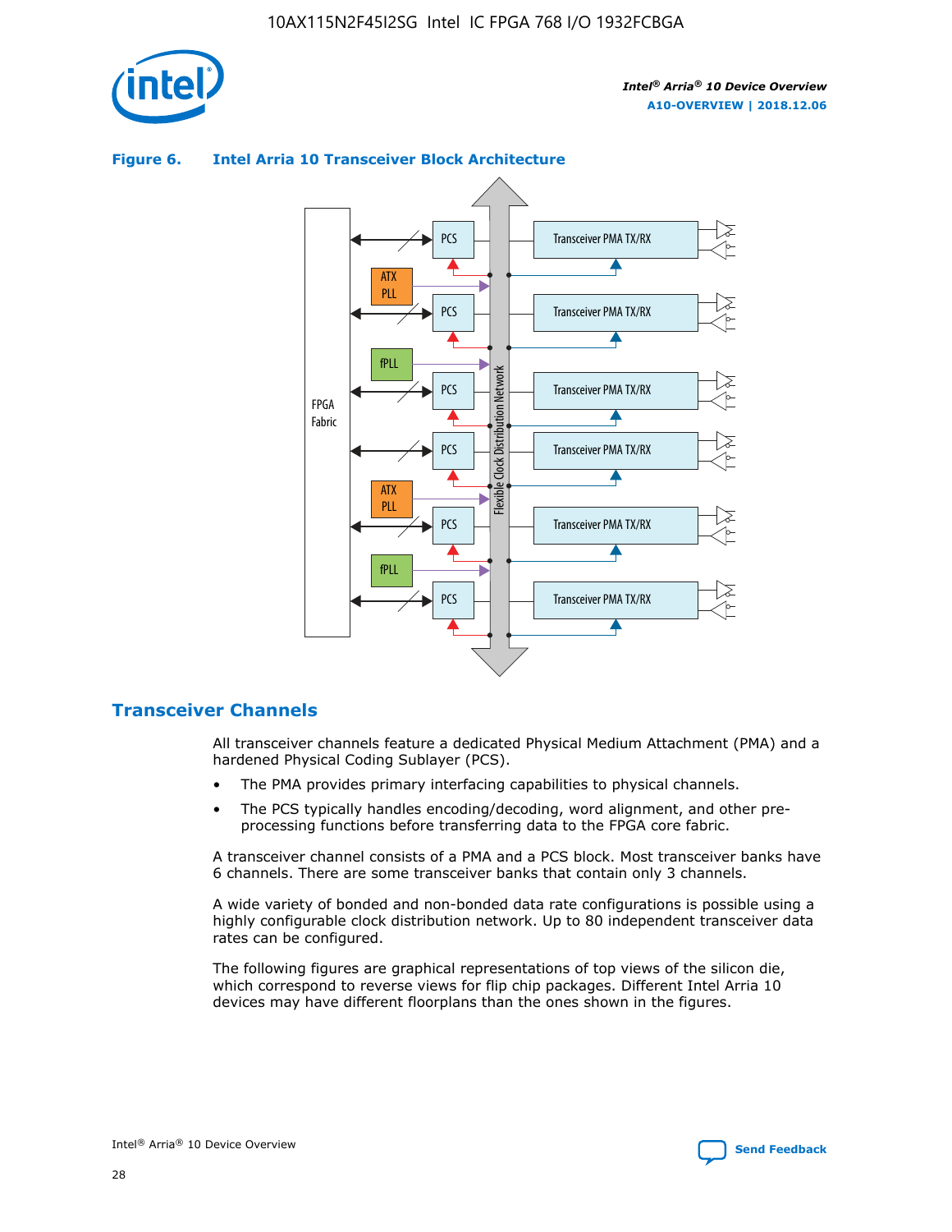**Figure 6. Intel Arria 10 Transceiver Block Architecture**

## Transceiver Channels

All transceiver channels feature a dedicated Physical Medium Attachment (PMA) and a hardened Physical Coding Sublayer (PCS).

- The PMA provides primary interfacing capabilities to physical channels.
- The PCS typically handles encoding/decoding, word alignment, and other pre-processing functions before transferring data to the FPGA core fabric.

A transceiver channel consists of a PMA and a PCS block. Most transceiver banks have 6 channels. There are some transceiver banks that contain only 3 channels.

A wide variety of bonded and non-bonded data rate configurations is possible using a highly configurable clock distribution network. Up to 80 independent transceiver data rates can be configured.

The following figures are graphical representations of top views of the silicon die, which correspond to reverse views for flip chip packages. Different Intel Arria 10 devices may have different floorplans than the ones shown in the figures.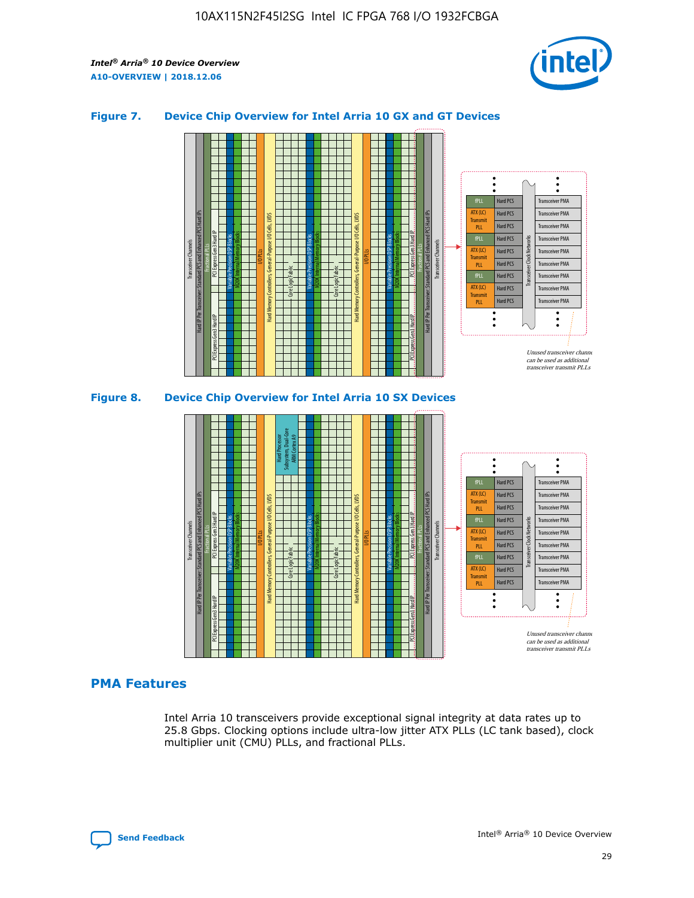## Figure 7. Device Chip Overview for Intel Arria 10 GX and GT Devices

## Figure 8. Device Chip Overview for Intel Arria 10 SX Devices

## PMA Features

Intel Arria 10 transceivers provide exceptional signal integrity at data rates up to 25.8 Gbps. Clocking options include ultra-low jitter ATX PLLs (LC tank based), clock multiplier unit (CMU) PLLs, and fractional PLLs.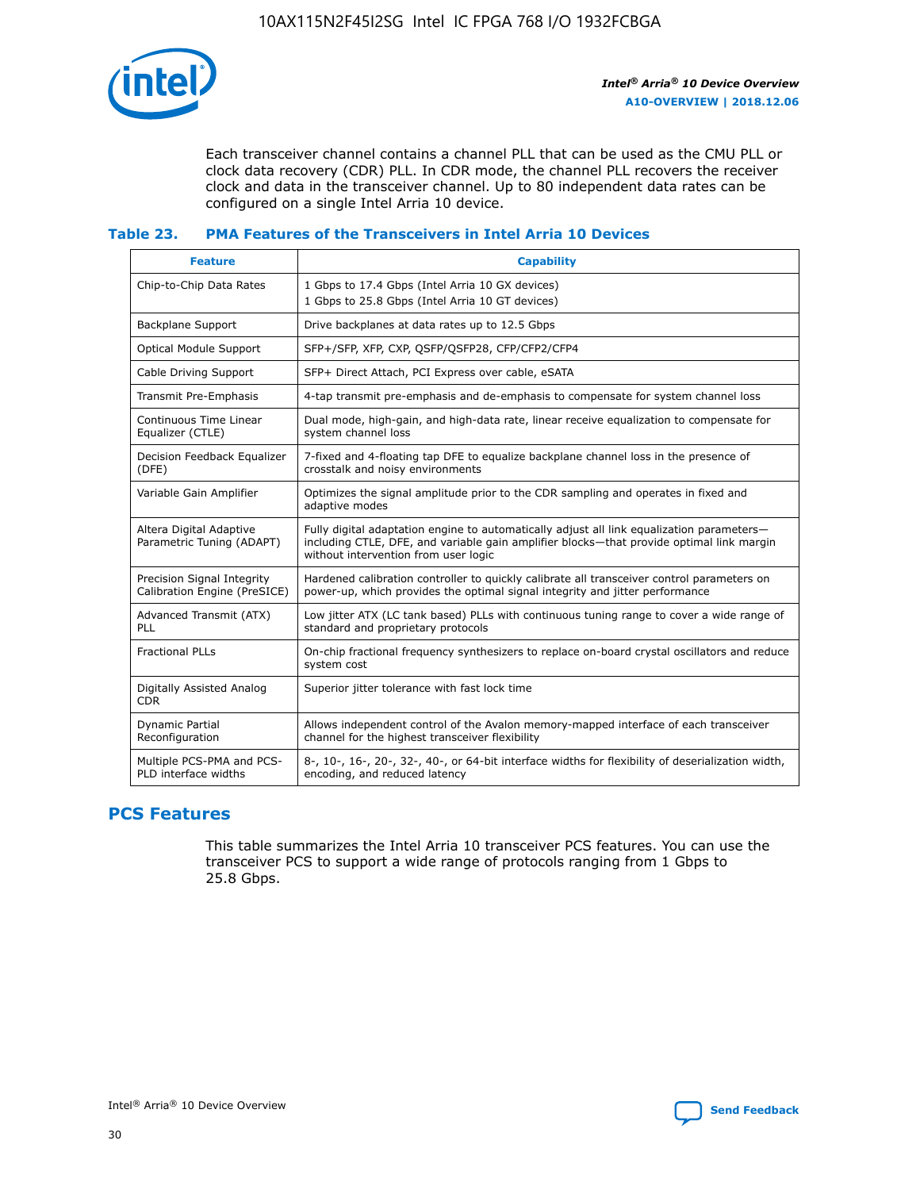Each transceiver channel contains a channel PLL that can be used as the CMU PLL or clock data recovery (CDR) PLL. In CDR mode, the channel PLL recovers the receiver clock and data in the transceiver channel. Up to 80 independent data rates can be configured on a single Intel Arria 10 device.

### Table 23. PMA Features of the Transceivers in Intel Arria 10 Devices

| Feature | Capability |
| --- | --- |
| Chip-to-Chip Data Rates | 1 Gbps to 17.4 Gbps (Intel Arria 10 GX devices)<br>1 Gbps to 25.8 Gbps (Intel Arria 10 GT devices) |
| Backplane Support | Drive backplanes at data rates up to 12.5 Gbps |
| Optical Module Support | SFP+/SFP, XFP, CXP, QSFP/QSFP28, CFP/CFP2/CFP4 |
| Cable Driving Support | SFP+ Direct Attach, PCI Express over cable, eSATA |
| Transmit Pre-Emphasis | 4-tap transmit pre-emphasis and de-emphasis to compensate for system channel loss |
| Continuous Time Linear Equalizer (CTLE) | Dual mode, high-gain, and high-data rate, linear receive equalization to compensate for system channel loss |
| Decision Feedback Equalizer (DFE) | 7-fixed and 4-floating tap DFE to equalize backplane channel loss in the presence of crosstalk and noisy environments |
| Variable Gain Amplifier | Optimizes the signal amplitude prior to the CDR sampling and operates in fixed and adaptive modes |
| Altera Digital Adaptive Parametric Tuning (ADAPT) | Fully digital adaptation engine to automatically adjust all link equalization parameters—including CTLE, DFE, and variable gain amplifier blocks—that provide optimal link margin without intervention from user logic |
| Precision Signal Integrity Calibration Engine (PreSICE) | Hardened calibration controller to quickly calibrate all transceiver control parameters on power-up, which provides the optimal signal integrity and jitter performance |
| Advanced Transmit (ATX) PLL | Low jitter ATX (LC tank based) PLLs with continuous tuning range to cover a wide range of standard and proprietary protocols |
| Fractional PLLs | On-chip fractional frequency synthesizers to replace on-board crystal oscillators and reduce system cost |
| Digitally Assisted Analog CDR | Superior jitter tolerance with fast lock time |
| Dynamic Partial Reconfiguration | Allows independent control of the Avalon memory-mapped interface of each transceiver channel for the highest transceiver flexibility |
| Multiple PCS-PMA and PCS-PLD interface widths | 8-, 10-, 16-, 20-, 32-, 40-, or 64-bit interface widths for flexibility of deserialization width, encoding, and reduced latency |

## PCS Features

This table summarizes the Intel Arria 10 transceiver PCS features. You can use the transceiver PCS to support a wide range of protocols ranging from 1 Gbps to 25.8 Gbps.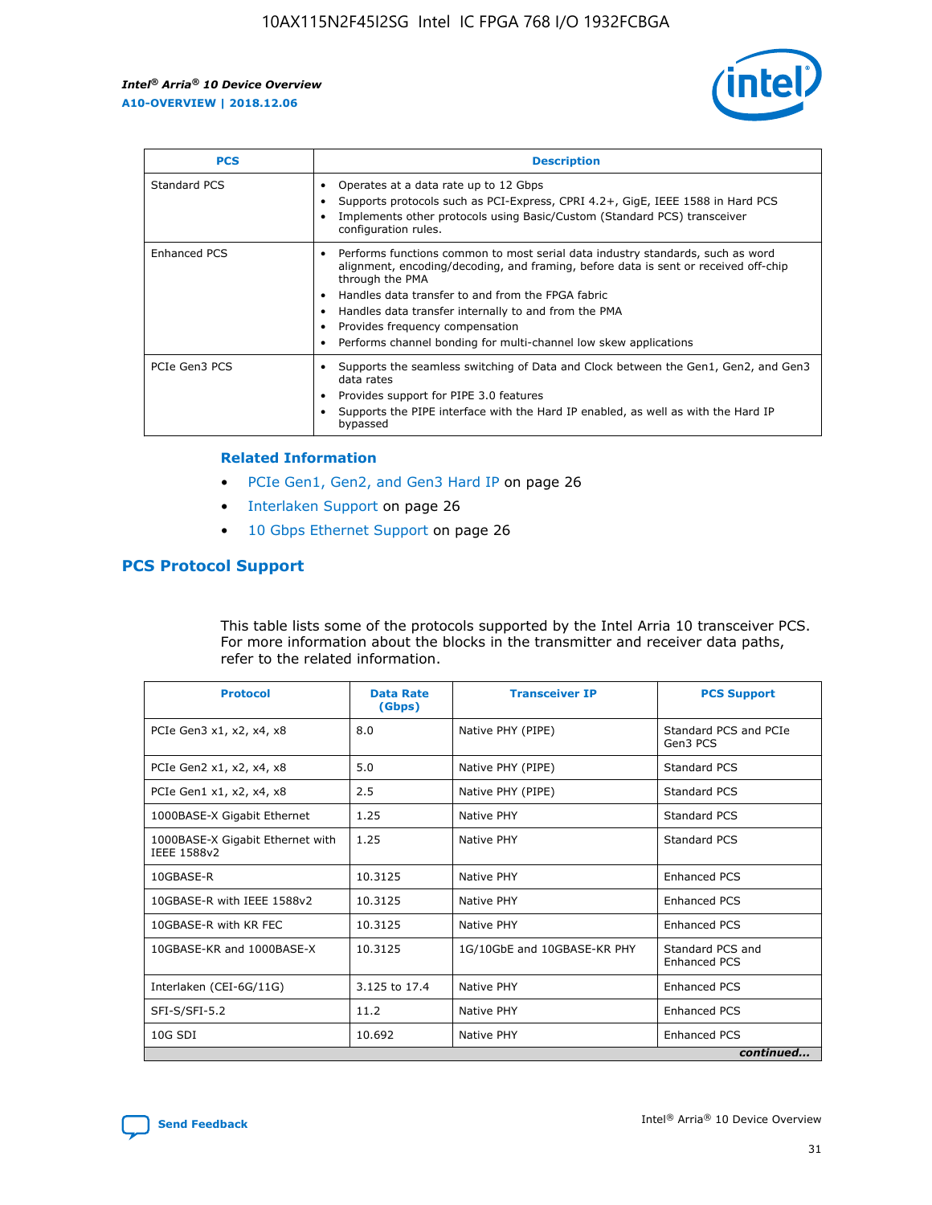| PCS | Description |
| --- | --- |
| Standard PCS | • Operates at a data rate up to 12 Gbps<br>• Supports protocols such as PCI-Express, CPRI 4.2+, GigE, IEEE 1588 in Hard PCS<br>• Implements other protocols using Basic/Custom (Standard PCS) transceiver configuration rules. |
| Enhanced PCS | • Performs functions common to most serial data industry standards, such as word alignment, encoding/decoding, and framing, before data is sent or received off-chip through the PMA<br>• Handles data transfer to and from the FPGA fabric<br>• Handles data transfer internally to and from the PMA<br>• Provides frequency compensation<br>• Performs channel bonding for multi-channel low skew applications |
| PCIe Gen3 PCS | • Supports the seamless switching of Data and Clock between the Gen1, Gen2, and Gen3 data rates<br>• Provides support for PIPE 3.0 features<br>• Supports the PIPE interface with the Hard IP enabled, as well as with the Hard IP bypassed |

### Related Information

- PCIe Gen1, Gen2, and Gen3 Hard IP on page 26
- Interlaken Support on page 26
- 10 Gbps Ethernet Support on page 26

## PCS Protocol Support

This table lists some of the protocols supported by the Intel Arria 10 transceiver PCS. For more information about the blocks in the transmitter and receiver data paths, refer to the related information.

| Protocol | Data Rate (Gbps) | Transceiver IP | PCS Support |
| --- | --- | --- | --- |
| PCIe Gen3 x1, x2, x4, x8 | 8.0 | Native PHY (PIPE) | Standard PCS and PCIe Gen3 PCS |
| PCIe Gen2 x1, x2, x4, x8 | 5.0 | Native PHY (PIPE) | Standard PCS |
| PCIe Gen1 x1, x2, x4, x8 | 2.5 | Native PHY (PIPE) | Standard PCS |
| 1000BASE-X Gigabit Ethernet | 1.25 | Native PHY | Standard PCS |
| 1000BASE-X Gigabit Ethernet with IEEE 1588v2 | 1.25 | Native PHY | Standard PCS |
| 10GBASE-R | 10.3125 | Native PHY | Enhanced PCS |
| 10GBASE-R with IEEE 1588v2 | 10.3125 | Native PHY | Enhanced PCS |
| 10GBASE-R with KR FEC | 10.3125 | Native PHY | Enhanced PCS |
| 10GBASE-KR and 1000BASE-X | 10.3125 | 1G/10GbE and 10GBASE-KR PHY | Standard PCS and Enhanced PCS |
| Interlaken (CEI-6G/11G) | 3.125 to 17.4 | Native PHY | Enhanced PCS |
| SFI-S/SFI-5.2 | 11.2 | Native PHY | Enhanced PCS |
| 10G SDI | 10.692 | Native PHY | Enhanced PCS |

*continued...*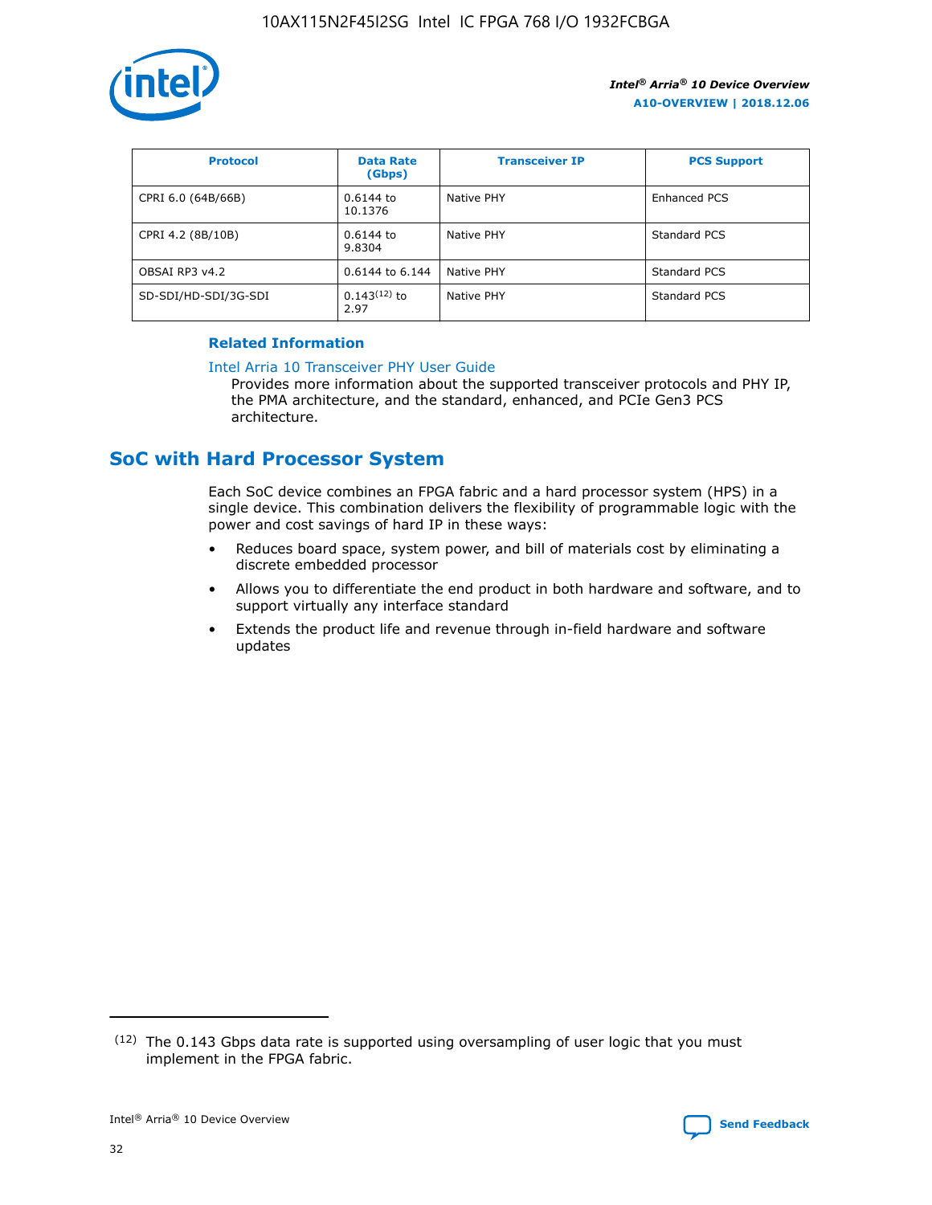| Protocol | Data Rate (Gbps) | Transceiver IP | PCS Support |
| --- | --- | --- | --- |
| CPRI 6.0 (64B/66B) | 0.6144 to 10.1376 | Native PHY | Enhanced PCS |
| CPRI 4.2 (8B/10B) | 0.6144 to 9.8304 | Native PHY | Standard PCS |
| OBSAI RP3 v4.2 | 0.6144 to 6.144 | Native PHY | Standard PCS |
| SD-SDI/HD-SDI/3G-SDI | 0.143[12] to 2.97 | Native PHY | Standard PCS |

**Related Information**

Intel Arria 10 Transceiver PHY User Guide
Provides more information about the supported transceiver protocols and PHY IP, the PMA architecture, and the standard, enhanced, and PCIe Gen3 PCS architecture.

## SoC with Hard Processor System

Each SoC device combines an FPGA fabric and a hard processor system (HPS) in a single device. This combination delivers the flexibility of programmable logic with the power and cost savings of hard IP in these ways:

- Reduces board space, system power, and bill of materials cost by eliminating a discrete embedded processor
- Allows you to differentiate the end product in both hardware and software, and to support virtually any interface standard
- Extends the product life and revenue through in-field hardware and software updates

(12) The 0.143 Gbps data rate is supported using oversampling of user logic that you must implement in the FPGA fabric.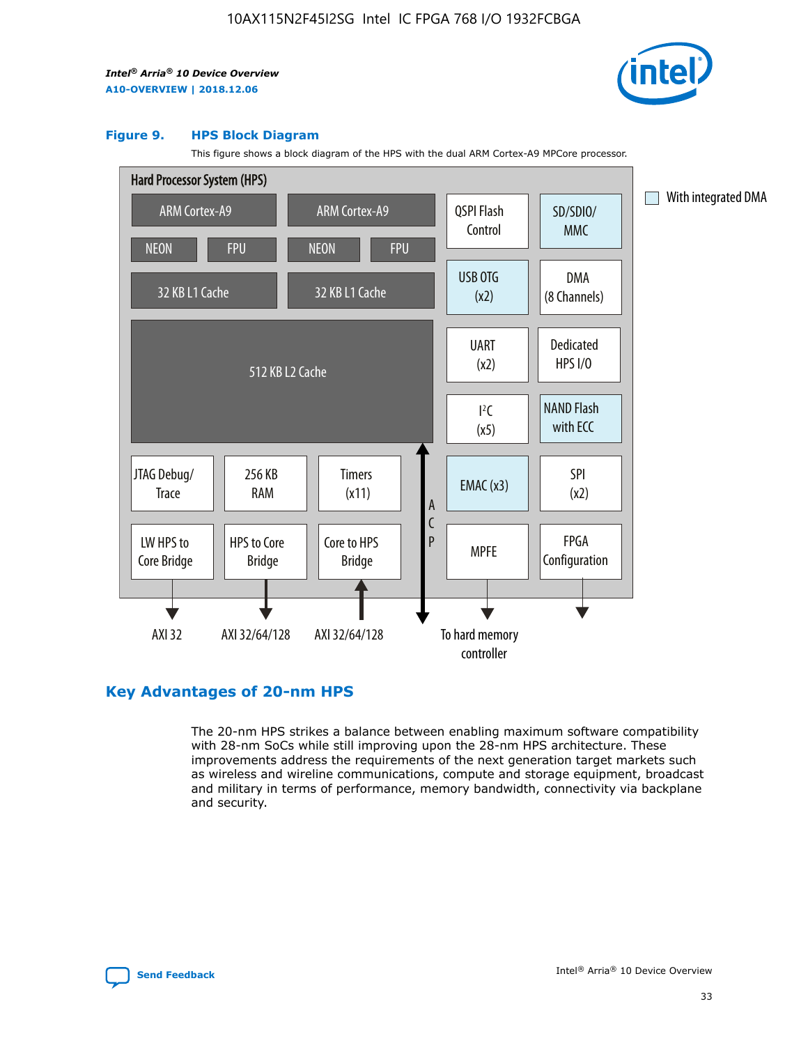**Figure 9. HPS Block Diagram**

This figure shows a block diagram of the HPS with the dual ARM Cortex-A9 MPCore processor.

Hard Processor System (HPS)

- ARM Cortex-A9 (NEON, FPU, 32 KB L1 Cache)
- ARM Cortex-A9 (NEON, FPU, 32 KB L1 Cache)
- 512 KB L2 Cache
- JTAG Debug/Trace
- 256 KB RAM
- Timers (x11)
- LW HPS to Core Bridge → AXI 32
- HPS to Core Bridge → AXI 32/64/128
- Core to HPS Bridge ← AXI 32/64/128
- ACP
- QSPI Flash Control
- SD/SDIO/MMC
- USB OTG (x2)
- DMA (8 Channels)
- UART (x2)
- Dedicated HPS I/O
- I²C (x5)
- NAND Flash with ECC
- EMAC (x3)
- SPI (x2)
- MPFE → To hard memory controller
- FPGA Configuration

With integrated DMA: SD/SDIO/MMC, USB OTG (x2), NAND Flash with ECC, EMAC (x3)

## Key Advantages of 20-nm HPS

The 20-nm HPS strikes a balance between enabling maximum software compatibility with 28-nm SoCs while still improving upon the 28-nm HPS architecture. These improvements address the requirements of the next generation target markets such as wireless and wireline communications, compute and storage equipment, broadcast and military in terms of performance, memory bandwidth, connectivity via backplane and security.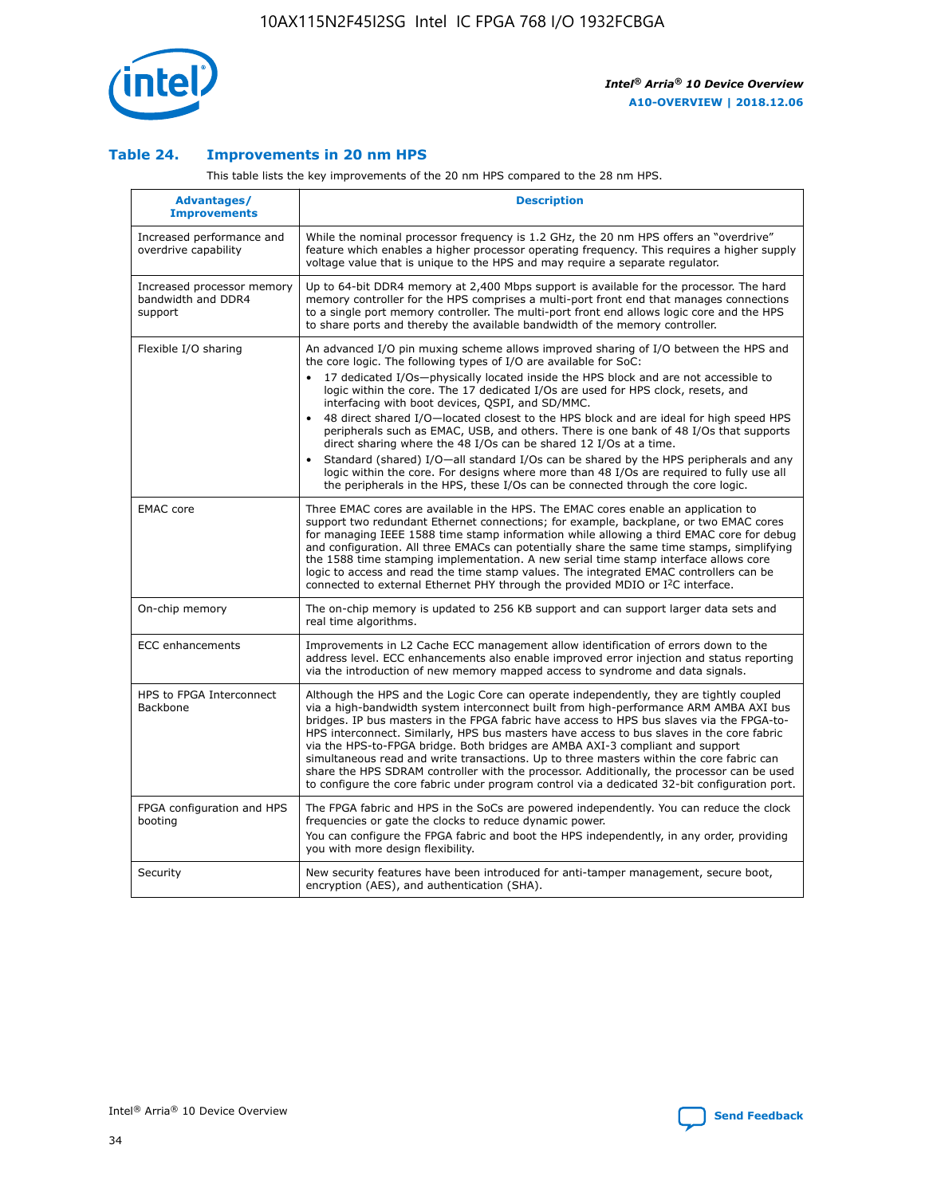### Table 24. Improvements in 20 nm HPS

This table lists the key improvements of the 20 nm HPS compared to the 28 nm HPS.

| Advantages/ Improvements | Description |
|---|---|
| Increased performance and overdrive capability | While the nominal processor frequency is 1.2 GHz, the 20 nm HPS offers an "overdrive" feature which enables a higher processor operating frequency. This requires a higher supply voltage value that is unique to the HPS and may require a separate regulator. |
| Increased processor memory bandwidth and DDR4 support | Up to 64-bit DDR4 memory at 2,400 Mbps support is available for the processor. The hard memory controller for the HPS comprises a multi-port front end that manages connections to a single port memory controller. The multi-port front end allows logic core and the HPS to share ports and thereby the available bandwidth of the memory controller. |
| Flexible I/O sharing | An advanced I/O pin muxing scheme allows improved sharing of I/O between the HPS and the core logic. The following types of I/O are available for SoC:<br>• 17 dedicated I/Os—physically located inside the HPS block and are not accessible to logic within the core. The 17 dedicated I/Os are used for HPS clock, resets, and interfacing with boot devices, QSPI, and SD/MMC.<br>• 48 direct shared I/O—located closest to the HPS block and are ideal for high speed HPS peripherals such as EMAC, USB, and others. There is one bank of 48 I/Os that supports direct sharing where the 48 I/Os can be shared 12 I/Os at a time.<br>• Standard (shared) I/O—all standard I/Os can be shared by the HPS peripherals and any logic within the core. For designs where more than 48 I/Os are required to fully use all the peripherals in the HPS, these I/Os can be connected through the core logic. |
| EMAC core | Three EMAC cores are available in the HPS. The EMAC cores enable an application to support two redundant Ethernet connections; for example, backplane, or two EMAC cores for managing IEEE 1588 time stamp information while allowing a third EMAC core for debug and configuration. All three EMACs can potentially share the same time stamps, simplifying the 1588 time stamping implementation. A new serial time stamp interface allows core logic to access and read the time stamp values. The integrated EMAC controllers can be connected to external Ethernet PHY through the provided MDIO or I²C interface. |
| On-chip memory | The on-chip memory is updated to 256 KB support and can support larger data sets and real time algorithms. |
| ECC enhancements | Improvements in L2 Cache ECC management allow identification of errors down to the address level. ECC enhancements also enable improved error injection and status reporting via the introduction of new memory mapped access to syndrome and data signals. |
| HPS to FPGA Interconnect Backbone | Although the HPS and the Logic Core can operate independently, they are tightly coupled via a high-bandwidth system interconnect built from high-performance ARM AMBA AXI bus bridges. IP bus masters in the FPGA fabric have access to HPS bus slaves via the FPGA-to-HPS interconnect. Similarly, HPS bus masters have access to bus slaves in the core fabric via the HPS-to-FPGA bridge. Both bridges are AMBA AXI-3 compliant and support simultaneous read and write transactions. Up to three masters within the core fabric can share the HPS SDRAM controller with the processor. Additionally, the processor can be used to configure the core fabric under program control via a dedicated 32-bit configuration port. |
| FPGA configuration and HPS booting | The FPGA fabric and HPS in the SoCs are powered independently. You can reduce the clock frequencies or gate the clocks to reduce dynamic power.<br>You can configure the FPGA fabric and boot the HPS independently, in any order, providing you with more design flexibility. |
| Security | New security features have been introduced for anti-tamper management, secure boot, encryption (AES), and authentication (SHA). |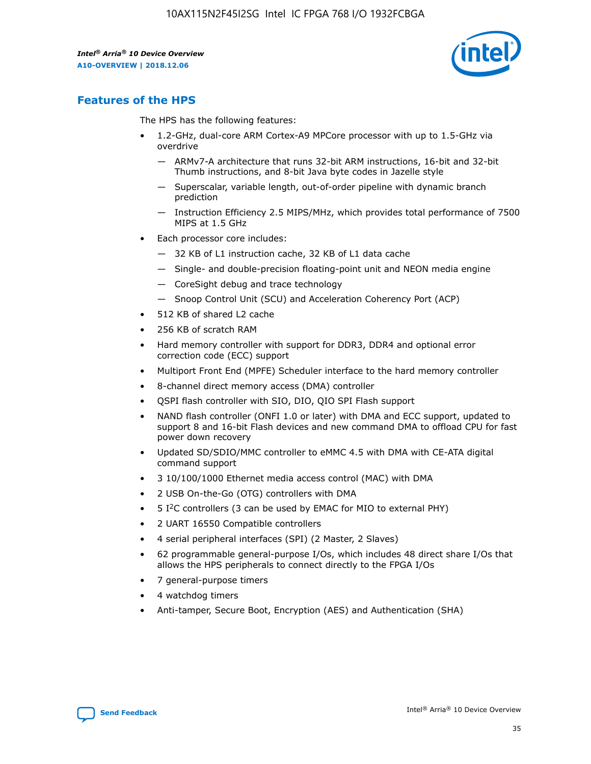## Features of the HPS

The HPS has the following features:

- 1.2-GHz, dual-core ARM Cortex-A9 MPCore processor with up to 1.5-GHz via overdrive
  - — ARMv7-A architecture that runs 32-bit ARM instructions, 16-bit and 32-bit Thumb instructions, and 8-bit Java byte codes in Jazelle style
  - — Superscalar, variable length, out-of-order pipeline with dynamic branch prediction
  - — Instruction Efficiency 2.5 MIPS/MHz, which provides total performance of 7500 MIPS at 1.5 GHz
- Each processor core includes:
  - — 32 KB of L1 instruction cache, 32 KB of L1 data cache
  - — Single- and double-precision floating-point unit and NEON media engine
  - — CoreSight debug and trace technology
  - — Snoop Control Unit (SCU) and Acceleration Coherency Port (ACP)
- 512 KB of shared L2 cache
- 256 KB of scratch RAM
- Hard memory controller with support for DDR3, DDR4 and optional error correction code (ECC) support
- Multiport Front End (MPFE) Scheduler interface to the hard memory controller
- 8-channel direct memory access (DMA) controller
- QSPI flash controller with SIO, DIO, QIO SPI Flash support
- NAND flash controller (ONFI 1.0 or later) with DMA and ECC support, updated to support 8 and 16-bit Flash devices and new command DMA to offload CPU for fast power down recovery
- Updated SD/SDIO/MMC controller to eMMC 4.5 with DMA with CE-ATA digital command support
- 3 10/100/1000 Ethernet media access control (MAC) with DMA
- 2 USB On-the-Go (OTG) controllers with DMA
- 5 I²C controllers (3 can be used by EMAC for MIO to external PHY)
- 2 UART 16550 Compatible controllers
- 4 serial peripheral interfaces (SPI) (2 Master, 2 Slaves)
- 62 programmable general-purpose I/Os, which includes 48 direct share I/Os that allows the HPS peripherals to connect directly to the FPGA I/Os
- 7 general-purpose timers
- 4 watchdog timers
- Anti-tamper, Secure Boot, Encryption (AES) and Authentication (SHA)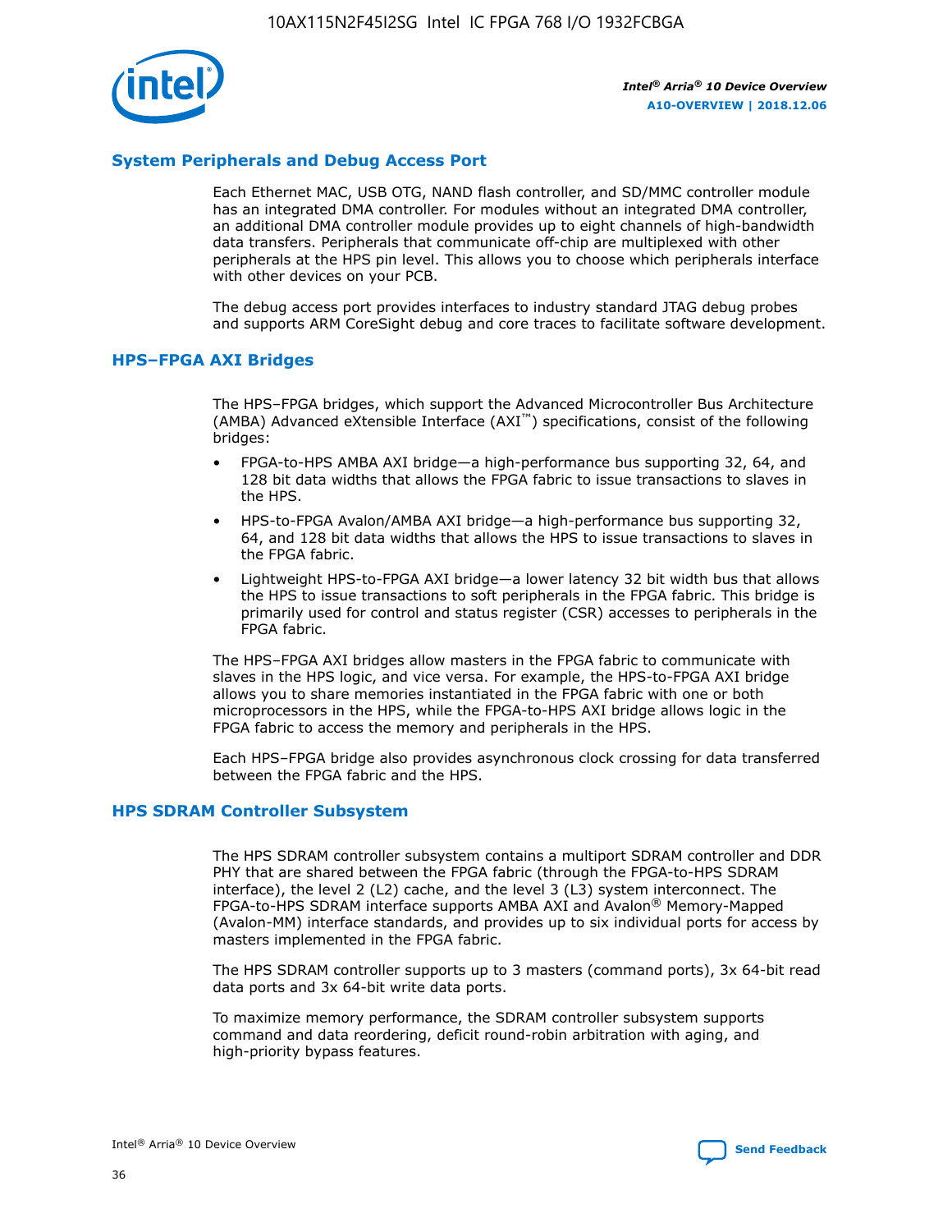## System Peripherals and Debug Access Port

Each Ethernet MAC, USB OTG, NAND flash controller, and SD/MMC controller module has an integrated DMA controller. For modules without an integrated DMA controller, an additional DMA controller module provides up to eight channels of high-bandwidth data transfers. Peripherals that communicate off-chip are multiplexed with other peripherals at the HPS pin level. This allows you to choose which peripherals interface with other devices on your PCB.

The debug access port provides interfaces to industry standard JTAG debug probes and supports ARM CoreSight debug and core traces to facilitate software development.

## HPS–FPGA AXI Bridges

The HPS–FPGA bridges, which support the Advanced Microcontroller Bus Architecture (AMBA) Advanced eXtensible Interface (AXI™) specifications, consist of the following bridges:

- FPGA-to-HPS AMBA AXI bridge—a high-performance bus supporting 32, 64, and 128 bit data widths that allows the FPGA fabric to issue transactions to slaves in the HPS.
- HPS-to-FPGA Avalon/AMBA AXI bridge—a high-performance bus supporting 32, 64, and 128 bit data widths that allows the HPS to issue transactions to slaves in the FPGA fabric.
- Lightweight HPS-to-FPGA AXI bridge—a lower latency 32 bit width bus that allows the HPS to issue transactions to soft peripherals in the FPGA fabric. This bridge is primarily used for control and status register (CSR) accesses to peripherals in the FPGA fabric.

The HPS–FPGA AXI bridges allow masters in the FPGA fabric to communicate with slaves in the HPS logic, and vice versa. For example, the HPS-to-FPGA AXI bridge allows you to share memories instantiated in the FPGA fabric with one or both microprocessors in the HPS, while the FPGA-to-HPS AXI bridge allows logic in the FPGA fabric to access the memory and peripherals in the HPS.

Each HPS–FPGA bridge also provides asynchronous clock crossing for data transferred between the FPGA fabric and the HPS.

## HPS SDRAM Controller Subsystem

The HPS SDRAM controller subsystem contains a multiport SDRAM controller and DDR PHY that are shared between the FPGA fabric (through the FPGA-to-HPS SDRAM interface), the level 2 (L2) cache, and the level 3 (L3) system interconnect. The FPGA-to-HPS SDRAM interface supports AMBA AXI and Avalon® Memory-Mapped (Avalon-MM) interface standards, and provides up to six individual ports for access by masters implemented in the FPGA fabric.

The HPS SDRAM controller supports up to 3 masters (command ports), 3x 64-bit read data ports and 3x 64-bit write data ports.

To maximize memory performance, the SDRAM controller subsystem supports command and data reordering, deficit round-robin arbitration with aging, and high-priority bypass features.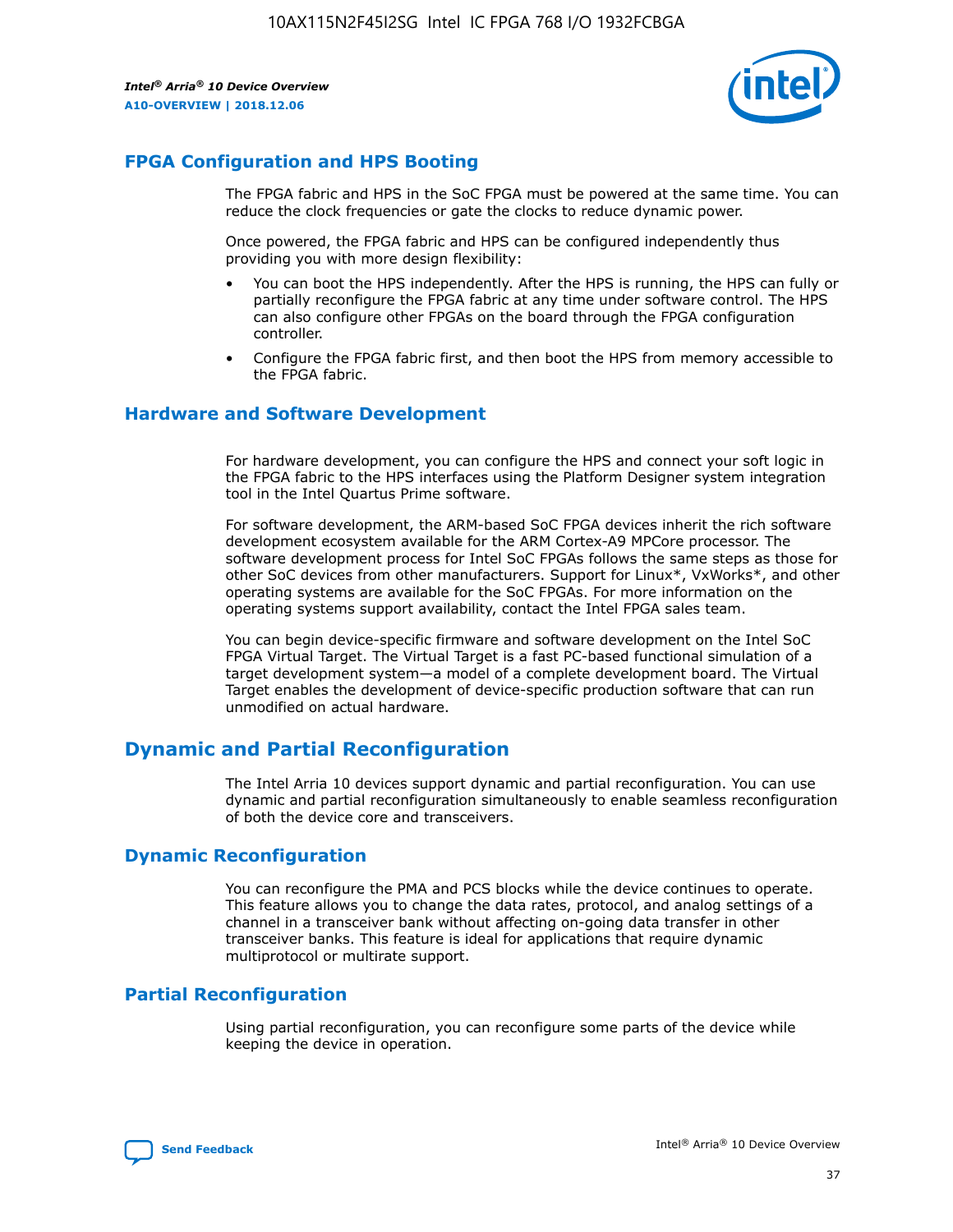## FPGA Configuration and HPS Booting

The FPGA fabric and HPS in the SoC FPGA must be powered at the same time. You can reduce the clock frequencies or gate the clocks to reduce dynamic power.

Once powered, the FPGA fabric and HPS can be configured independently thus providing you with more design flexibility:

- You can boot the HPS independently. After the HPS is running, the HPS can fully or partially reconfigure the FPGA fabric at any time under software control. The HPS can also configure other FPGAs on the board through the FPGA configuration controller.
- Configure the FPGA fabric first, and then boot the HPS from memory accessible to the FPGA fabric.

## Hardware and Software Development

For hardware development, you can configure the HPS and connect your soft logic in the FPGA fabric to the HPS interfaces using the Platform Designer system integration tool in the Intel Quartus Prime software.

For software development, the ARM-based SoC FPGA devices inherit the rich software development ecosystem available for the ARM Cortex-A9 MPCore processor. The software development process for Intel SoC FPGAs follows the same steps as those for other SoC devices from other manufacturers. Support for Linux*, VxWorks*, and other operating systems are available for the SoC FPGAs. For more information on the operating systems support availability, contact the Intel FPGA sales team.

You can begin device-specific firmware and software development on the Intel SoC FPGA Virtual Target. The Virtual Target is a fast PC-based functional simulation of a target development system—a model of a complete development board. The Virtual Target enables the development of device-specific production software that can run unmodified on actual hardware.

# Dynamic and Partial Reconfiguration

The Intel Arria 10 devices support dynamic and partial reconfiguration. You can use dynamic and partial reconfiguration simultaneously to enable seamless reconfiguration of both the device core and transceivers.

## Dynamic Reconfiguration

You can reconfigure the PMA and PCS blocks while the device continues to operate. This feature allows you to change the data rates, protocol, and analog settings of a channel in a transceiver bank without affecting on-going data transfer in other transceiver banks. This feature is ideal for applications that require dynamic multiprotocol or multirate support.

## Partial Reconfiguration

Using partial reconfiguration, you can reconfigure some parts of the device while keeping the device in operation.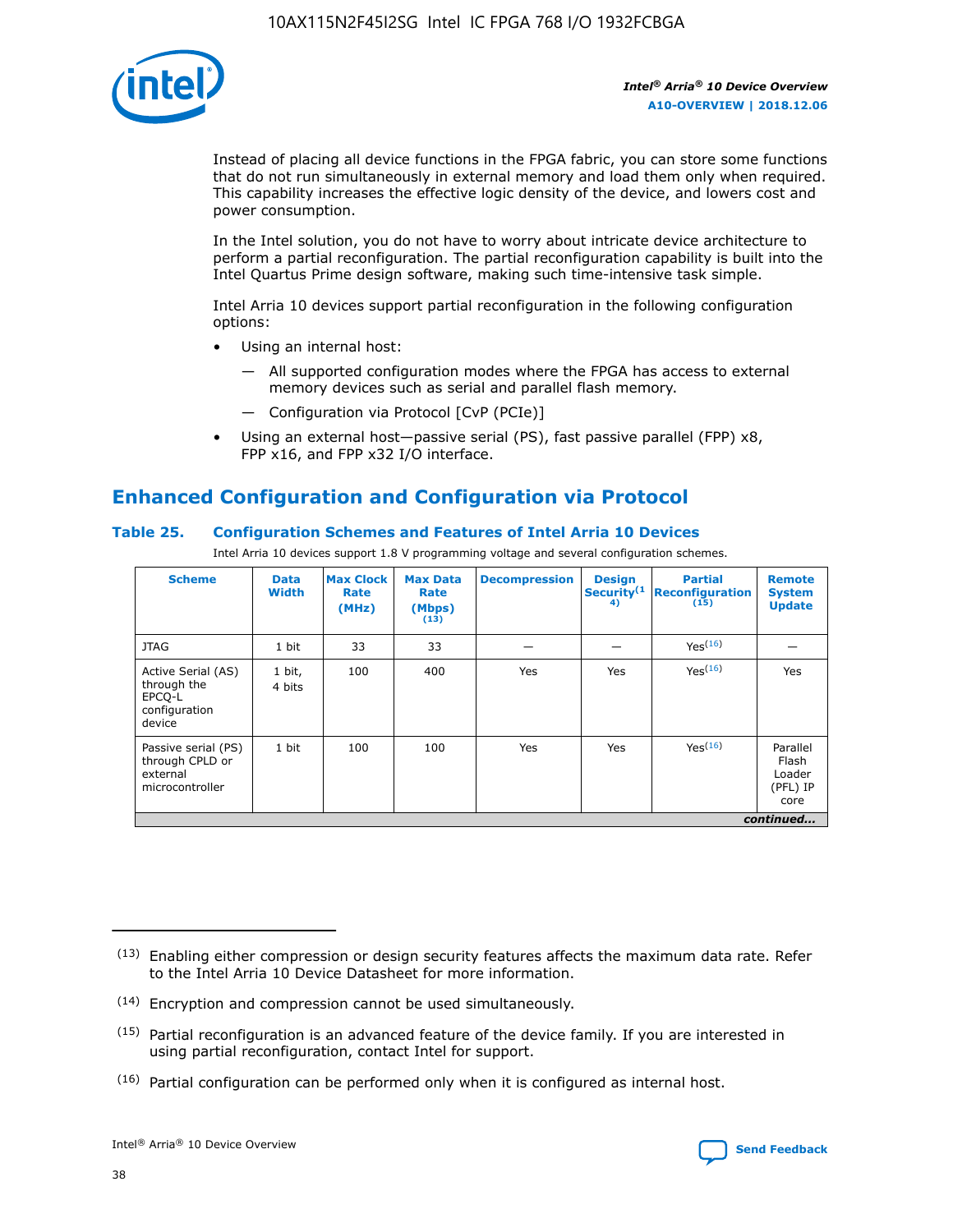Instead of placing all device functions in the FPGA fabric, you can store some functions that do not run simultaneously in external memory and load them only when required. This capability increases the effective logic density of the device, and lowers cost and power consumption.

In the Intel solution, you do not have to worry about intricate device architecture to perform a partial reconfiguration. The partial reconfiguration capability is built into the Intel Quartus Prime design software, making such time-intensive task simple.

Intel Arria 10 devices support partial reconfiguration in the following configuration options:

- Using an internal host:
  - All supported configuration modes where the FPGA has access to external memory devices such as serial and parallel flash memory.
  - Configuration via Protocol [CvP (PCIe)]
- Using an external host—passive serial (PS), fast passive parallel (FPP) x8, FPP x16, and FPP x32 I/O interface.

## Enhanced Configuration and Configuration via Protocol

### Table 25. Configuration Schemes and Features of Intel Arria 10 Devices

Intel Arria 10 devices support 1.8 V programming voltage and several configuration schemes.

| Scheme | Data Width | Max Clock Rate (MHz) | Max Data Rate (Mbps) (13) | Decompression | Design Security (14) | Partial Reconfiguration (15) | Remote System Update |
|---|---|---|---|---|---|---|---|
| JTAG | 1 bit | 33 | 33 | — | — | Yes (16) | — |
| Active Serial (AS) through the EPCQ-L configuration device | 1 bit, 4 bits | 100 | 400 | Yes | Yes | Yes (16) | Yes |
| Passive serial (PS) through CPLD or external microcontroller | 1 bit | 100 | 100 | Yes | Yes | Yes (16) | Parallel Flash Loader (PFL) IP core |

*continued...*

(13) Enabling either compression or design security features affects the maximum data rate. Refer to the Intel Arria 10 Device Datasheet for more information.

(14) Encryption and compression cannot be used simultaneously.

(15) Partial reconfiguration is an advanced feature of the device family. If you are interested in using partial reconfiguration, contact Intel for support.

(16) Partial configuration can be performed only when it is configured as internal host.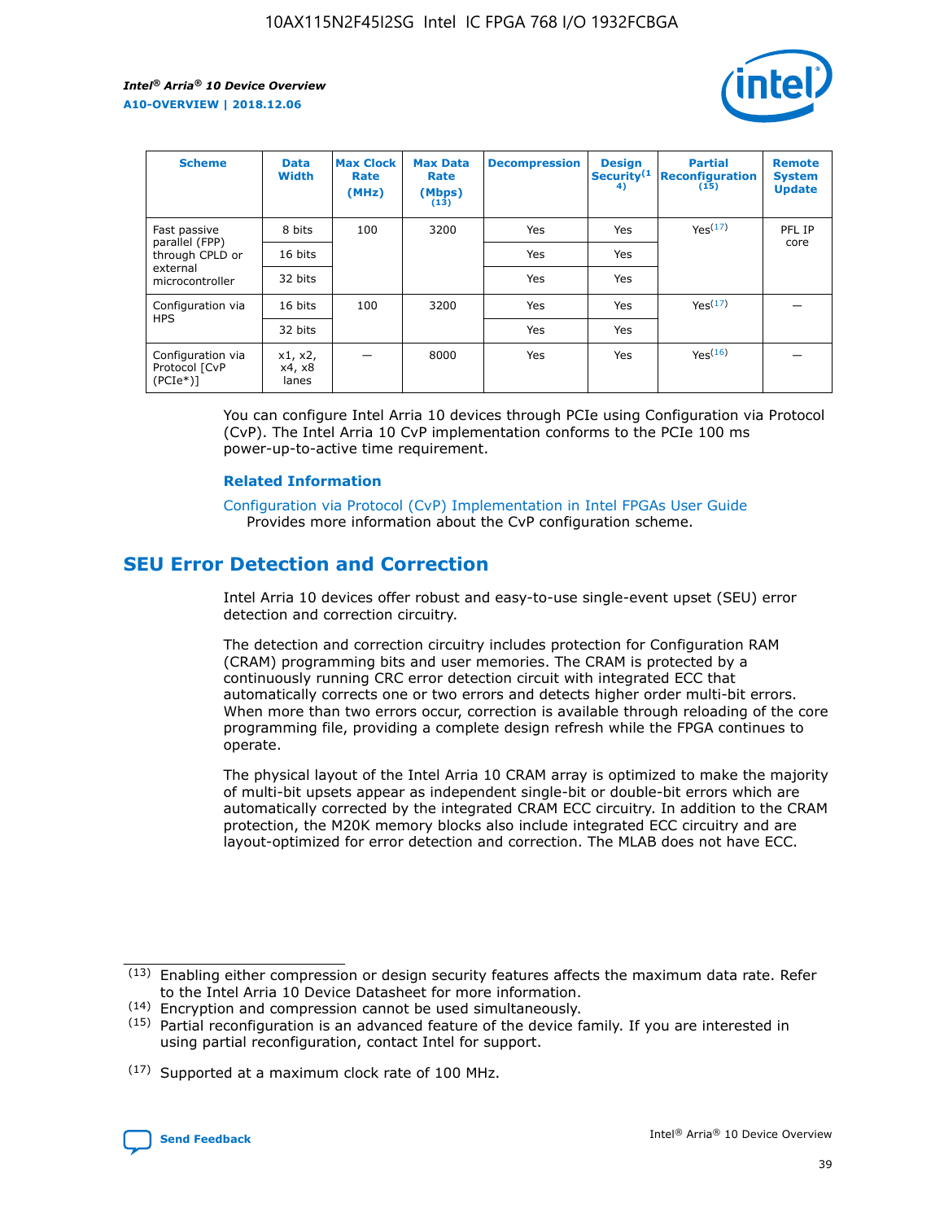| Scheme | Data Width | Max Clock Rate (MHz) | Max Data Rate (Mbps) (13) | Decompression | Design Security(14) | Partial Reconfiguration (15) | Remote System Update |
|---|---|---|---|---|---|---|---|
| Fast passive parallel (FPP) through CPLD or external microcontroller | 8 bits | 100 | 3200 | Yes | Yes | Yes(17) | PFL IP core |
| | 16 bits | | | Yes | Yes | | |
| | 32 bits | | | Yes | Yes | | |
| Configuration via HPS | 16 bits | 100 | 3200 | Yes | Yes | Yes(17) | — |
| | 32 bits | | | Yes | Yes | | |
| Configuration via Protocol [CvP (PCIe*)] | x1, x2, x4, x8 lanes | — | 8000 | Yes | Yes | Yes(16) | — |

You can configure Intel Arria 10 devices through PCIe using Configuration via Protocol (CvP). The Intel Arria 10 CvP implementation conforms to the PCIe 100 ms power-up-to-active time requirement.

### Related Information

Configuration via Protocol (CvP) Implementation in Intel FPGAs User Guide
Provides more information about the CvP configuration scheme.

## SEU Error Detection and Correction

Intel Arria 10 devices offer robust and easy-to-use single-event upset (SEU) error detection and correction circuitry.

The detection and correction circuitry includes protection for Configuration RAM (CRAM) programming bits and user memories. The CRAM is protected by a continuously running CRC error detection circuit with integrated ECC that automatically corrects one or two errors and detects higher order multi-bit errors. When more than two errors occur, correction is available through reloading of the core programming file, providing a complete design refresh while the FPGA continues to operate.

The physical layout of the Intel Arria 10 CRAM array is optimized to make the majority of multi-bit upsets appear as independent single-bit or double-bit errors which are automatically corrected by the integrated CRAM ECC circuitry. In addition to the CRAM protection, the M20K memory blocks also include integrated ECC circuitry and are layout-optimized for error detection and correction. The MLAB does not have ECC.

(13) Enabling either compression or design security features affects the maximum data rate. Refer to the Intel Arria 10 Device Datasheet for more information.

(14) Encryption and compression cannot be used simultaneously.

(15) Partial reconfiguration is an advanced feature of the device family. If you are interested in using partial reconfiguration, contact Intel for support.

(17) Supported at a maximum clock rate of 100 MHz.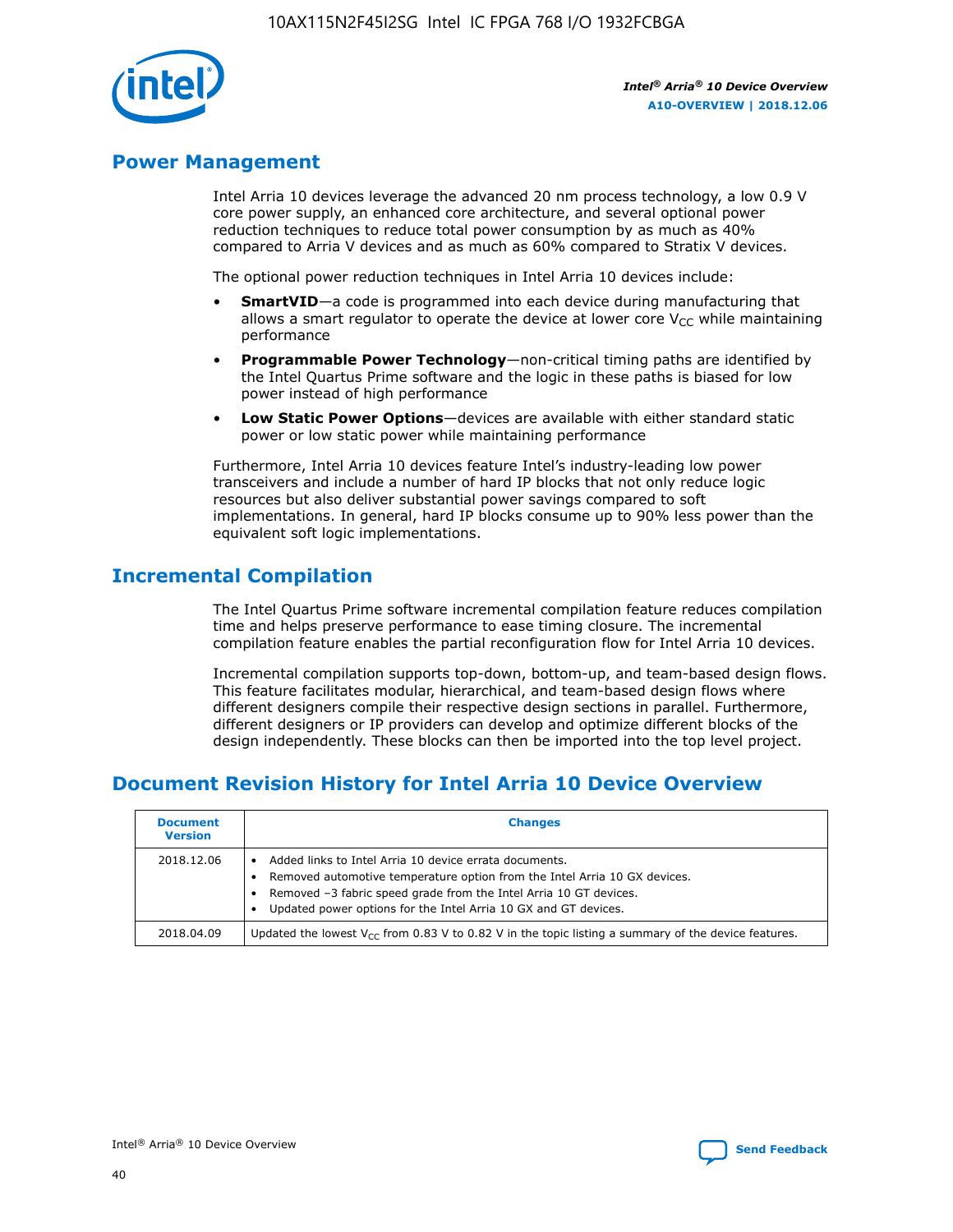## Power Management

Intel Arria 10 devices leverage the advanced 20 nm process technology, a low 0.9 V core power supply, an enhanced core architecture, and several optional power reduction techniques to reduce total power consumption by as much as 40% compared to Arria V devices and as much as 60% compared to Stratix V devices.

The optional power reduction techniques in Intel Arria 10 devices include:

- **SmartVID**—a code is programmed into each device during manufacturing that allows a smart regulator to operate the device at lower core $V_{CC}$ while maintaining performance
- **Programmable Power Technology**—non-critical timing paths are identified by the Intel Quartus Prime software and the logic in these paths is biased for low power instead of high performance
- **Low Static Power Options**—devices are available with either standard static power or low static power while maintaining performance

Furthermore, Intel Arria 10 devices feature Intel's industry-leading low power transceivers and include a number of hard IP blocks that not only reduce logic resources but also deliver substantial power savings compared to soft implementations. In general, hard IP blocks consume up to 90% less power than the equivalent soft logic implementations.

## Incremental Compilation

The Intel Quartus Prime software incremental compilation feature reduces compilation time and helps preserve performance to ease timing closure. The incremental compilation feature enables the partial reconfiguration flow for Intel Arria 10 devices.

Incremental compilation supports top-down, bottom-up, and team-based design flows. This feature facilitates modular, hierarchical, and team-based design flows where different designers compile their respective design sections in parallel. Furthermore, different designers or IP providers can develop and optimize different blocks of the design independently. These blocks can then be imported into the top level project.

## Document Revision History for Intel Arria 10 Device Overview

| Document Version | Changes |
|---|---|
| 2018.12.06 | • Added links to Intel Arria 10 device errata documents.<br>• Removed automotive temperature option from the Intel Arria 10 GX devices.<br>• Removed –3 fabric speed grade from the Intel Arria 10 GT devices.<br>• Updated power options for the Intel Arria 10 GX and GT devices. |
| 2018.04.09 | Updated the lowest $V_{CC}$ from 0.83 V to 0.82 V in the topic listing a summary of the device features. |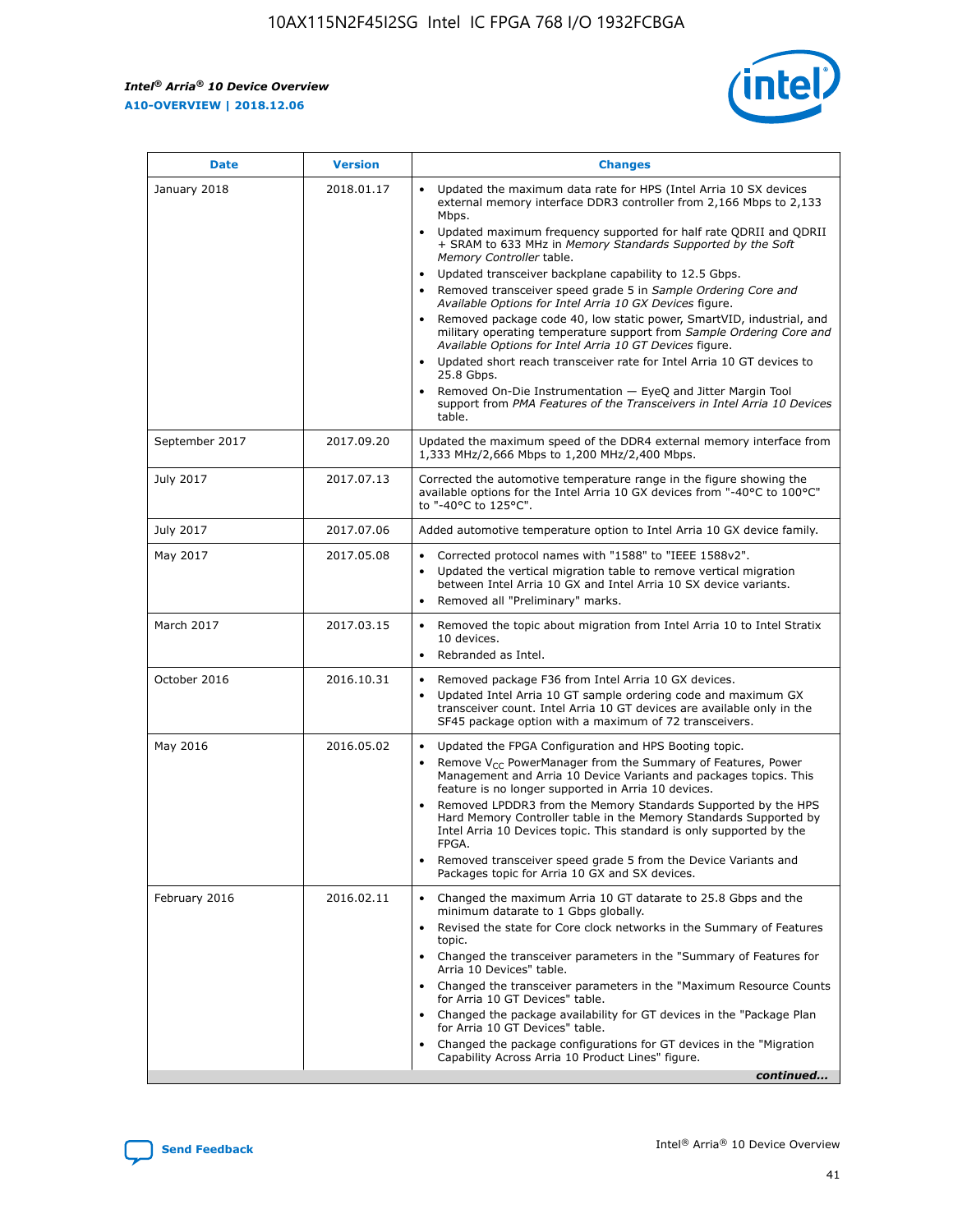| Date | Version | Changes |
| --- | --- | --- |
| January 2018 | 2018.01.17 | • Updated the maximum data rate for HPS (Intel Arria 10 SX devices external memory interface DDR3 controller from 2,166 Mbps to 2,133 Mbps.<br>• Updated maximum frequency supported for half rate QDRII and QDRII + SRAM to 633 MHz in *Memory Standards Supported by the Soft Memory Controller* table.<br>• Updated transceiver backplane capability to 12.5 Gbps.<br>• Removed transceiver speed grade 5 in *Sample Ordering Core and Available Options for Intel Arria 10 GX Devices* figure.<br>• Removed package code 40, low static power, SmartVID, industrial, and military operating temperature support from *Sample Ordering Core and Available Options for Intel Arria 10 GT Devices* figure.<br>• Updated short reach transceiver rate for Intel Arria 10 GT devices to 25.8 Gbps.<br>• Removed On-Die Instrumentation — EyeQ and Jitter Margin Tool support from *PMA Features of the Transceivers in Intel Arria 10 Devices* table. |
| September 2017 | 2017.09.20 | Updated the maximum speed of the DDR4 external memory interface from 1,333 MHz/2,666 Mbps to 1,200 MHz/2,400 Mbps. |
| July 2017 | 2017.07.13 | Corrected the automotive temperature range in the figure showing the available options for the Intel Arria 10 GX devices from "-40°C to 100°C" to "-40°C to 125°C". |
| July 2017 | 2017.07.06 | Added automotive temperature option to Intel Arria 10 GX device family. |
| May 2017 | 2017.05.08 | • Corrected protocol names with "1588" to "IEEE 1588v2".<br>• Updated the vertical migration table to remove vertical migration between Intel Arria 10 GX and Intel Arria 10 SX device variants.<br>• Removed all "Preliminary" marks. |
| March 2017 | 2017.03.15 | • Removed the topic about migration from Intel Arria 10 to Intel Stratix 10 devices.<br>• Rebranded as Intel. |
| October 2016 | 2016.10.31 | • Removed package F36 from Intel Arria 10 GX devices.<br>• Updated Intel Arria 10 GT sample ordering code and maximum GX transceiver count. Intel Arria 10 GT devices are available only in the SF45 package option with a maximum of 72 transceivers. |
| May 2016 | 2016.05.02 | • Updated the FPGA Configuration and HPS Booting topic.<br>• Remove $V_{CC}$ PowerManager from the Summary of Features, Power Management and Arria 10 Device Variants and packages topics. This feature is no longer supported in Arria 10 devices.<br>• Removed LPDDR3 from the Memory Standards Supported by the HPS Hard Memory Controller table in the Memory Standards Supported by Intel Arria 10 Devices topic. This standard is only supported by the FPGA.<br>• Removed transceiver speed grade 5 from the Device Variants and Packages topic for Arria 10 GX and SX devices. |
| February 2016 | 2016.02.11 | • Changed the maximum Arria 10 GT datarate to 25.8 Gbps and the minimum datarate to 1 Gbps globally.<br>• Revised the state for Core clock networks in the Summary of Features topic.<br>• Changed the transceiver parameters in the "Summary of Features for Arria 10 Devices" table.<br>• Changed the transceiver parameters in the "Maximum Resource Counts for Arria 10 GT Devices" table.<br>• Changed the package availability for GT devices in the "Package Plan for Arria 10 GT Devices" table.<br>• Changed the package configurations for GT devices in the "Migration Capability Across Arria 10 Product Lines" figure. |

*continued...*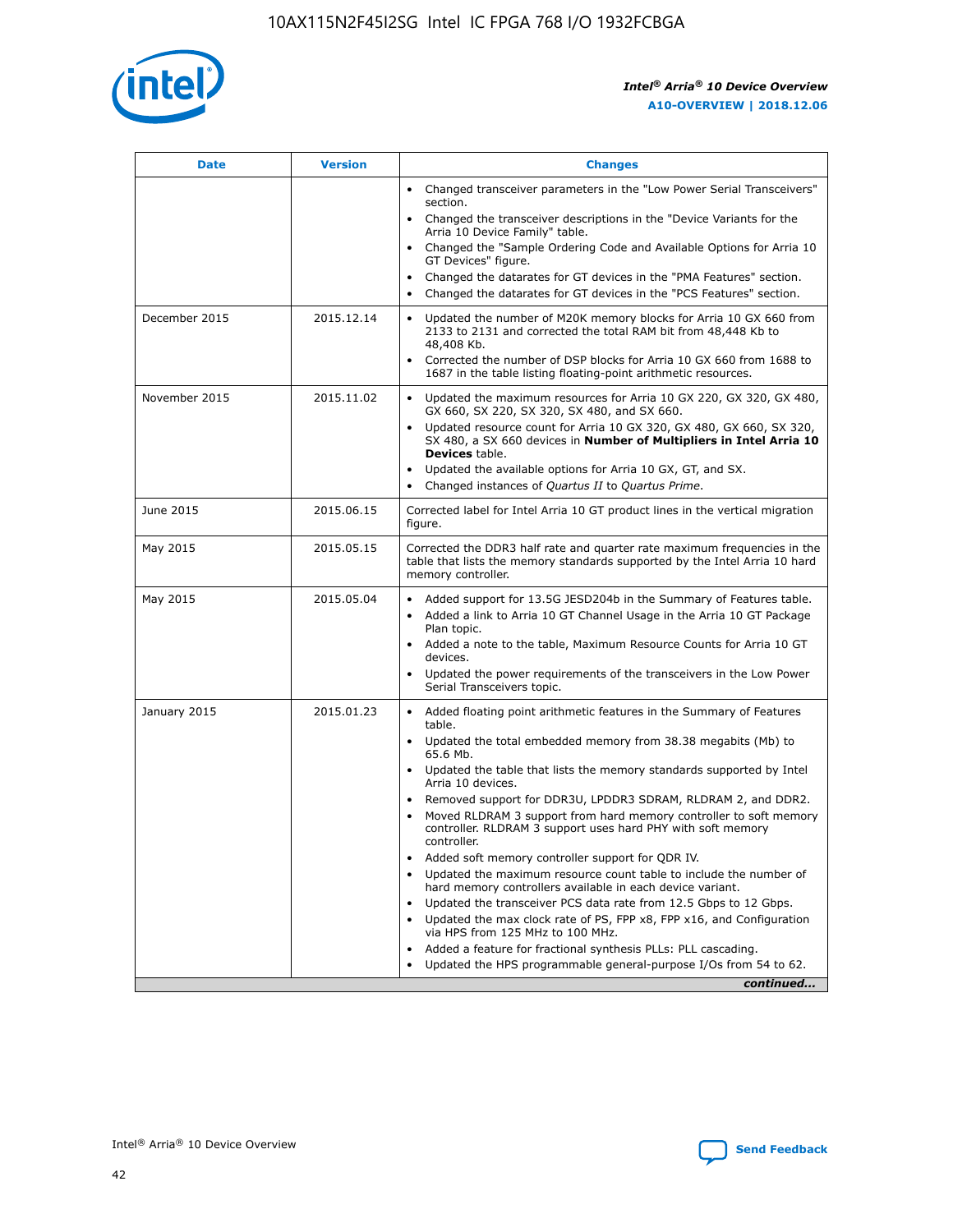| Date | Version | Changes |
| --- | --- | --- |
| | | • Changed transceiver parameters in the "Low Power Serial Transceivers" section.<br>• Changed the transceiver descriptions in the "Device Variants for the Arria 10 Device Family" table.<br>• Changed the "Sample Ordering Code and Available Options for Arria 10 GT Devices" figure.<br>• Changed the datarates for GT devices in the "PMA Features" section.<br>• Changed the datarates for GT devices in the "PCS Features" section. |
| December 2015 | 2015.12.14 | • Updated the number of M20K memory blocks for Arria 10 GX 660 from 2133 to 2131 and corrected the total RAM bit from 48,448 Kb to 48,408 Kb.<br>• Corrected the number of DSP blocks for Arria 10 GX 660 from 1688 to 1687 in the table listing floating-point arithmetic resources. |
| November 2015 | 2015.11.02 | • Updated the maximum resources for Arria 10 GX 220, GX 320, GX 480, GX 660, SX 220, SX 320, SX 480, and SX 660.<br>• Updated resource count for Arria 10 GX 320, GX 480, GX 660, SX 320, SX 480, a SX 660 devices in **Number of Multipliers in Intel Arria 10 Devices** table.<br>• Updated the available options for Arria 10 GX, GT, and SX.<br>• Changed instances of *Quartus II* to *Quartus Prime*. |
| June 2015 | 2015.06.15 | Corrected label for Intel Arria 10 GT product lines in the vertical migration figure. |
| May 2015 | 2015.05.15 | Corrected the DDR3 half rate and quarter rate maximum frequencies in the table that lists the memory standards supported by the Intel Arria 10 hard memory controller. |
| May 2015 | 2015.05.04 | • Added support for 13.5G JESD204b in the Summary of Features table.<br>• Added a link to Arria 10 GT Channel Usage in the Arria 10 GT Package Plan topic.<br>• Added a note to the table, Maximum Resource Counts for Arria 10 GT devices.<br>• Updated the power requirements of the transceivers in the Low Power Serial Transceivers topic. |
| January 2015 | 2015.01.23 | • Added floating point arithmetic features in the Summary of Features table.<br>• Updated the total embedded memory from 38.38 megabits (Mb) to 65.6 Mb.<br>• Updated the table that lists the memory standards supported by Intel Arria 10 devices.<br>• Removed support for DDR3U, LPDDR3 SDRAM, RLDRAM 2, and DDR2.<br>• Moved RLDRAM 3 support from hard memory controller to soft memory controller. RLDRAM 3 support uses hard PHY with soft memory controller.<br>• Added soft memory controller support for QDR IV.<br>• Updated the maximum resource count table to include the number of hard memory controllers available in each device variant.<br>• Updated the transceiver PCS data rate from 12.5 Gbps to 12 Gbps.<br>• Updated the max clock rate of PS, FPP x8, FPP x16, and Configuration via HPS from 125 MHz to 100 MHz.<br>• Added a feature for fractional synthesis PLLs: PLL cascading.<br>• Updated the HPS programmable general-purpose I/Os from 54 to 62. |

*continued...*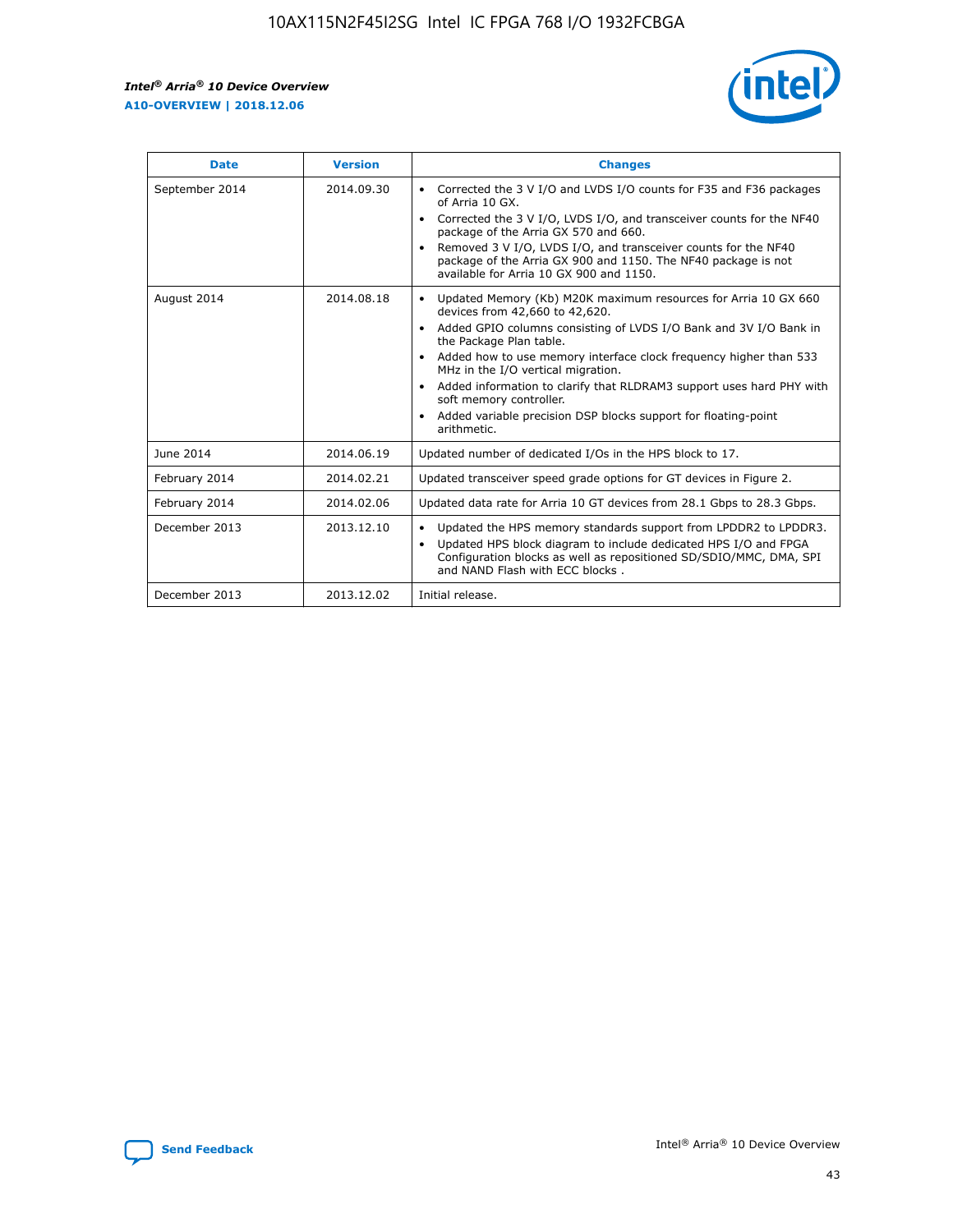| Date | Version | Changes |
| --- | --- | --- |
| September 2014 | 2014.09.30 | • Corrected the 3 V I/O and LVDS I/O counts for F35 and F36 packages of Arria 10 GX.<br>• Corrected the 3 V I/O, LVDS I/O, and transceiver counts for the NF40 package of the Arria GX 570 and 660.<br>• Removed 3 V I/O, LVDS I/O, and transceiver counts for the NF40 package of the Arria GX 900 and 1150. The NF40 package is not available for Arria 10 GX 900 and 1150. |
| August 2014 | 2014.08.18 | • Updated Memory (Kb) M20K maximum resources for Arria 10 GX 660 devices from 42,660 to 42,620.<br>• Added GPIO columns consisting of LVDS I/O Bank and 3V I/O Bank in the Package Plan table.<br>• Added how to use memory interface clock frequency higher than 533 MHz in the I/O vertical migration.<br>• Added information to clarify that RLDRAM3 support uses hard PHY with soft memory controller.<br>• Added variable precision DSP blocks support for floating-point arithmetic. |
| June 2014 | 2014.06.19 | Updated number of dedicated I/Os in the HPS block to 17. |
| February 2014 | 2014.02.21 | Updated transceiver speed grade options for GT devices in Figure 2. |
| February 2014 | 2014.02.06 | Updated data rate for Arria 10 GT devices from 28.1 Gbps to 28.3 Gbps. |
| December 2013 | 2013.12.10 | • Updated the HPS memory standards support from LPDDR2 to LPDDR3.<br>• Updated HPS block diagram to include dedicated HPS I/O and FPGA Configuration blocks as well as repositioned SD/SDIO/MMC, DMA, SPI and NAND Flash with ECC blocks . |
| December 2013 | 2013.12.02 | Initial release. |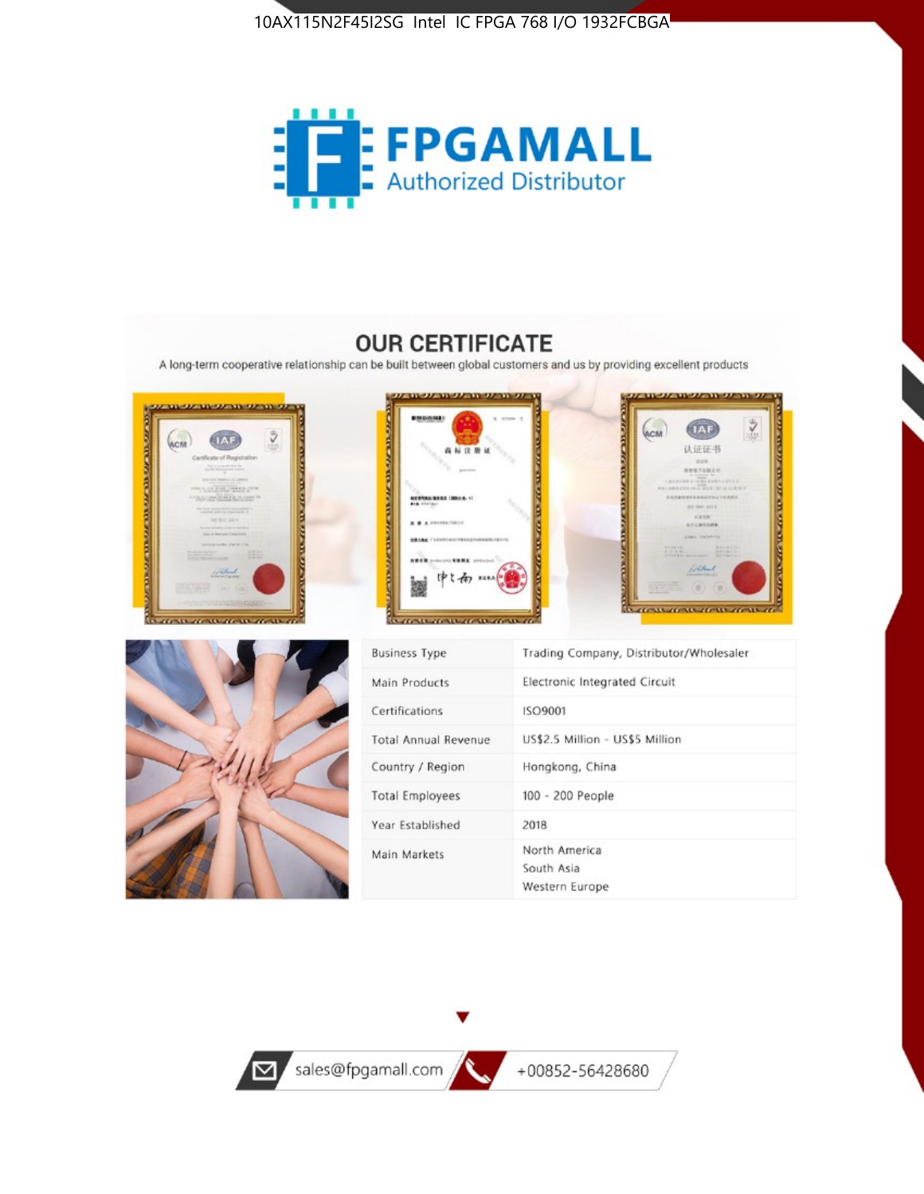FPGAMALL
Authorized Distributor

## OUR CERTIFICATE

A long-term cooperative relationship can be built between global customers and us by providing excellent products

| | |
|---|---|
| Business Type | Trading Company, Distributor/Wholesaler |
| Main Products | Electronic Integrated Circuit |
| Certifications | ISO9001 |
| Total Annual Revenue | US$2.5 Million - US$5 Million |
| Country / Region | Hongkong, China |
| Total Employees | 100 - 200 People |
| Year Established | 2018 |
| Main Markets | North America<br>South Asia<br>Western Europe |

sales@fpgamall.com

+00852-56428680